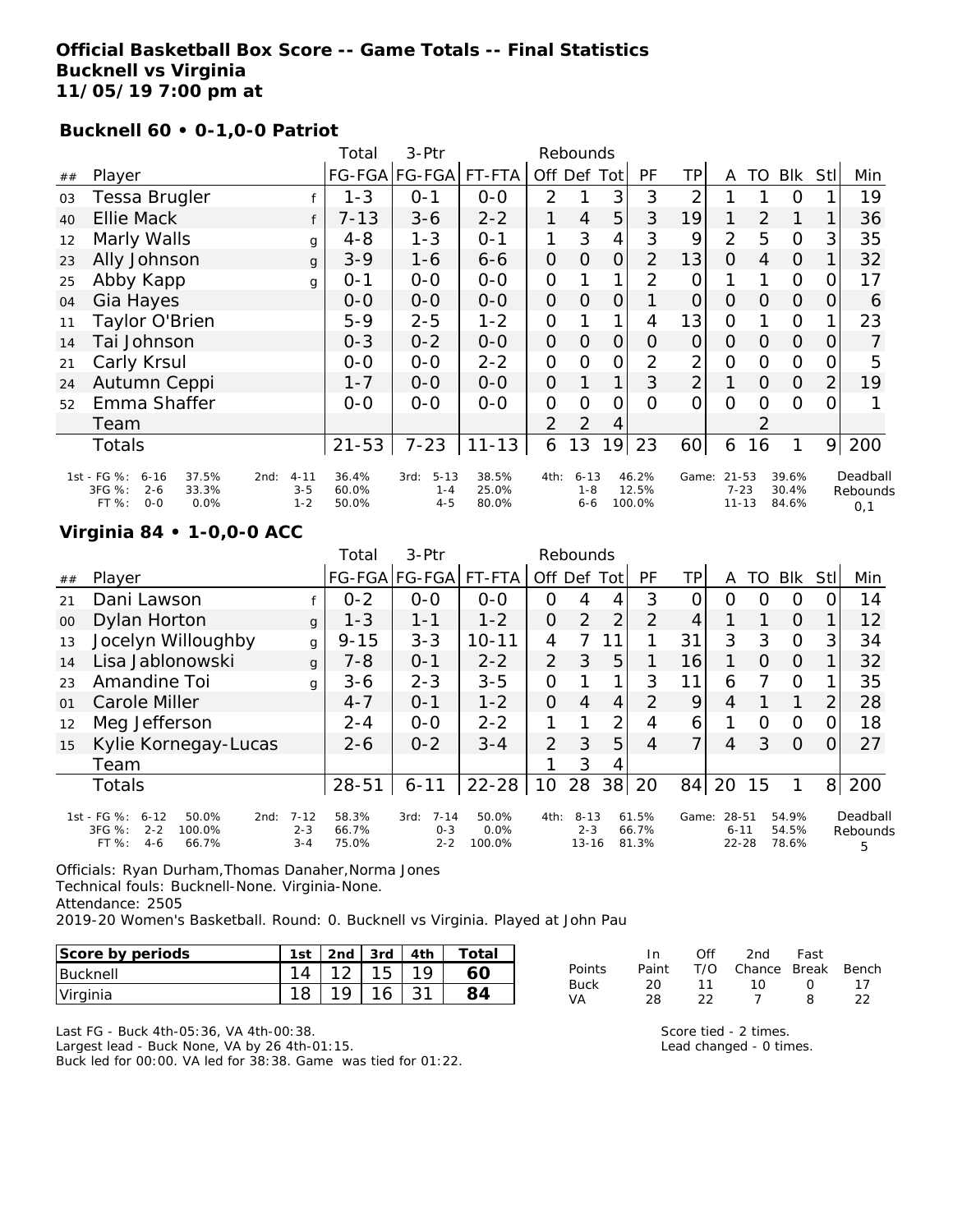# Official Basketball Box Score -- Game Totals -- Final Statistics
## Bucknell vs Virginia
## 11/05/19 7:00 pm at

### Bucknell 60 • 0-1,0-0 Patriot

| ## | Player | | Total FG-FGA | 3-Ptr FG-FGA | FT-FTA | Off | Def | Tot | PF | TP | A | TO | Blk | Stl | Min |
|---|---|---|---|---|---|---|---|---|---|---|---|---|---|---|---|
| 03 | Tessa Brugler | f | 1-3 | 0-1 | 0-0 | 2 | 1 | 3 | 3 | 2 | 1 | 1 | 0 | 1 | 19 |
| 40 | Ellie Mack | f | 7-13 | 3-6 | 2-2 | 1 | 4 | 5 | 3 | 19 | 1 | 2 | 1 | 1 | 36 |
| 12 | Marly Walls | g | 4-8 | 1-3 | 0-1 | 1 | 3 | 4 | 3 | 9 | 2 | 5 | 0 | 3 | 35 |
| 23 | Ally Johnson | g | 3-9 | 1-6 | 6-6 | 0 | 0 | 0 | 2 | 13 | 0 | 4 | 0 | 1 | 32 |
| 25 | Abby Kapp | g | 0-1 | 0-0 | 0-0 | 0 | 1 | 1 | 2 | 0 | 1 | 1 | 0 | 0 | 17 |
| 04 | Gia Hayes | | 0-0 | 0-0 | 0-0 | 0 | 0 | 0 | 1 | 0 | 0 | 0 | 0 | 0 | 6 |
| 11 | Taylor O'Brien | | 5-9 | 2-5 | 1-2 | 0 | 1 | 1 | 4 | 13 | 0 | 1 | 0 | 1 | 23 |
| 14 | Tai Johnson | | 0-3 | 0-2 | 0-0 | 0 | 0 | 0 | 0 | 0 | 0 | 0 | 0 | 0 | 7 |
| 21 | Carly Krsul | | 0-0 | 0-0 | 2-2 | 0 | 0 | 0 | 2 | 2 | 0 | 0 | 0 | 0 | 5 |
| 24 | Autumn Ceppi | | 1-7 | 0-0 | 0-0 | 0 | 1 | 1 | 3 | 2 | 1 | 0 | 0 | 2 | 19 |
| 52 | Emma Shaffer | | 0-0 | 0-0 | 0-0 | 0 | 0 | 0 | 0 | 0 | 0 | 0 | 0 | 0 | 1 |
| | Team | | | | | 2 | 2 | 4 | | | | 2 | | | |
| | Totals | | 21-53 | 7-23 | 11-13 | 6 | 13 | 19 | 23 | 60 | 6 | 16 | 1 | 9 | 200 |

| | 1st | | 2nd | | 3rd | | 4th | | Game | | Deadball Rebounds |
|---|---|---|---|---|---|---|---|---|---|---|---|
| FG % | 6-16 | 37.5% | 4-11 | 36.4% | 5-13 | 38.5% | 6-13 | 46.2% | 21-53 | 39.6% | 0,1 |
| 3FG % | 2-6 | 33.3% | 3-5 | 60.0% | 1-4 | 25.0% | 1-8 | 12.5% | 7-23 | 30.4% | |
| FT % | 0-0 | 0.0% | 1-2 | 50.0% | 4-5 | 80.0% | 6-6 | 100.0% | 11-13 | 84.6% | |

### Virginia 84 • 1-0,0-0 ACC

| ## | Player | | Total FG-FGA | 3-Ptr FG-FGA | FT-FTA | Off | Def | Tot | PF | TP | A | TO | Blk | Stl | Min |
|---|---|---|---|---|---|---|---|---|---|---|---|---|---|---|---|
| 21 | Dani Lawson | f | 0-2 | 0-0 | 0-0 | 0 | 4 | 4 | 3 | 0 | 0 | 0 | 0 | 0 | 14 |
| 00 | Dylan Horton | g | 1-3 | 1-1 | 1-2 | 0 | 2 | 2 | 2 | 4 | 1 | 1 | 0 | 1 | 12 |
| 13 | Jocelyn Willoughby | g | 9-15 | 3-3 | 10-11 | 4 | 7 | 11 | 1 | 31 | 3 | 3 | 0 | 3 | 34 |
| 14 | Lisa Jablonowski | g | 7-8 | 0-1 | 2-2 | 2 | 3 | 5 | 1 | 16 | 1 | 0 | 0 | 1 | 32 |
| 23 | Amandine Toi | g | 3-6 | 2-3 | 3-5 | 0 | 1 | 1 | 3 | 11 | 6 | 7 | 0 | 1 | 35 |
| 01 | Carole Miller | | 4-7 | 0-1 | 1-2 | 0 | 4 | 4 | 2 | 9 | 4 | 1 | 1 | 2 | 28 |
| 12 | Meg Jefferson | | 2-4 | 0-0 | 2-2 | 1 | 1 | 2 | 4 | 6 | 1 | 0 | 0 | 0 | 18 |
| 15 | Kylie Kornegay-Lucas | | 2-6 | 0-2 | 3-4 | 2 | 3 | 5 | 4 | 7 | 4 | 3 | 0 | 0 | 27 |
| | Team | | | | | 1 | 3 | 4 | | | | | | | |
| | Totals | | 28-51 | 6-11 | 22-28 | 10 | 28 | 38 | 20 | 84 | 20 | 15 | 1 | 8 | 200 |

| | 1st | | 2nd | | 3rd | | 4th | | Game | | Deadball Rebounds |
|---|---|---|---|---|---|---|---|---|---|---|---|
| FG % | 6-12 | 50.0% | 7-12 | 58.3% | 7-14 | 50.0% | 8-13 | 61.5% | 28-51 | 54.9% | 5 |
| 3FG % | 2-2 | 100.0% | 2-3 | 66.7% | 0-3 | 0.0% | 2-3 | 66.7% | 6-11 | 54.5% | |
| FT % | 4-6 | 66.7% | 3-4 | 75.0% | 2-2 | 100.0% | 13-16 | 81.3% | 22-28 | 78.6% | |

Officials: Ryan Durham,Thomas Danaher,Norma Jones
Technical fouls: Bucknell-None. Virginia-None.
Attendance: 2505
2019-20 Women's Basketball. Round: 0. Bucknell vs Virginia. Played at John Pau

| Score by periods | 1st | 2nd | 3rd | 4th | Total |
|---|---|---|---|---|---|
| Bucknell | 14 | 12 | 15 | 19 | 60 |
| Virginia | 18 | 19 | 16 | 31 | 84 |

| Points | In Paint | Off T/O | 2nd Chance | Fast Break | Bench |
|---|---|---|---|---|---|
| Buck | 20 | 11 | 10 | 0 | 17 |
| VA | 28 | 22 | 7 | 8 | 22 |

Last FG - Buck 4th-05:36, VA 4th-00:38.
Largest lead - Buck None, VA by 26 4th-01:15.
Buck led for 00:00. VA led for 38:38. Game was tied for 01:22.

Score tied - 2 times.
Lead changed - 0 times.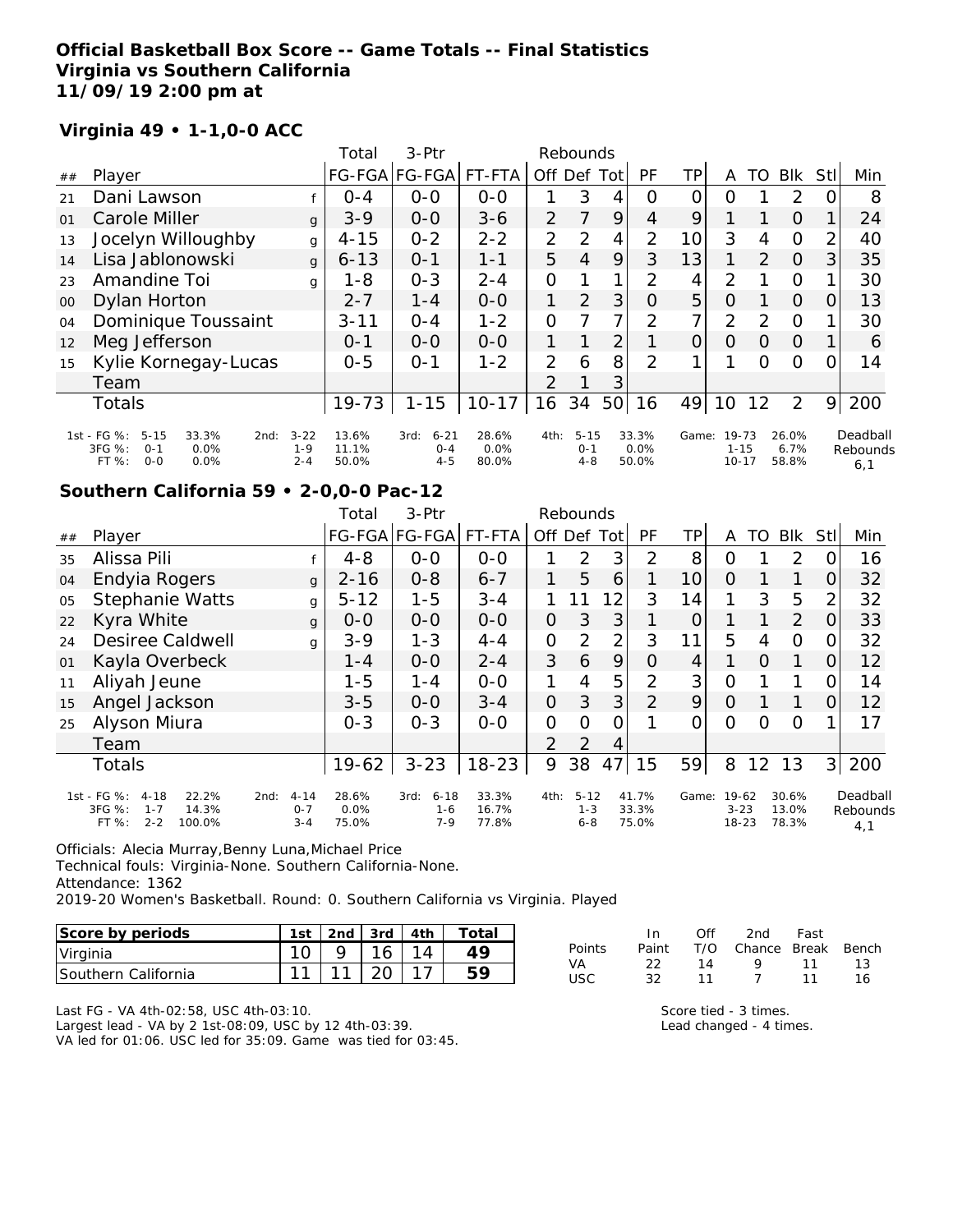# Official Basketball Box Score -- Game Totals -- Final Statistics
## Virginia vs Southern California
**11/09/19 2:00 pm at**

### Virginia 49 • 1-1,0-0 ACC

| ## | Player | | Total FG-FGA | 3-Ptr FG-FGA | FT-FTA | Rebounds Off | Def | Tot | PF | TP | A | TO | Blk | Stl | Min |
|---|---|---|---|---|---|---|---|---|---|---|---|---|---|---|---|
| 21 | Dani Lawson | f | 0-4 | 0-0 | 0-0 | 1 | 3 | 4 | 0 | 0 | 0 | 1 | 2 | 0 | 8 |
| 01 | Carole Miller | g | 3-9 | 0-0 | 3-6 | 2 | 7 | 9 | 4 | 9 | 1 | 1 | 0 | 1 | 24 |
| 13 | Jocelyn Willoughby | g | 4-15 | 0-2 | 2-2 | 2 | 2 | 4 | 2 | 10 | 3 | 4 | 0 | 2 | 40 |
| 14 | Lisa Jablonowski | g | 6-13 | 0-1 | 1-1 | 5 | 4 | 9 | 3 | 13 | 1 | 2 | 0 | 3 | 35 |
| 23 | Amandine Toi | g | 1-8 | 0-3 | 2-4 | 0 | 1 | 1 | 2 | 4 | 2 | 1 | 0 | 1 | 30 |
| 00 | Dylan Horton | | 2-7 | 1-4 | 0-0 | 1 | 2 | 3 | 0 | 5 | 0 | 1 | 0 | 0 | 13 |
| 04 | Dominique Toussaint | | 3-11 | 0-4 | 1-2 | 0 | 7 | 7 | 2 | 7 | 2 | 2 | 0 | 1 | 30 |
| 12 | Meg Jefferson | | 0-1 | 0-0 | 0-0 | 1 | 1 | 2 | 1 | 0 | 0 | 0 | 0 | 1 | 6 |
| 15 | Kylie Kornegay-Lucas | | 0-5 | 0-1 | 1-2 | 2 | 6 | 8 | 2 | 1 | 1 | 0 | 0 | 0 | 14 |
| | Team | | | | | 2 | 1 | 3 | | | | | | | |
| | Totals | | 19-73 | 1-15 | 10-17 | 16 | 34 | 50 | 16 | 49 | 10 | 12 | 2 | 9 | 200 |

| | 1st | | 2nd | | 3rd | | 4th | | Game | | Deadball Rebounds |
|---|---|---|---|---|---|---|---|---|---|---|---|
| FG % | 5-15 | 33.3% | 3-22 | 13.6% | 6-21 | 28.6% | 5-15 | 33.3% | 19-73 | 26.0% | 6,1 |
| 3FG % | 0-1 | 0.0% | 1-9 | 11.1% | 0-4 | 0.0% | 0-1 | 0.0% | 1-15 | 6.7% | |
| FT % | 0-0 | 0.0% | 2-4 | 50.0% | 4-5 | 80.0% | 4-8 | 50.0% | 10-17 | 58.8% | |

### Southern California 59 • 2-0,0-0 Pac-12

| ## | Player | | Total FG-FGA | 3-Ptr FG-FGA | FT-FTA | Rebounds Off | Def | Tot | PF | TP | A | TO | Blk | Stl | Min |
|---|---|---|---|---|---|---|---|---|---|---|---|---|---|---|---|
| 35 | Alissa Pili | f | 4-8 | 0-0 | 0-0 | 1 | 2 | 3 | 2 | 8 | 0 | 1 | 2 | 0 | 16 |
| 04 | Endyia Rogers | g | 2-16 | 0-8 | 6-7 | 1 | 5 | 6 | 1 | 10 | 0 | 1 | 1 | 0 | 32 |
| 05 | Stephanie Watts | g | 5-12 | 1-5 | 3-4 | 1 | 11 | 12 | 3 | 14 | 1 | 3 | 5 | 2 | 32 |
| 22 | Kyra White | g | 0-0 | 0-0 | 0-0 | 0 | 3 | 3 | 1 | 0 | 1 | 1 | 2 | 0 | 33 |
| 24 | Desiree Caldwell | g | 3-9 | 1-3 | 4-4 | 0 | 2 | 2 | 3 | 11 | 5 | 4 | 0 | 0 | 32 |
| 01 | Kayla Overbeck | | 1-4 | 0-0 | 2-4 | 3 | 6 | 9 | 0 | 4 | 1 | 0 | 1 | 0 | 12 |
| 11 | Aliyah Jeune | | 1-5 | 1-4 | 0-0 | 1 | 4 | 5 | 2 | 3 | 0 | 1 | 1 | 0 | 14 |
| 15 | Angel Jackson | | 3-5 | 0-0 | 3-4 | 0 | 3 | 3 | 2 | 9 | 0 | 1 | 1 | 0 | 12 |
| 25 | Alyson Miura | | 0-3 | 0-3 | 0-0 | 0 | 0 | 0 | 1 | 0 | 0 | 0 | 0 | 1 | 17 |
| | Team | | | | | 2 | 2 | 4 | | | | | | | |
| | Totals | | 19-62 | 3-23 | 18-23 | 9 | 38 | 47 | 15 | 59 | 8 | 12 | 13 | 3 | 200 |

| | 1st | | 2nd | | 3rd | | 4th | | Game | | Deadball Rebounds |
|---|---|---|---|---|---|---|---|---|---|---|---|
| FG % | 4-18 | 22.2% | 4-14 | 28.6% | 6-18 | 33.3% | 5-12 | 41.7% | 19-62 | 30.6% | 4,1 |
| 3FG % | 1-7 | 14.3% | 0-7 | 0.0% | 1-6 | 16.7% | 1-3 | 33.3% | 3-23 | 13.0% | |
| FT % | 2-2 | 100.0% | 3-4 | 75.0% | 7-9 | 77.8% | 6-8 | 75.0% | 18-23 | 78.3% | |

Officials: Alecia Murray,Benny Luna,Michael Price
Technical fouls: Virginia-None. Southern California-None.
Attendance: 1362
2019-20 Women's Basketball. Round: 0. Southern California vs Virginia. Played

| Score by periods | 1st | 2nd | 3rd | 4th | Total |
|---|---|---|---|---|---|
| Virginia | 10 | 9 | 16 | 14 | 49 |
| Southern California | 11 | 11 | 20 | 17 | 59 |

| Points | In Paint | Off T/O | 2nd Chance | Fast Break | Bench |
|---|---|---|---|---|---|
| VA | 22 | 14 | 9 | 11 | 13 |
| USC | 32 | 11 | 7 | 11 | 16 |

Last FG - VA 4th-02:58, USC 4th-03:10.
Largest lead - VA by 2 1st-08:09, USC by 12 4th-03:39.
VA led for 01:06. USC led for 35:09. Game was tied for 03:45.

Score tied - 3 times.
Lead changed - 4 times.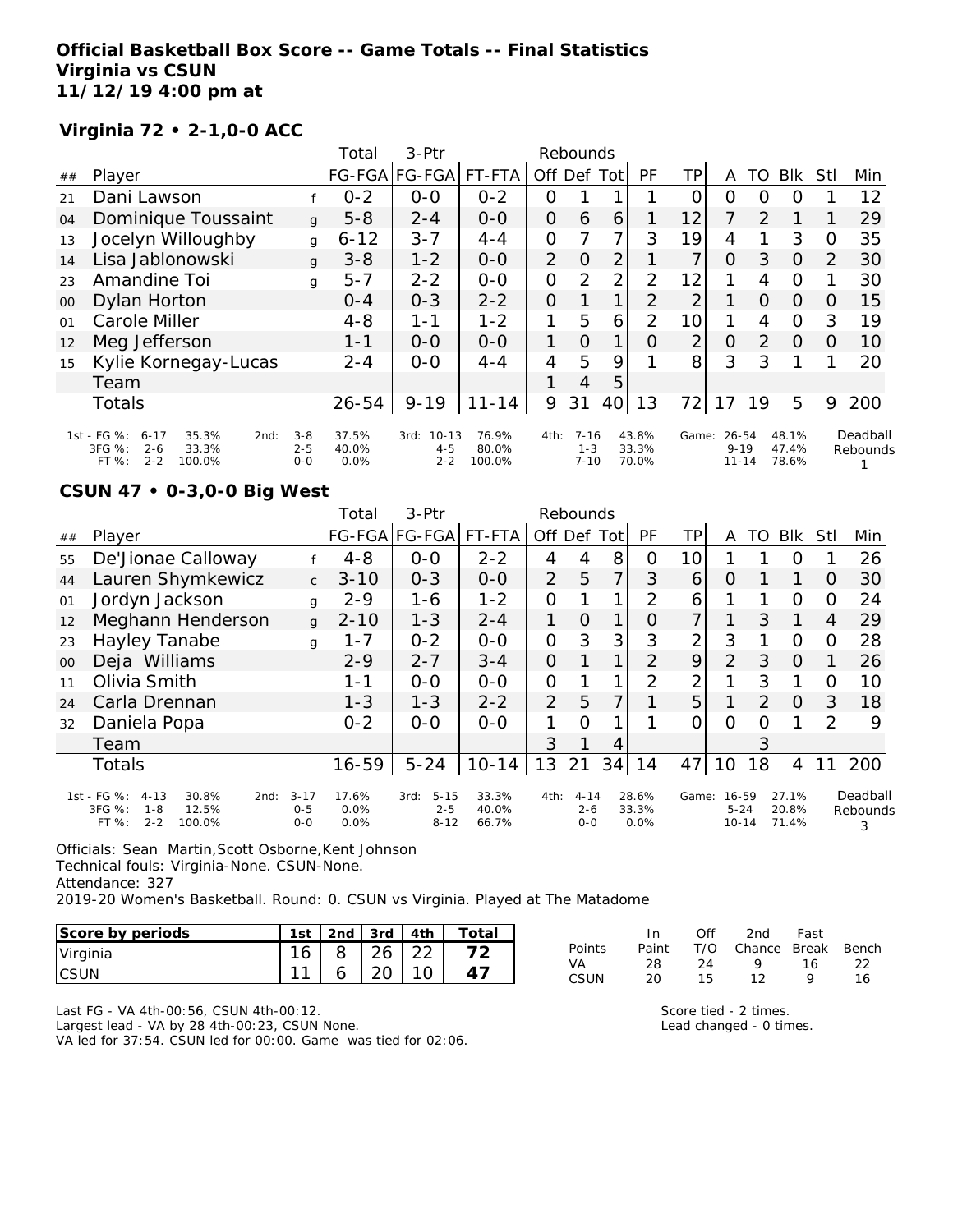# Official Basketball Box Score -- Game Totals -- Final Statistics
# Virginia vs CSUN
# 11/12/19 4:00 pm at

## Virginia 72 • 2-1,0-0 ACC

| ## | Player | | Total FG-FGA | 3-Ptr FG-FGA | FT-FTA | Off | Def | Tot | PF | TP | A | TO | Blk | Stl | Min |
|---|---|---|---|---|---|---|---|---|---|---|---|---|---|---|---|
| 21 | Dani Lawson | f | 0-2 | 0-0 | 0-2 | 0 | 1 | 1 | 1 | 0 | 0 | 0 | 0 | 1 | 12 |
| 04 | Dominique Toussaint | g | 5-8 | 2-4 | 0-0 | 0 | 6 | 6 | 1 | 12 | 7 | 2 | 1 | 1 | 29 |
| 13 | Jocelyn Willoughby | g | 6-12 | 3-7 | 4-4 | 0 | 7 | 7 | 3 | 19 | 4 | 1 | 3 | 0 | 35 |
| 14 | Lisa Jablonowski | g | 3-8 | 1-2 | 0-0 | 2 | 0 | 2 | 1 | 7 | 0 | 3 | 0 | 2 | 30 |
| 23 | Amandine Toi | g | 5-7 | 2-2 | 0-0 | 0 | 2 | 2 | 2 | 12 | 1 | 4 | 0 | 1 | 30 |
| 00 | Dylan Horton | | 0-4 | 0-3 | 2-2 | 0 | 1 | 1 | 2 | 2 | 1 | 0 | 0 | 0 | 15 |
| 01 | Carole Miller | | 4-8 | 1-1 | 1-2 | 1 | 5 | 6 | 2 | 10 | 1 | 4 | 0 | 3 | 19 |
| 12 | Meg Jefferson | | 1-1 | 0-0 | 0-0 | 1 | 0 | 1 | 0 | 2 | 0 | 2 | 0 | 0 | 10 |
| 15 | Kylie Kornegay-Lucas | | 2-4 | 0-0 | 4-4 | 4 | 5 | 9 | 1 | 8 | 3 | 3 | 1 | 1 | 20 |
| | Team | | | | | 1 | 4 | 5 | | | | | | | |
| | Totals | | 26-54 | 9-19 | 11-14 | 9 | 31 | 40 | 13 | 72 | 17 | 19 | 5 | 9 | 200 |

| | 1st | | 2nd | | 3rd | | 4th | | Game | |
|---|---|---|---|---|---|---|---|---|---|---|
| FG % | 6-17 | 35.3% | 3-8 | 37.5% | 10-13 | 76.9% | 7-16 | 43.8% | 26-54 | 48.1% |
| 3FG % | 2-6 | 33.3% | 2-5 | 40.0% | 4-5 | 80.0% | 1-3 | 33.3% | 9-19 | 47.4% |
| FT % | 2-2 | 100.0% | 0-0 | 0.0% | 2-2 | 100.0% | 7-10 | 70.0% | 11-14 | 78.6% |

Deadball Rebounds: 1

## CSUN 47 • 0-3,0-0 Big West

| ## | Player | | Total FG-FGA | 3-Ptr FG-FGA | FT-FTA | Off | Def | Tot | PF | TP | A | TO | Blk | Stl | Min |
|---|---|---|---|---|---|---|---|---|---|---|---|---|---|---|---|
| 55 | De'Jionae Calloway | f | 4-8 | 0-0 | 2-2 | 4 | 4 | 8 | 0 | 10 | 1 | 1 | 0 | 1 | 26 |
| 44 | Lauren Shymkewicz | c | 3-10 | 0-3 | 0-0 | 2 | 5 | 7 | 3 | 6 | 0 | 1 | 1 | 0 | 30 |
| 01 | Jordyn Jackson | g | 2-9 | 1-6 | 1-2 | 0 | 1 | 1 | 2 | 6 | 1 | 1 | 0 | 0 | 24 |
| 12 | Meghann Henderson | g | 2-10 | 1-3 | 2-4 | 1 | 0 | 1 | 0 | 7 | 1 | 3 | 1 | 4 | 29 |
| 23 | Hayley Tanabe | g | 1-7 | 0-2 | 0-0 | 0 | 3 | 3 | 3 | 2 | 3 | 1 | 0 | 0 | 28 |
| 00 | Deja Williams | | 2-9 | 2-7 | 3-4 | 0 | 1 | 1 | 2 | 9 | 2 | 3 | 0 | 1 | 26 |
| 11 | Olivia Smith | | 1-1 | 0-0 | 0-0 | 0 | 1 | 1 | 2 | 2 | 1 | 3 | 1 | 0 | 10 |
| 24 | Carla Drennan | | 1-3 | 1-3 | 2-2 | 2 | 5 | 7 | 1 | 5 | 1 | 2 | 0 | 3 | 18 |
| 32 | Daniela Popa | | 0-2 | 0-0 | 0-0 | 1 | 0 | 1 | 1 | 0 | 0 | 0 | 1 | 2 | 9 |
| | Team | | | | | 3 | 1 | 4 | | | | 3 | | | |
| | Totals | | 16-59 | 5-24 | 10-14 | 13 | 21 | 34 | 14 | 47 | 10 | 18 | 4 | 11 | 200 |

| | 1st | | 2nd | | 3rd | | 4th | | Game | |
|---|---|---|---|---|---|---|---|---|---|---|
| FG % | 4-13 | 30.8% | 3-17 | 17.6% | 5-15 | 33.3% | 4-14 | 28.6% | 16-59 | 27.1% |
| 3FG % | 1-8 | 12.5% | 0-5 | 0.0% | 2-5 | 40.0% | 2-6 | 33.3% | 5-24 | 20.8% |
| FT % | 2-2 | 100.0% | 0-0 | 0.0% | 8-12 | 66.7% | 0-0 | 0.0% | 10-14 | 71.4% |

Deadball Rebounds: 3

Officials: Sean Martin,Scott Osborne,Kent Johnson
Technical fouls: Virginia-None. CSUN-None.
Attendance: 327
2019-20 Women's Basketball. Round: 0. CSUN vs Virginia. Played at The Matadome

| Score by periods | 1st | 2nd | 3rd | 4th | Total |
|---|---|---|---|---|---|
| Virginia | 16 | 8 | 26 | 22 | 72 |
| CSUN | 11 | 6 | 20 | 10 | 47 |

| Points | In Paint | Off T/O | 2nd Chance | Fast Break | Bench |
|---|---|---|---|---|---|
| VA | 28 | 24 | 9 | 16 | 22 |
| CSUN | 20 | 15 | 12 | 9 | 16 |

Last FG - VA 4th-00:56, CSUN 4th-00:12.
Largest lead - VA by 28 4th-00:23, CSUN None.
VA led for 37:54. CSUN led for 00:00. Game was tied for 02:06.

Score tied - 2 times.
Lead changed - 0 times.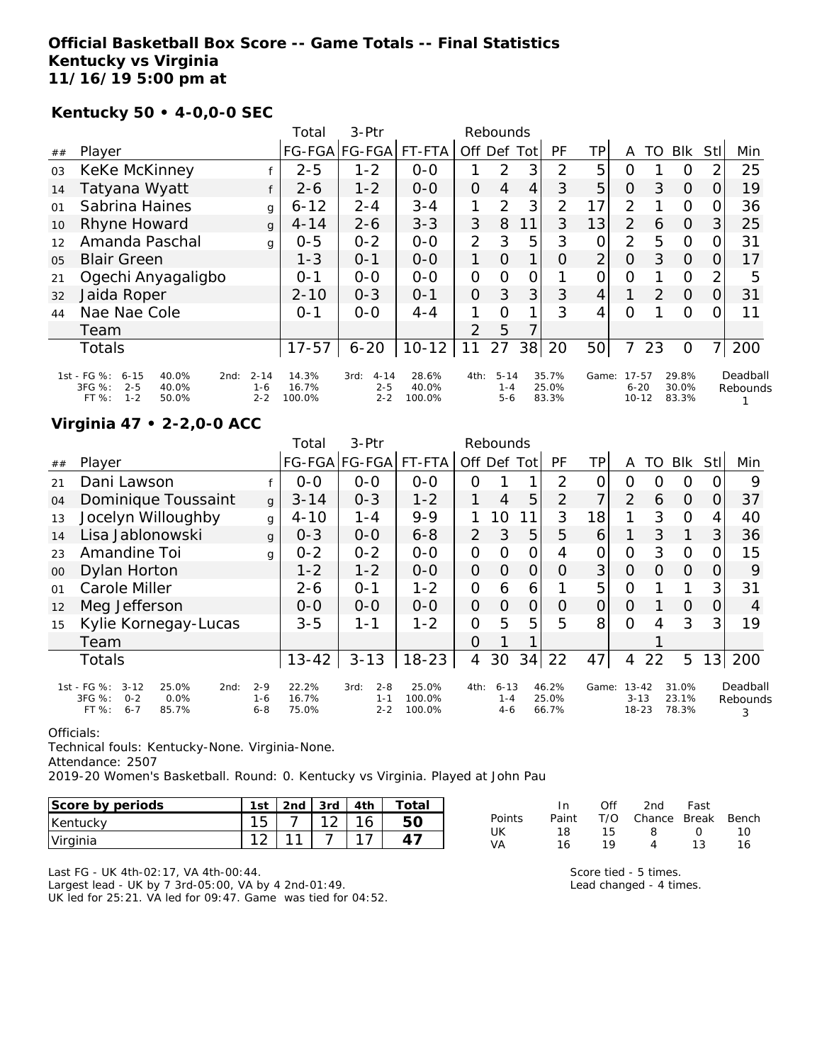**Official Basketball Box Score -- Game Totals -- Final Statistics**
**Kentucky vs Virginia**
**11/16/19 5:00 pm at**

**Kentucky 50 • 4-0,0-0 SEC**

| ## | Player | | Total FG-FGA | 3-Ptr FG-FGA | FT-FTA | Rebounds Off | Def | Tot | PF | TP | A | TO | Blk | Stl | Min |
|---|---|---|---|---|---|---|---|---|---|---|---|---|---|---|---|
| 03 | KeKe McKinney | f | 2-5 | 1-2 | 0-0 | 1 | 2 | 3 | 2 | 5 | 0 | 1 | 0 | 2 | 25 |
| 14 | Tatyana Wyatt | f | 2-6 | 1-2 | 0-0 | 0 | 4 | 4 | 3 | 5 | 0 | 3 | 0 | 0 | 19 |
| 01 | Sabrina Haines | g | 6-12 | 2-4 | 3-4 | 1 | 2 | 3 | 2 | 17 | 2 | 1 | 0 | 0 | 36 |
| 10 | Rhyne Howard | g | 4-14 | 2-6 | 3-3 | 3 | 8 | 11 | 3 | 13 | 2 | 6 | 0 | 3 | 25 |
| 12 | Amanda Paschal | g | 0-5 | 0-2 | 0-0 | 2 | 3 | 5 | 3 | 0 | 2 | 5 | 0 | 0 | 31 |
| 05 | Blair Green | | 1-3 | 0-1 | 0-0 | 1 | 0 | 1 | 0 | 2 | 0 | 3 | 0 | 0 | 17 |
| 21 | Ogechi Anyagaligbo | | 0-1 | 0-0 | 0-0 | 0 | 0 | 0 | 1 | 0 | 0 | 1 | 0 | 2 | 5 |
| 32 | Jaida Roper | | 2-10 | 0-3 | 0-1 | 0 | 3 | 3 | 3 | 4 | 1 | 2 | 0 | 0 | 31 |
| 44 | Nae Nae Cole | | 0-1 | 0-0 | 4-4 | 1 | 0 | 1 | 3 | 4 | 0 | 1 | 0 | 0 | 11 |
| | Team | | | | | 2 | 5 | 7 | | | | | | | |
| | Totals | | 17-57 | 6-20 | 10-12 | 11 | 27 | 38 | 20 | 50 | 7 | 23 | 0 | 7 | 200 |

| | 1st | | 2nd | | 3rd | | 4th | | Game | | Deadball Rebounds |
|---|---|---|---|---|---|---|---|---|---|---|---|
| FG % | 6-15 | 40.0% | 2-14 | 14.3% | 4-14 | 28.6% | 5-14 | 35.7% | 17-57 | 29.8% | 1 |
| 3FG % | 2-5 | 40.0% | 1-6 | 16.7% | 2-5 | 40.0% | 1-4 | 25.0% | 6-20 | 30.0% | |
| FT % | 1-2 | 50.0% | 2-2 | 100.0% | 2-2 | 100.0% | 5-6 | 83.3% | 10-12 | 83.3% | |

**Virginia 47 • 2-2,0-0 ACC**

| ## | Player | | Total FG-FGA | 3-Ptr FG-FGA | FT-FTA | Rebounds Off | Def | Tot | PF | TP | A | TO | Blk | Stl | Min |
|---|---|---|---|---|---|---|---|---|---|---|---|---|---|---|---|
| 21 | Dani Lawson | f | 0-0 | 0-0 | 0-0 | 0 | 1 | 1 | 2 | 0 | 0 | 0 | 0 | 0 | 9 |
| 04 | Dominique Toussaint | g | 3-14 | 0-3 | 1-2 | 1 | 4 | 5 | 2 | 7 | 2 | 6 | 0 | 0 | 37 |
| 13 | Jocelyn Willoughby | g | 4-10 | 1-4 | 9-9 | 1 | 10 | 11 | 3 | 18 | 1 | 3 | 0 | 4 | 40 |
| 14 | Lisa Jablonowski | g | 0-3 | 0-0 | 6-8 | 2 | 3 | 5 | 5 | 6 | 1 | 3 | 1 | 3 | 36 |
| 23 | Amandine Toi | g | 0-2 | 0-2 | 0-0 | 0 | 0 | 0 | 4 | 0 | 0 | 3 | 0 | 0 | 15 |
| 00 | Dylan Horton | | 1-2 | 1-2 | 0-0 | 0 | 0 | 0 | 0 | 3 | 0 | 0 | 0 | 0 | 9 |
| 01 | Carole Miller | | 2-6 | 0-1 | 1-2 | 0 | 6 | 6 | 1 | 5 | 0 | 1 | 1 | 3 | 31 |
| 12 | Meg Jefferson | | 0-0 | 0-0 | 0-0 | 0 | 0 | 0 | 0 | 0 | 0 | 1 | 0 | 0 | 4 |
| 15 | Kylie Kornegay-Lucas | | 3-5 | 1-1 | 1-2 | 0 | 5 | 5 | 5 | 8 | 0 | 4 | 3 | 3 | 19 |
| | Team | | | | | 0 | 1 | 1 | | | | 1 | | | |
| | Totals | | 13-42 | 3-13 | 18-23 | 4 | 30 | 34 | 22 | 47 | 4 | 22 | 5 | 13 | 200 |

| | 1st | | 2nd | | 3rd | | 4th | | Game | | Deadball Rebounds |
|---|---|---|---|---|---|---|---|---|---|---|---|
| FG % | 3-12 | 25.0% | 2-9 | 22.2% | 2-8 | 25.0% | 6-13 | 46.2% | 13-42 | 31.0% | 3 |
| 3FG % | 0-2 | 0.0% | 1-6 | 16.7% | 1-1 | 100.0% | 1-4 | 25.0% | 3-13 | 23.1% | |
| FT % | 6-7 | 85.7% | 6-8 | 75.0% | 2-2 | 100.0% | 4-6 | 66.7% | 18-23 | 78.3% | |

Officials:
Technical fouls: Kentucky-None. Virginia-None.
Attendance: 2507
2019-20 Women's Basketball. Round: 0. Kentucky vs Virginia. Played at John Pau

| Score by periods | 1st | 2nd | 3rd | 4th | Total |
|---|---|---|---|---|---|
| Kentucky | 15 | 7 | 12 | 16 | 50 |
| Virginia | 12 | 11 | 7 | 17 | 47 |

| Points | In Paint | Off T/O | 2nd Chance | Fast Break | Bench |
|---|---|---|---|---|---|
| UK | 18 | 15 | 8 | 0 | 10 |
| VA | 16 | 19 | 4 | 13 | 16 |

Last FG - UK 4th-02:17, VA 4th-00:44.
Largest lead - UK by 7 3rd-05:00, VA by 4 2nd-01:49.
UK led for 25:21. VA led for 09:47. Game was tied for 04:52.

Score tied - 5 times.
Lead changed - 4 times.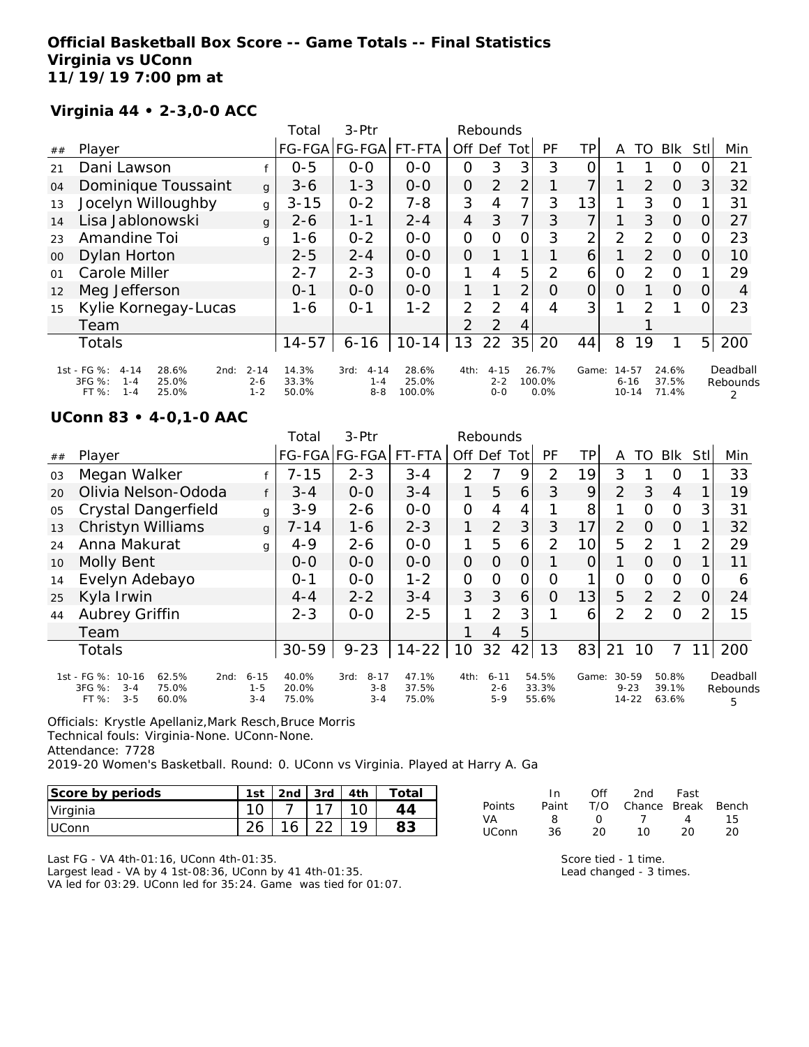**Official Basketball Box Score -- Game Totals -- Final Statistics**
**Virginia vs UConn**
**11/19/19 7:00 pm at**

### Virginia 44 • 2-3,0-0 ACC

| ## | Player | | Total FG-FGA | 3-Ptr FG-FGA | FT-FTA | Off | Def | Tot | PF | TP | A | TO | Blk | Stl | Min |
|---|---|---|---|---|---|---|---|---|---|---|---|---|---|---|---|
| 21 | Dani Lawson | f | 0-5 | 0-0 | 0-0 | 0 | 3 | 3 | 3 | 0 | 1 | 1 | 0 | 0 | 21 |
| 04 | Dominique Toussaint | g | 3-6 | 1-3 | 0-0 | 0 | 2 | 2 | 1 | 7 | 1 | 2 | 0 | 3 | 32 |
| 13 | Jocelyn Willoughby | g | 3-15 | 0-2 | 7-8 | 3 | 4 | 7 | 3 | 13 | 1 | 3 | 0 | 1 | 31 |
| 14 | Lisa Jablonowski | g | 2-6 | 1-1 | 2-4 | 4 | 3 | 7 | 3 | 7 | 1 | 3 | 0 | 0 | 27 |
| 23 | Amandine Toi | g | 1-6 | 0-2 | 0-0 | 0 | 0 | 0 | 3 | 2 | 2 | 2 | 0 | 0 | 23 |
| 00 | Dylan Horton | | 2-5 | 2-4 | 0-0 | 0 | 1 | 1 | 1 | 6 | 1 | 2 | 0 | 0 | 10 |
| 01 | Carole Miller | | 2-7 | 2-3 | 0-0 | 1 | 4 | 5 | 2 | 6 | 0 | 2 | 0 | 1 | 29 |
| 12 | Meg Jefferson | | 0-1 | 0-0 | 0-0 | 1 | 1 | 2 | 0 | 0 | 0 | 1 | 0 | 0 | 4 |
| 15 | Kylie Kornegay-Lucas | | 1-6 | 0-1 | 1-2 | 2 | 2 | 4 | 4 | 3 | 1 | 2 | 1 | 0 | 23 |
| | Team | | | | | 2 | 2 | 4 | | | | 1 | | | |
| | Totals | | 14-57 | 6-16 | 10-14 | 13 | 22 | 35 | 20 | 44 | 8 | 19 | 1 | 5 | 200 |

| | 1st | | 2nd | | 3rd | | 4th | | Game | | Deadball Rebounds |
|---|---|---|---|---|---|---|---|---|---|---|---|
| FG % | 4-14 | 28.6% | 2-14 | 14.3% | 4-14 | 28.6% | 4-15 | 26.7% | 14-57 | 24.6% | 2 |
| 3FG % | 1-4 | 25.0% | 2-6 | 33.3% | 1-4 | 25.0% | 2-2 | 100.0% | 6-16 | 37.5% | |
| FT % | 1-4 | 25.0% | 1-2 | 50.0% | 8-8 | 100.0% | 0-0 | 0.0% | 10-14 | 71.4% | |

### UConn 83 • 4-0,1-0 AAC

| ## | Player | | Total FG-FGA | 3-Ptr FG-FGA | FT-FTA | Off | Def | Tot | PF | TP | A | TO | Blk | Stl | Min |
|---|---|---|---|---|---|---|---|---|---|---|---|---|---|---|---|
| 03 | Megan Walker | f | 7-15 | 2-3 | 3-4 | 2 | 7 | 9 | 2 | 19 | 3 | 1 | 0 | 1 | 33 |
| 20 | Olivia Nelson-Ododa | f | 3-4 | 0-0 | 3-4 | 1 | 5 | 6 | 3 | 9 | 2 | 3 | 4 | 1 | 19 |
| 05 | Crystal Dangerfield | g | 3-9 | 2-6 | 0-0 | 0 | 4 | 4 | 1 | 8 | 1 | 0 | 0 | 3 | 31 |
| 13 | Christyn Williams | g | 7-14 | 1-6 | 2-3 | 1 | 2 | 3 | 3 | 17 | 2 | 0 | 0 | 1 | 32 |
| 24 | Anna Makurat | g | 4-9 | 2-6 | 0-0 | 1 | 5 | 6 | 2 | 10 | 5 | 2 | 1 | 2 | 29 |
| 10 | Molly Bent | | 0-0 | 0-0 | 0-0 | 0 | 0 | 0 | 1 | 0 | 1 | 0 | 0 | 1 | 11 |
| 14 | Evelyn Adebayo | | 0-1 | 0-0 | 1-2 | 0 | 0 | 0 | 0 | 1 | 0 | 0 | 0 | 0 | 6 |
| 25 | Kyla Irwin | | 4-4 | 2-2 | 3-4 | 3 | 3 | 6 | 0 | 13 | 5 | 2 | 2 | 0 | 24 |
| 44 | Aubrey Griffin | | 2-3 | 0-0 | 2-5 | 1 | 2 | 3 | 1 | 6 | 2 | 2 | 0 | 2 | 15 |
| | Team | | | | | 1 | 4 | 5 | | | | | | | |
| | Totals | | 30-59 | 9-23 | 14-22 | 10 | 32 | 42 | 13 | 83 | 21 | 10 | 7 | 11 | 200 |

| | 1st | | 2nd | | 3rd | | 4th | | Game | | Deadball Rebounds |
|---|---|---|---|---|---|---|---|---|---|---|---|
| FG % | 10-16 | 62.5% | 6-15 | 40.0% | 8-17 | 47.1% | 6-11 | 54.5% | 30-59 | 50.8% | 5 |
| 3FG % | 3-4 | 75.0% | 1-5 | 20.0% | 3-8 | 37.5% | 2-6 | 33.3% | 9-23 | 39.1% | |
| FT % | 3-5 | 60.0% | 3-4 | 75.0% | 3-4 | 75.0% | 5-9 | 55.6% | 14-22 | 63.6% | |

Officials: Krystle Apellaniz,Mark Resch,Bruce Morris
Technical fouls: Virginia-None. UConn-None.
Attendance: 7728
2019-20 Women's Basketball. Round: 0. UConn vs Virginia. Played at Harry A. Ga

| Score by periods | 1st | 2nd | 3rd | 4th | Total |
|---|---|---|---|---|---|
| Virginia | 10 | 7 | 17 | 10 | 44 |
| UConn | 26 | 16 | 22 | 19 | 83 |

| Points | In Paint | Off T/O | 2nd Chance | Fast Break | Bench |
|---|---|---|---|---|---|
| VA | 8 | 0 | 7 | 4 | 15 |
| UConn | 36 | 20 | 10 | 20 | 20 |

Last FG - VA 4th-01:16, UConn 4th-01:35.
Largest lead - VA by 4 1st-08:36, UConn by 41 4th-01:35.
VA led for 03:29. UConn led for 35:24. Game was tied for 01:07.

Score tied - 1 time.
Lead changed - 3 times.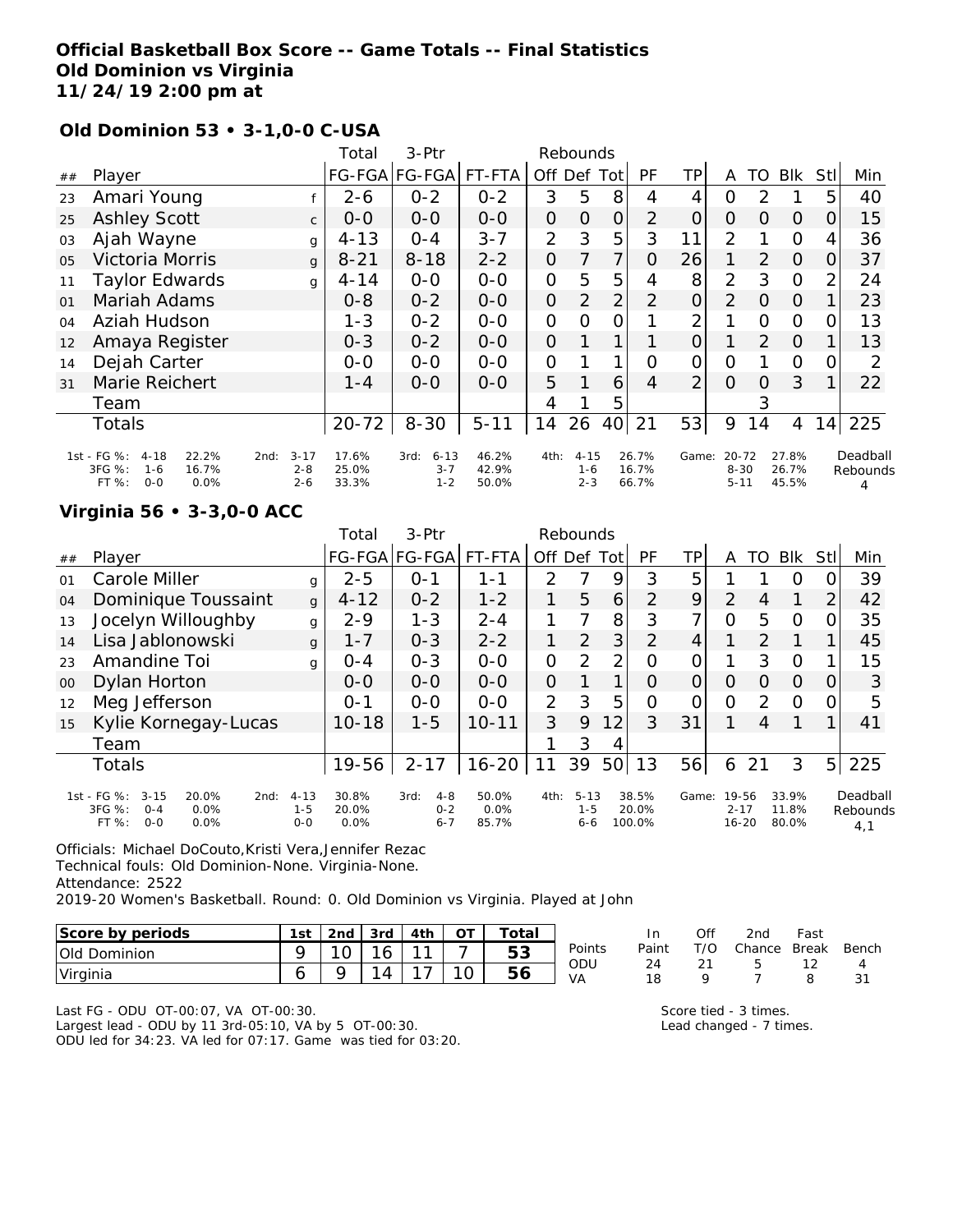**Official Basketball Box Score -- Game Totals -- Final Statistics**
**Old Dominion vs Virginia**
**11/24/19 2:00 pm at**

### Old Dominion 53 • 3-1,0-0 C-USA

| ## | Player | | Total FG-FGA | 3-Ptr FG-FGA | FT-FTA | Rebounds Off | Def | Tot | PF | TP | A | TO | Blk | Stl | Min |
|---|---|---|---|---|---|---|---|---|---|---|---|---|---|---|---|
| 23 | Amari Young | f | 2-6 | 0-2 | 0-2 | 3 | 5 | 8 | 4 | 4 | 0 | 2 | 1 | 5 | 40 |
| 25 | Ashley Scott | c | 0-0 | 0-0 | 0-0 | 0 | 0 | 0 | 2 | 0 | 0 | 0 | 0 | 0 | 15 |
| 03 | Ajah Wayne | g | 4-13 | 0-4 | 3-7 | 2 | 3 | 5 | 3 | 11 | 2 | 1 | 0 | 4 | 36 |
| 05 | Victoria Morris | g | 8-21 | 8-18 | 2-2 | 0 | 7 | 7 | 0 | 26 | 1 | 2 | 0 | 0 | 37 |
| 11 | Taylor Edwards | g | 4-14 | 0-0 | 0-0 | 0 | 5 | 5 | 4 | 8 | 2 | 3 | 0 | 2 | 24 |
| 01 | Mariah Adams | | 0-8 | 0-2 | 0-0 | 0 | 2 | 2 | 2 | 0 | 2 | 0 | 0 | 1 | 23 |
| 04 | Aziah Hudson | | 1-3 | 0-2 | 0-0 | 0 | 0 | 0 | 1 | 2 | 1 | 0 | 0 | 0 | 13 |
| 12 | Amaya Register | | 0-3 | 0-2 | 0-0 | 0 | 1 | 1 | 1 | 0 | 1 | 2 | 0 | 1 | 13 |
| 14 | Dejah Carter | | 0-0 | 0-0 | 0-0 | 0 | 1 | 1 | 0 | 0 | 0 | 1 | 0 | 0 | 2 |
| 31 | Marie Reichert | | 1-4 | 0-0 | 0-0 | 5 | 1 | 6 | 4 | 2 | 0 | 0 | 3 | 1 | 22 |
| | Team | | | | | 4 | 1 | 5 | | | | 3 | | | |
| | Totals | | 20-72 | 8-30 | 5-11 | 14 | 26 | 40 | 21 | 53 | 9 | 14 | 4 | 14 | 225 |

| | 1st | | 2nd | | 3rd | | 4th | | Game | | Deadball Rebounds |
|---|---|---|---|---|---|---|---|---|---|---|---|
| FG % | 4-18 | 22.2% | 3-17 | 17.6% | 6-13 | 46.2% | 4-15 | 26.7% | 20-72 | 27.8% | 4 |
| 3FG % | 1-6 | 16.7% | 2-8 | 25.0% | 3-7 | 42.9% | 1-6 | 16.7% | 8-30 | 26.7% | |
| FT % | 0-0 | 0.0% | 2-6 | 33.3% | 1-2 | 50.0% | 2-3 | 66.7% | 5-11 | 45.5% | |

### Virginia 56 • 3-3,0-0 ACC

| ## | Player | | Total FG-FGA | 3-Ptr FG-FGA | FT-FTA | Rebounds Off | Def | Tot | PF | TP | A | TO | Blk | Stl | Min |
|---|---|---|---|---|---|---|---|---|---|---|---|---|---|---|---|
| 01 | Carole Miller | g | 2-5 | 0-1 | 1-1 | 2 | 7 | 9 | 3 | 5 | 1 | 1 | 0 | 0 | 39 |
| 04 | Dominique Toussaint | g | 4-12 | 0-2 | 1-2 | 1 | 5 | 6 | 2 | 9 | 2 | 4 | 1 | 2 | 42 |
| 13 | Jocelyn Willoughby | g | 2-9 | 1-3 | 2-4 | 1 | 7 | 8 | 3 | 7 | 0 | 5 | 0 | 0 | 35 |
| 14 | Lisa Jablonowski | g | 1-7 | 0-3 | 2-2 | 1 | 2 | 3 | 2 | 4 | 1 | 2 | 1 | 1 | 45 |
| 23 | Amandine Toi | g | 0-4 | 0-3 | 0-0 | 0 | 2 | 2 | 0 | 0 | 1 | 3 | 0 | 1 | 15 |
| 00 | Dylan Horton | | 0-0 | 0-0 | 0-0 | 0 | 1 | 1 | 0 | 0 | 0 | 0 | 0 | 0 | 3 |
| 12 | Meg Jefferson | | 0-1 | 0-0 | 0-0 | 2 | 3 | 5 | 0 | 0 | 0 | 2 | 0 | 0 | 5 |
| 15 | Kylie Kornegay-Lucas | | 10-18 | 1-5 | 10-11 | 3 | 9 | 12 | 3 | 31 | 1 | 4 | 1 | 1 | 41 |
| | Team | | | | | 1 | 3 | 4 | | | | | | | |
| | Totals | | 19-56 | 2-17 | 16-20 | 11 | 39 | 50 | 13 | 56 | 6 | 21 | 3 | 5 | 225 |

| | 1st | | 2nd | | 3rd | | 4th | | Game | | Deadball Rebounds |
|---|---|---|---|---|---|---|---|---|---|---|---|
| FG % | 3-15 | 20.0% | 4-13 | 30.8% | 4-8 | 50.0% | 5-13 | 38.5% | 19-56 | 33.9% | 4,1 |
| 3FG % | 0-4 | 0.0% | 1-5 | 20.0% | 0-2 | 0.0% | 1-5 | 20.0% | 2-17 | 11.8% | |
| FT % | 0-0 | 0.0% | 0-0 | 0.0% | 6-7 | 85.7% | 6-6 | 100.0% | 16-20 | 80.0% | |

Officials: Michael DoCouto,Kristi Vera,Jennifer Rezac
Technical fouls: Old Dominion-None. Virginia-None.
Attendance: 2522
2019-20 Women's Basketball. Round: 0. Old Dominion vs Virginia. Played at John

| Score by periods | 1st | 2nd | 3rd | 4th | OT | Total |
|---|---|---|---|---|---|---|
| Old Dominion | 9 | 10 | 16 | 11 | 7 | 53 |
| Virginia | 6 | 9 | 14 | 17 | 10 | 56 |

| Points | In Paint | Off T/O | 2nd Chance | Fast Break | Bench |
|---|---|---|---|---|---|
| ODU | 24 | 21 | 5 | 12 | 4 |
| VA | 18 | 9 | 7 | 8 | 31 |

Last FG - ODU OT-00:07, VA OT-00:30.
Largest lead - ODU by 11 3rd-05:10, VA by 5 OT-00:30.
ODU led for 34:23. VA led for 07:17. Game was tied for 03:20.

Score tied - 3 times.
Lead changed - 7 times.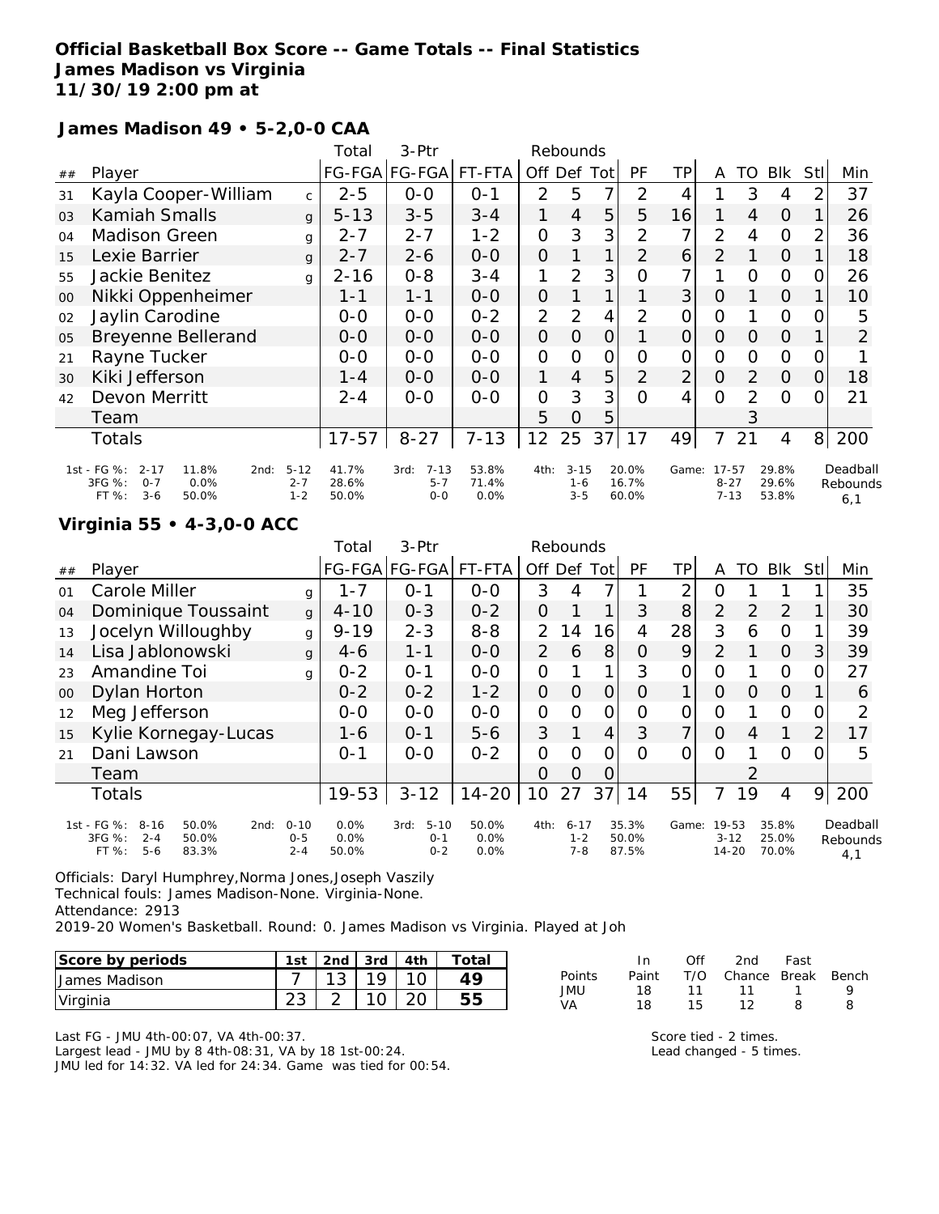**Official Basketball Box Score -- Game Totals -- Final Statistics**
**James Madison vs Virginia**
**11/30/19 2:00 pm at**

**James Madison 49 • 5-2,0-0 CAA**

| ## | Player | | Total FG-FGA | 3-Ptr FG-FGA | FT-FTA | Rebounds Off | Def | Tot | PF | TP | A | TO | Blk | Stl | Min |
|---|---|---|---|---|---|---|---|---|---|---|---|---|---|---|---|
| 31 | Kayla Cooper-William | c | 2-5 | 0-0 | 0-1 | 2 | 5 | 7 | 2 | 4 | 1 | 3 | 4 | 2 | 37 |
| 03 | Kamiah Smalls | g | 5-13 | 3-5 | 3-4 | 1 | 4 | 5 | 5 | 16 | 1 | 4 | 0 | 1 | 26 |
| 04 | Madison Green | g | 2-7 | 2-7 | 1-2 | 0 | 3 | 3 | 2 | 7 | 2 | 4 | 0 | 2 | 36 |
| 15 | Lexie Barrier | g | 2-7 | 2-6 | 0-0 | 0 | 1 | 1 | 2 | 6 | 2 | 1 | 0 | 1 | 18 |
| 55 | Jackie Benitez | g | 2-16 | 0-8 | 3-4 | 1 | 2 | 3 | 0 | 7 | 1 | 0 | 0 | 0 | 26 |
| 00 | Nikki Oppenheimer | | 1-1 | 1-1 | 0-0 | 0 | 1 | 1 | 1 | 3 | 0 | 1 | 0 | 1 | 10 |
| 02 | Jaylin Carodine | | 0-0 | 0-0 | 0-2 | 2 | 2 | 4 | 2 | 0 | 0 | 1 | 0 | 0 | 5 |
| 05 | Breyenne Bellerand | | 0-0 | 0-0 | 0-0 | 0 | 0 | 0 | 1 | 0 | 0 | 0 | 0 | 1 | 2 |
| 21 | Rayne Tucker | | 0-0 | 0-0 | 0-0 | 0 | 0 | 0 | 0 | 0 | 0 | 0 | 0 | 0 | 1 |
| 30 | Kiki Jefferson | | 1-4 | 0-0 | 0-0 | 1 | 4 | 5 | 2 | 2 | 0 | 2 | 0 | 0 | 18 |
| 42 | Devon Merritt | | 2-4 | 0-0 | 0-0 | 0 | 3 | 3 | 0 | 4 | 0 | 2 | 0 | 0 | 21 |
| | Team | | | | | 5 | 0 | 5 | | | | 3 | | | |
| | Totals | | 17-57 | 8-27 | 7-13 | 12 | 25 | 37 | 17 | 49 | 7 | 21 | 4 | 8 | 200 |

| | 1st | | 2nd | | 3rd | | 4th | | Game | | Deadball Rebounds |
|---|---|---|---|---|---|---|---|---|---|---|---|
| FG % | 2-17 | 11.8% | 5-12 | 41.7% | 7-13 | 53.8% | 3-15 | 20.0% | 17-57 | 29.8% | 6,1 |
| 3FG % | 0-7 | 0.0% | 2-7 | 28.6% | 5-7 | 71.4% | 1-6 | 16.7% | 8-27 | 29.6% | |
| FT % | 3-6 | 50.0% | 1-2 | 50.0% | 0-0 | 0.0% | 3-5 | 60.0% | 7-13 | 53.8% | |

**Virginia 55 • 4-3,0-0 ACC**

| ## | Player | | Total FG-FGA | 3-Ptr FG-FGA | FT-FTA | Rebounds Off | Def | Tot | PF | TP | A | TO | Blk | Stl | Min |
|---|---|---|---|---|---|---|---|---|---|---|---|---|---|---|---|
| 01 | Carole Miller | g | 1-7 | 0-1 | 0-0 | 3 | 4 | 7 | 1 | 2 | 0 | 1 | 1 | 1 | 35 |
| 04 | Dominique Toussaint | g | 4-10 | 0-3 | 0-2 | 0 | 1 | 1 | 3 | 8 | 2 | 2 | 2 | 1 | 30 |
| 13 | Jocelyn Willoughby | g | 9-19 | 2-3 | 8-8 | 2 | 14 | 16 | 4 | 28 | 3 | 6 | 0 | 1 | 39 |
| 14 | Lisa Jablonowski | g | 4-6 | 1-1 | 0-0 | 2 | 6 | 8 | 0 | 9 | 2 | 1 | 0 | 3 | 39 |
| 23 | Amandine Toi | g | 0-2 | 0-1 | 0-0 | 0 | 1 | 1 | 3 | 0 | 0 | 1 | 0 | 0 | 27 |
| 00 | Dylan Horton | | 0-2 | 0-2 | 1-2 | 0 | 0 | 0 | 0 | 1 | 0 | 0 | 0 | 1 | 6 |
| 12 | Meg Jefferson | | 0-0 | 0-0 | 0-0 | 0 | 0 | 0 | 0 | 0 | 0 | 1 | 0 | 0 | 2 |
| 15 | Kylie Kornegay-Lucas | | 1-6 | 0-1 | 5-6 | 3 | 1 | 4 | 3 | 7 | 0 | 4 | 1 | 2 | 17 |
| 21 | Dani Lawson | | 0-1 | 0-0 | 0-2 | 0 | 0 | 0 | 0 | 0 | 0 | 1 | 0 | 0 | 5 |
| | Team | | | | | 0 | 0 | 0 | | | | 2 | | | |
| | Totals | | 19-53 | 3-12 | 14-20 | 10 | 27 | 37 | 14 | 55 | 7 | 19 | 4 | 9 | 200 |

| | 1st | | 2nd | | 3rd | | 4th | | Game | | Deadball Rebounds |
|---|---|---|---|---|---|---|---|---|---|---|---|
| FG % | 8-16 | 50.0% | 0-10 | 0.0% | 5-10 | 50.0% | 6-17 | 35.3% | 19-53 | 35.8% | 4,1 |
| 3FG % | 2-4 | 50.0% | 0-5 | 0.0% | 0-1 | 0.0% | 1-2 | 50.0% | 3-12 | 25.0% | |
| FT % | 5-6 | 83.3% | 2-4 | 50.0% | 0-2 | 0.0% | 7-8 | 87.5% | 14-20 | 70.0% | |

Officials: Daryl Humphrey,Norma Jones,Joseph Vaszily
Technical fouls: James Madison-None. Virginia-None.
Attendance: 2913
2019-20 Women's Basketball. Round: 0. James Madison vs Virginia. Played at Joh

| Score by periods | 1st | 2nd | 3rd | 4th | Total |
|---|---|---|---|---|---|
| James Madison | 7 | 13 | 19 | 10 | 49 |
| Virginia | 23 | 2 | 10 | 20 | 55 |

| Points | In Paint | Off T/O | 2nd Chance | Fast Break | Bench |
|---|---|---|---|---|---|
| JMU | 18 | 11 | 11 | 1 | 9 |
| VA | 18 | 15 | 12 | 8 | 8 |

Last FG - JMU 4th-00:07, VA 4th-00:37.
Largest lead - JMU by 8 4th-08:31, VA by 18 1st-00:24.
JMU led for 14:32. VA led for 24:34. Game was tied for 00:54.

Score tied - 2 times.
Lead changed - 5 times.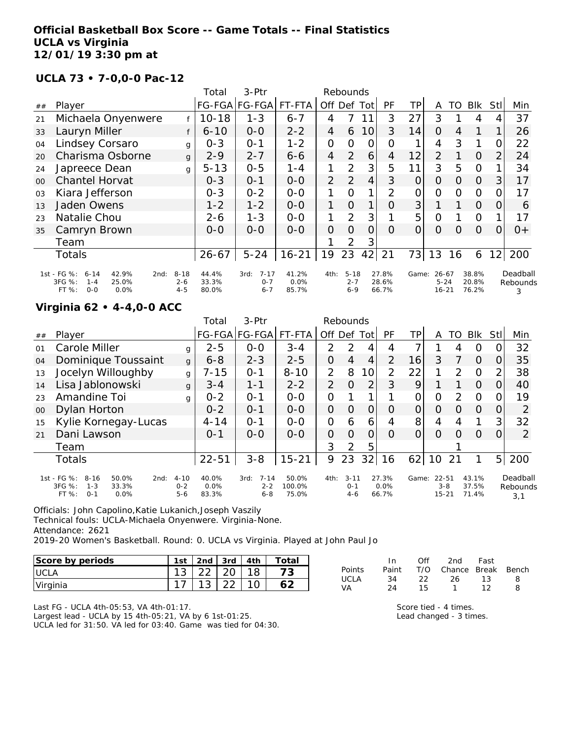**Official Basketball Box Score -- Game Totals -- Final Statistics**
**UCLA vs Virginia**
**12/01/19 3:30 pm at**

**UCLA 73 • 7-0,0-0 Pac-12**

| ## | Player | | Total FG-FGA | 3-Ptr FG-FGA | FT-FTA | Rebounds Off | Def | Tot | PF | TP | A | TO | Blk | Stl | Min |
|---|---|---|---|---|---|---|---|---|---|---|---|---|---|---|---|
| 21 | Michaela Onyenwere | f | 10-18 | 1-3 | 6-7 | 4 | 7 | 11 | 3 | 27 | 3 | 1 | 4 | 4 | 37 |
| 33 | Lauryn Miller | f | 6-10 | 0-0 | 2-2 | 4 | 6 | 10 | 3 | 14 | 0 | 4 | 1 | 1 | 26 |
| 04 | Lindsey Corsaro | g | 0-3 | 0-1 | 1-2 | 0 | 0 | 0 | 0 | 1 | 4 | 3 | 1 | 0 | 22 |
| 20 | Charisma Osborne | g | 2-9 | 2-7 | 6-6 | 4 | 2 | 6 | 4 | 12 | 2 | 1 | 0 | 2 | 24 |
| 24 | Japreece Dean | g | 5-13 | 0-5 | 1-4 | 1 | 2 | 3 | 5 | 11 | 3 | 5 | 0 | 1 | 34 |
| 00 | Chantel Horvat | | 0-3 | 0-1 | 0-0 | 2 | 2 | 4 | 3 | 0 | 0 | 0 | 0 | 3 | 17 |
| 03 | Kiara Jefferson | | 0-3 | 0-2 | 0-0 | 1 | 0 | 1 | 2 | 0 | 0 | 0 | 0 | 0 | 17 |
| 13 | Jaden Owens | | 1-2 | 1-2 | 0-0 | 1 | 0 | 1 | 0 | 3 | 1 | 1 | 0 | 0 | 6 |
| 23 | Natalie Chou | | 2-6 | 1-3 | 0-0 | 1 | 2 | 3 | 1 | 5 | 0 | 1 | 0 | 1 | 17 |
| 35 | Camryn Brown | | 0-0 | 0-0 | 0-0 | 0 | 0 | 0 | 0 | 0 | 0 | 0 | 0 | 0 | 0+ |
| | Team | | | | | 1 | 2 | 3 | | | | | | | |
| | Totals | | 26-67 | 5-24 | 16-21 | 19 | 23 | 42 | 21 | 73 | 13 | 16 | 6 | 12 | 200 |

| | 1st | | 2nd | | 3rd | | 4th | | Game | | Deadball Rebounds |
|---|---|---|---|---|---|---|---|---|---|---|---|
| FG % | 6-14 | 42.9% | 8-18 | 44.4% | 7-17 | 41.2% | 5-18 | 27.8% | 26-67 | 38.8% | 3 |
| 3FG % | 1-4 | 25.0% | 2-6 | 33.3% | 0-7 | 0.0% | 2-7 | 28.6% | 5-24 | 20.8% | |
| FT % | 0-0 | 0.0% | 4-5 | 80.0% | 6-7 | 85.7% | 6-9 | 66.7% | 16-21 | 76.2% | |

**Virginia 62 • 4-4,0-0 ACC**

| ## | Player | | Total FG-FGA | 3-Ptr FG-FGA | FT-FTA | Rebounds Off | Def | Tot | PF | TP | A | TO | Blk | Stl | Min |
|---|---|---|---|---|---|---|---|---|---|---|---|---|---|---|---|
| 01 | Carole Miller | g | 2-5 | 0-0 | 3-4 | 2 | 2 | 4 | 4 | 7 | 1 | 4 | 0 | 0 | 32 |
| 04 | Dominique Toussaint | g | 6-8 | 2-3 | 2-5 | 0 | 4 | 4 | 2 | 16 | 3 | 7 | 0 | 0 | 35 |
| 13 | Jocelyn Willoughby | g | 7-15 | 0-1 | 8-10 | 2 | 8 | 10 | 2 | 22 | 1 | 2 | 0 | 2 | 38 |
| 14 | Lisa Jablonowski | g | 3-4 | 1-1 | 2-2 | 2 | 0 | 2 | 3 | 9 | 1 | 1 | 0 | 0 | 40 |
| 23 | Amandine Toi | g | 0-2 | 0-1 | 0-0 | 0 | 1 | 1 | 1 | 0 | 0 | 2 | 0 | 0 | 19 |
| 00 | Dylan Horton | | 0-2 | 0-1 | 0-0 | 0 | 0 | 0 | 0 | 0 | 0 | 0 | 0 | 0 | 2 |
| 15 | Kylie Kornegay-Lucas | | 4-14 | 0-1 | 0-0 | 0 | 6 | 6 | 4 | 8 | 4 | 4 | 1 | 3 | 32 |
| 21 | Dani Lawson | | 0-1 | 0-0 | 0-0 | 0 | 0 | 0 | 0 | 0 | 0 | 0 | 0 | 0 | 2 |
| | Team | | | | | 3 | 2 | 5 | | | | 1 | | | |
| | Totals | | 22-51 | 3-8 | 15-21 | 9 | 23 | 32 | 16 | 62 | 10 | 21 | 1 | 5 | 200 |

| | 1st | | 2nd | | 3rd | | 4th | | Game | | Deadball Rebounds |
|---|---|---|---|---|---|---|---|---|---|---|---|
| FG % | 8-16 | 50.0% | 4-10 | 40.0% | 7-14 | 50.0% | 3-11 | 27.3% | 22-51 | 43.1% | 3,1 |
| 3FG % | 1-3 | 33.3% | 0-2 | 0.0% | 2-2 | 100.0% | 0-1 | 0.0% | 3-8 | 37.5% | |
| FT % | 0-1 | 0.0% | 5-6 | 83.3% | 6-8 | 75.0% | 4-6 | 66.7% | 15-21 | 71.4% | |

Officials: John Capolino,Katie Lukanich,Joseph Vaszily
Technical fouls: UCLA-Michaela Onyenwere. Virginia-None.
Attendance: 2621
2019-20 Women's Basketball. Round: 0. UCLA vs Virginia. Played at John Paul Jo

| Score by periods | 1st | 2nd | 3rd | 4th | Total |
|---|---|---|---|---|---|
| UCLA | 13 | 22 | 20 | 18 | 73 |
| Virginia | 17 | 13 | 22 | 10 | 62 |

| Points | In Paint | Off T/O | 2nd Chance | Fast Break | Bench |
|---|---|---|---|---|---|
| UCLA | 34 | 22 | 26 | 13 | 8 |
| VA | 24 | 15 | 1 | 12 | 8 |

Last FG - UCLA 4th-05:53, VA 4th-01:17.
Largest lead - UCLA by 15 4th-05:21, VA by 6 1st-01:25.
UCLA led for 31:50. VA led for 03:40. Game was tied for 04:30.

Score tied - 4 times.
Lead changed - 3 times.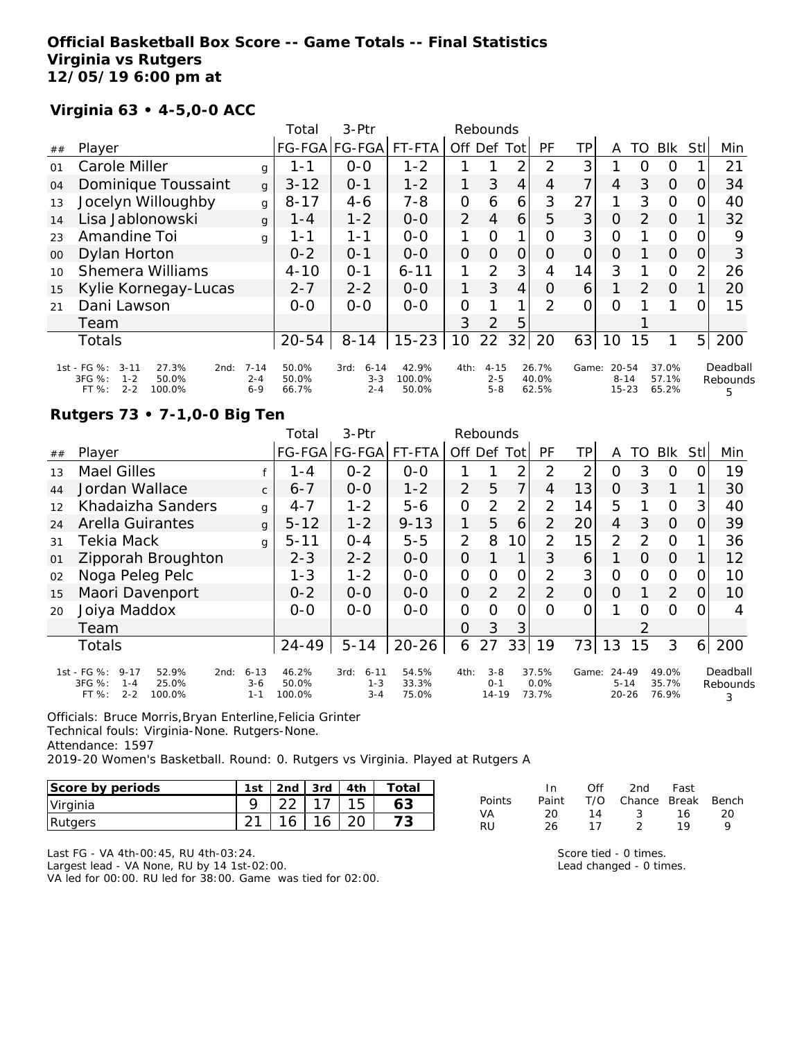# Official Basketball Box Score -- Game Totals -- Final Statistics
## Virginia vs Rutgers
## 12/05/19 6:00 pm at

### Virginia 63 • 4-5,0-0 ACC

| ## | Player | | Total FG-FGA | 3-Ptr FG-FGA | FT-FTA | Rebounds Off | Def | Tot | PF | TP | A | TO | Blk | Stl | Min |
|---|---|---|---|---|---|---|---|---|---|---|---|---|---|---|---|
| 01 | Carole Miller | g | 1-1 | 0-0 | 1-2 | 1 | 1 | 2 | 2 | 3 | 1 | 0 | 0 | 1 | 21 |
| 04 | Dominique Toussaint | g | 3-12 | 0-1 | 1-2 | 1 | 3 | 4 | 4 | 7 | 4 | 3 | 0 | 0 | 34 |
| 13 | Jocelyn Willoughby | g | 8-17 | 4-6 | 7-8 | 0 | 6 | 6 | 3 | 27 | 1 | 3 | 0 | 0 | 40 |
| 14 | Lisa Jablonowski | g | 1-4 | 1-2 | 0-0 | 2 | 4 | 6 | 5 | 3 | 0 | 2 | 0 | 1 | 32 |
| 23 | Amandine Toi | g | 1-1 | 1-1 | 0-0 | 1 | 0 | 1 | 0 | 3 | 0 | 1 | 0 | 0 | 9 |
| 00 | Dylan Horton | | 0-2 | 0-1 | 0-0 | 0 | 0 | 0 | 0 | 0 | 0 | 1 | 0 | 0 | 3 |
| 10 | Shemera Williams | | 4-10 | 0-1 | 6-11 | 1 | 2 | 3 | 4 | 14 | 3 | 1 | 0 | 2 | 26 |
| 15 | Kylie Kornegay-Lucas | | 2-7 | 2-2 | 0-0 | 1 | 3 | 4 | 0 | 6 | 1 | 2 | 0 | 1 | 20 |
| 21 | Dani Lawson | | 0-0 | 0-0 | 0-0 | 0 | 1 | 1 | 2 | 0 | 0 | 1 | 1 | 0 | 15 |
| | Team | | | | | 3 | 2 | 5 | | | | 1 | | | |
| | Totals | | 20-54 | 8-14 | 15-23 | 10 | 22 | 32 | 20 | 63 | 10 | 15 | 1 | 5 | 200 |

| | 1st | | 2nd | | 3rd | | 4th | | Game | | Deadball Rebounds |
|---|---|---|---|---|---|---|---|---|---|---|---|
| FG % | 3-11 | 27.3% | 7-14 | 50.0% | 6-14 | 42.9% | 4-15 | 26.7% | 20-54 | 37.0% | 5 |
| 3FG % | 1-2 | 50.0% | 2-4 | 50.0% | 3-3 | 100.0% | 2-5 | 40.0% | 8-14 | 57.1% | |
| FT % | 2-2 | 100.0% | 6-9 | 66.7% | 2-4 | 50.0% | 5-8 | 62.5% | 15-23 | 65.2% | |

### Rutgers 73 • 7-1,0-0 Big Ten

| ## | Player | | Total FG-FGA | 3-Ptr FG-FGA | FT-FTA | Rebounds Off | Def | Tot | PF | TP | A | TO | Blk | Stl | Min |
|---|---|---|---|---|---|---|---|---|---|---|---|---|---|---|---|
| 13 | Mael Gilles | f | 1-4 | 0-2 | 0-0 | 1 | 1 | 2 | 2 | 2 | 0 | 3 | 0 | 0 | 19 |
| 44 | Jordan Wallace | c | 6-7 | 0-0 | 1-2 | 2 | 5 | 7 | 4 | 13 | 0 | 3 | 1 | 1 | 30 |
| 12 | Khadaizha Sanders | g | 4-7 | 1-2 | 5-6 | 0 | 2 | 2 | 2 | 14 | 5 | 1 | 0 | 3 | 40 |
| 24 | Arella Guirantes | g | 5-12 | 1-2 | 9-13 | 1 | 5 | 6 | 2 | 20 | 4 | 3 | 0 | 0 | 39 |
| 31 | Tekia Mack | g | 5-11 | 0-4 | 5-5 | 2 | 8 | 10 | 2 | 15 | 2 | 2 | 0 | 1 | 36 |
| 01 | Zipporah Broughton | | 2-3 | 2-2 | 0-0 | 0 | 1 | 1 | 3 | 6 | 1 | 0 | 0 | 1 | 12 |
| 02 | Noga Peleg Pelc | | 1-3 | 1-2 | 0-0 | 0 | 0 | 0 | 2 | 3 | 0 | 0 | 0 | 0 | 10 |
| 15 | Maori Davenport | | 0-2 | 0-0 | 0-0 | 0 | 2 | 2 | 2 | 0 | 0 | 1 | 2 | 0 | 10 |
| 20 | Joiya Maddox | | 0-0 | 0-0 | 0-0 | 0 | 0 | 0 | 0 | 0 | 1 | 0 | 0 | 0 | 4 |
| | Team | | | | | 0 | 3 | 3 | | | | 2 | | | |
| | Totals | | 24-49 | 5-14 | 20-26 | 6 | 27 | 33 | 19 | 73 | 13 | 15 | 3 | 6 | 200 |

| | 1st | | 2nd | | 3rd | | 4th | | Game | | Deadball Rebounds |
|---|---|---|---|---|---|---|---|---|---|---|---|
| FG % | 9-17 | 52.9% | 6-13 | 46.2% | 6-11 | 54.5% | 3-8 | 37.5% | 24-49 | 49.0% | 3 |
| 3FG % | 1-4 | 25.0% | 3-6 | 50.0% | 1-3 | 33.3% | 0-1 | 0.0% | 5-14 | 35.7% | |
| FT % | 2-2 | 100.0% | 1-1 | 100.0% | 3-4 | 75.0% | 14-19 | 73.7% | 20-26 | 76.9% | |

Officials: Bruce Morris,Bryan Enterline,Felicia Grinter
Technical fouls: Virginia-None. Rutgers-None.
Attendance: 1597
2019-20 Women's Basketball. Round: 0. Rutgers vs Virginia. Played at Rutgers A

| Score by periods | 1st | 2nd | 3rd | 4th | Total |
|---|---|---|---|---|---|
| Virginia | 9 | 22 | 17 | 15 | 63 |
| Rutgers | 21 | 16 | 16 | 20 | 73 |

| Points | In Paint | Off T/O | 2nd Chance | Fast Break | Bench |
|---|---|---|---|---|---|
| VA | 20 | 14 | 3 | 16 | 20 |
| RU | 26 | 17 | 2 | 19 | 9 |

Last FG - VA 4th-00:45, RU 4th-03:24.
Largest lead - VA None, RU by 14 1st-02:00.
VA led for 00:00. RU led for 38:00. Game was tied for 02:00.

Score tied - 0 times.
Lead changed - 0 times.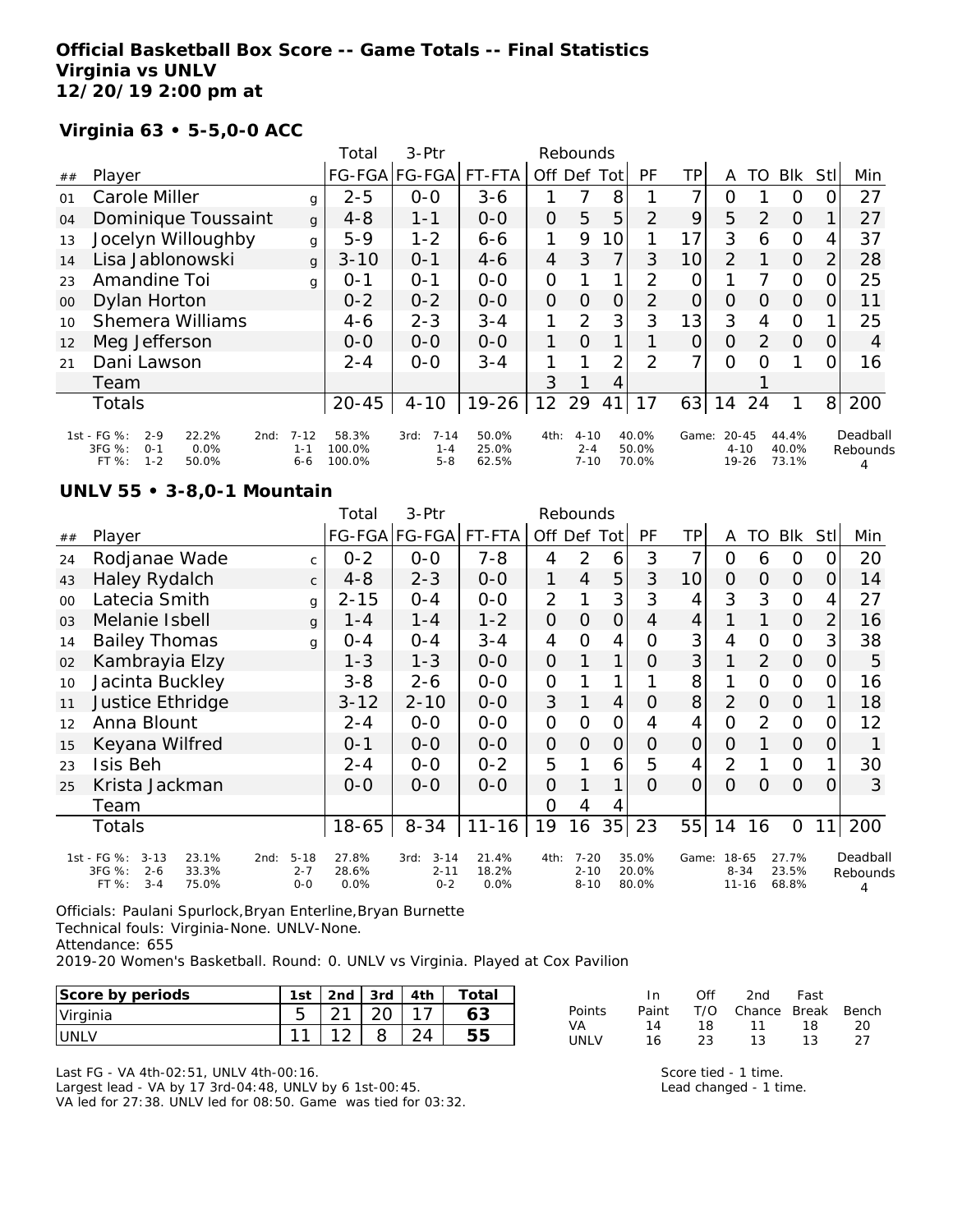# Official Basketball Box Score -- Game Totals -- Final Statistics
## Virginia vs UNLV
**12/20/19 2:00 pm at**

### Virginia 63 • 5-5,0-0 ACC

| ## | Player | | Total FG-FGA | 3-Ptr FG-FGA | FT-FTA | Off | Def | Tot | PF | TP | A | TO | Blk | Stl | Min |
|---|---|---|---|---|---|---|---|---|---|---|---|---|---|---|---|
| 01 | Carole Miller | g | 2-5 | 0-0 | 3-6 | 1 | 7 | 8 | 1 | 7 | 0 | 1 | 0 | 0 | 27 |
| 04 | Dominique Toussaint | g | 4-8 | 1-1 | 0-0 | 0 | 5 | 5 | 2 | 9 | 5 | 2 | 0 | 1 | 27 |
| 13 | Jocelyn Willoughby | g | 5-9 | 1-2 | 6-6 | 1 | 9 | 10 | 1 | 17 | 3 | 6 | 0 | 4 | 37 |
| 14 | Lisa Jablonowski | g | 3-10 | 0-1 | 4-6 | 4 | 3 | 7 | 3 | 10 | 2 | 1 | 0 | 2 | 28 |
| 23 | Amandine Toi | g | 0-1 | 0-1 | 0-0 | 0 | 1 | 1 | 2 | 0 | 1 | 7 | 0 | 0 | 25 |
| 00 | Dylan Horton | | 0-2 | 0-2 | 0-0 | 0 | 0 | 0 | 2 | 0 | 0 | 0 | 0 | 0 | 11 |
| 10 | Shemera Williams | | 4-6 | 2-3 | 3-4 | 1 | 2 | 3 | 3 | 13 | 3 | 4 | 0 | 1 | 25 |
| 12 | Meg Jefferson | | 0-0 | 0-0 | 0-0 | 1 | 0 | 1 | 1 | 0 | 0 | 2 | 0 | 0 | 4 |
| 21 | Dani Lawson | | 2-4 | 0-0 | 3-4 | 1 | 1 | 2 | 2 | 7 | 0 | 0 | 1 | 0 | 16 |
| | Team | | | | | 3 | 1 | 4 | | | | 1 | | | |
| | Totals | | 20-45 | 4-10 | 19-26 | 12 | 29 | 41 | 17 | 63 | 14 | 24 | 1 | 8 | 200 |

| | 1st | | 2nd | | 3rd | | 4th | | Game | | Deadball Rebounds |
|---|---|---|---|---|---|---|---|---|---|---|---|
| FG % | 2-9 | 22.2% | 7-12 | 58.3% | 7-14 | 50.0% | 4-10 | 40.0% | 20-45 | 44.4% | 4 |
| 3FG % | 0-1 | 0.0% | 1-1 | 100.0% | 1-4 | 25.0% | 2-4 | 50.0% | 4-10 | 40.0% | |
| FT % | 1-2 | 50.0% | 6-6 | 100.0% | 5-8 | 62.5% | 7-10 | 70.0% | 19-26 | 73.1% | |

### UNLV 55 • 3-8,0-1 Mountain

| ## | Player | | Total FG-FGA | 3-Ptr FG-FGA | FT-FTA | Off | Def | Tot | PF | TP | A | TO | Blk | Stl | Min |
|---|---|---|---|---|---|---|---|---|---|---|---|---|---|---|---|
| 24 | Rodjanae Wade | c | 0-2 | 0-0 | 7-8 | 4 | 2 | 6 | 3 | 7 | 0 | 6 | 0 | 0 | 20 |
| 43 | Haley Rydalch | c | 4-8 | 2-3 | 0-0 | 1 | 4 | 5 | 3 | 10 | 0 | 0 | 0 | 0 | 14 |
| 00 | Latecia Smith | g | 2-15 | 0-4 | 0-0 | 2 | 1 | 3 | 3 | 4 | 3 | 3 | 0 | 4 | 27 |
| 03 | Melanie Isbell | g | 1-4 | 1-4 | 1-2 | 0 | 0 | 0 | 4 | 4 | 1 | 1 | 0 | 2 | 16 |
| 14 | Bailey Thomas | g | 0-4 | 0-4 | 3-4 | 4 | 0 | 4 | 0 | 3 | 4 | 0 | 0 | 3 | 38 |
| 02 | Kambrayia Elzy | | 1-3 | 1-3 | 0-0 | 0 | 1 | 1 | 0 | 3 | 1 | 2 | 0 | 0 | 5 |
| 10 | Jacinta Buckley | | 3-8 | 2-6 | 0-0 | 0 | 1 | 1 | 1 | 8 | 1 | 0 | 0 | 0 | 16 |
| 11 | Justice Ethridge | | 3-12 | 2-10 | 0-0 | 3 | 1 | 4 | 0 | 8 | 2 | 0 | 0 | 1 | 18 |
| 12 | Anna Blount | | 2-4 | 0-0 | 0-0 | 0 | 0 | 0 | 4 | 4 | 0 | 2 | 0 | 0 | 12 |
| 15 | Keyana Wilfred | | 0-1 | 0-0 | 0-0 | 0 | 0 | 0 | 0 | 0 | 0 | 1 | 0 | 0 | 1 |
| 23 | Isis Beh | | 2-4 | 0-0 | 0-2 | 5 | 1 | 6 | 5 | 4 | 2 | 1 | 0 | 1 | 30 |
| 25 | Krista Jackman | | 0-0 | 0-0 | 0-0 | 0 | 1 | 1 | 0 | 0 | 0 | 0 | 0 | 0 | 3 |
| | Team | | | | | 0 | 4 | 4 | | | | | | | |
| | Totals | | 18-65 | 8-34 | 11-16 | 19 | 16 | 35 | 23 | 55 | 14 | 16 | 0 | 11 | 200 |

| | 1st | | 2nd | | 3rd | | 4th | | Game | | Deadball Rebounds |
|---|---|---|---|---|---|---|---|---|---|---|---|
| FG % | 3-13 | 23.1% | 5-18 | 27.8% | 3-14 | 21.4% | 7-20 | 35.0% | 18-65 | 27.7% | 4 |
| 3FG % | 2-6 | 33.3% | 2-7 | 28.6% | 2-11 | 18.2% | 2-10 | 20.0% | 8-34 | 23.5% | |
| FT % | 3-4 | 75.0% | 0-0 | 0.0% | 0-2 | 0.0% | 8-10 | 80.0% | 11-16 | 68.8% | |

Officials: Paulani Spurlock,Bryan Enterline,Bryan Burnette
Technical fouls: Virginia-None. UNLV-None.
Attendance: 655
2019-20 Women's Basketball. Round: 0. UNLV vs Virginia. Played at Cox Pavilion

| Score by periods | 1st | 2nd | 3rd | 4th | Total |
|---|---|---|---|---|---|
| Virginia | 5 | 21 | 20 | 17 | 63 |
| UNLV | 11 | 12 | 8 | 24 | 55 |

| Points | In Paint | Off T/O | 2nd Chance | Fast Break | Bench |
|---|---|---|---|---|---|
| VA | 14 | 18 | 11 | 18 | 20 |
| UNLV | 16 | 23 | 13 | 13 | 27 |

Last FG - VA 4th-02:51, UNLV 4th-00:16.
Largest lead - VA by 17 3rd-04:48, UNLV by 6 1st-00:45.
VA led for 27:38. UNLV led for 08:50. Game was tied for 03:32.

Score tied - 1 time.
Lead changed - 1 time.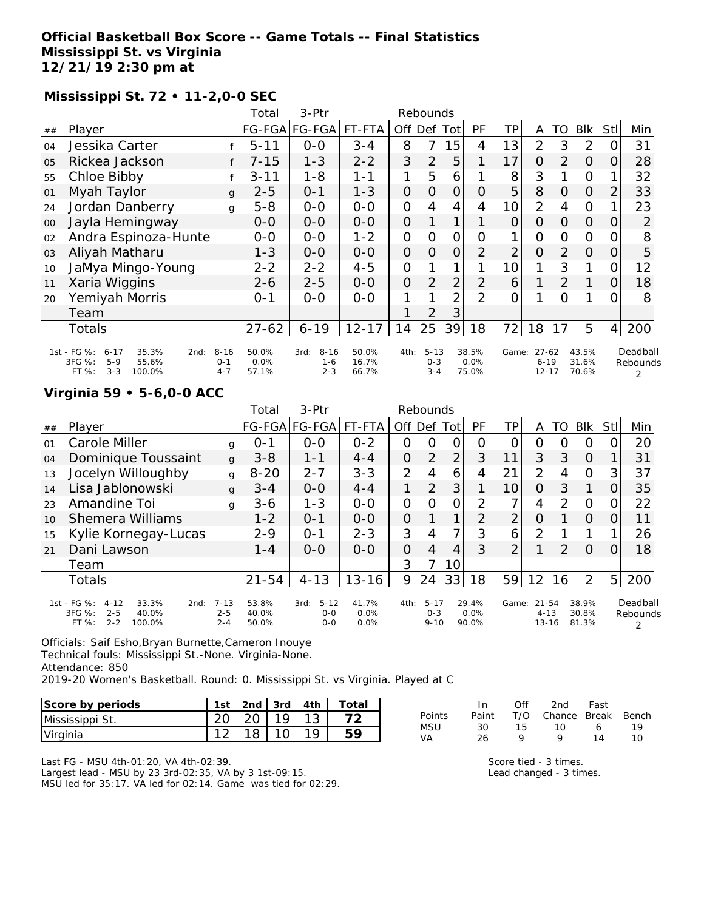**Official Basketball Box Score -- Game Totals -- Final Statistics**
**Mississippi St. vs Virginia**
**12/21/19 2:30 pm at**

### Mississippi St. 72 • 11-2,0-0 SEC

| ## | Player | | Total FG-FGA | 3-Ptr FG-FGA | FT-FTA | Rebounds Off | Def | Tot | PF | TP | A | TO | Blk | Stl | Min |
|---|---|---|---|---|---|---|---|---|---|---|---|---|---|---|---|
| 04 | Jessika Carter | f | 5-11 | 0-0 | 3-4 | 8 | 7 | 15 | 4 | 13 | 2 | 3 | 2 | 0 | 31 |
| 05 | Rickea Jackson | f | 7-15 | 1-3 | 2-2 | 3 | 2 | 5 | 1 | 17 | 0 | 2 | 0 | 0 | 28 |
| 55 | Chloe Bibby | f | 3-11 | 1-8 | 1-1 | 1 | 5 | 6 | 1 | 8 | 3 | 1 | 0 | 1 | 32 |
| 01 | Myah Taylor | g | 2-5 | 0-1 | 1-3 | 0 | 0 | 0 | 0 | 5 | 8 | 0 | 0 | 2 | 33 |
| 24 | Jordan Danberry | g | 5-8 | 0-0 | 0-0 | 0 | 4 | 4 | 4 | 10 | 2 | 4 | 0 | 1 | 23 |
| 00 | Jayla Hemingway | | 0-0 | 0-0 | 0-0 | 0 | 1 | 1 | 1 | 0 | 0 | 0 | 0 | 0 | 2 |
| 02 | Andra Espinoza-Hunte | | 0-0 | 0-0 | 1-2 | 0 | 0 | 0 | 0 | 1 | 0 | 0 | 0 | 0 | 8 |
| 03 | Aliyah Matharu | | 1-3 | 0-0 | 0-0 | 0 | 0 | 0 | 2 | 2 | 0 | 2 | 0 | 0 | 5 |
| 10 | JaMya Mingo-Young | | 2-2 | 2-2 | 4-5 | 0 | 1 | 1 | 1 | 10 | 1 | 3 | 1 | 0 | 12 |
| 11 | Xaria Wiggins | | 2-6 | 2-5 | 0-0 | 0 | 2 | 2 | 2 | 6 | 1 | 2 | 1 | 0 | 18 |
| 20 | Yemiyah Morris | | 0-1 | 0-0 | 0-0 | 1 | 1 | 2 | 2 | 0 | 1 | 0 | 1 | 0 | 8 |
| | Team | | | | | 1 | 2 | 3 | | | | | | | |
| | Totals | | 27-62 | 6-19 | 12-17 | 14 | 25 | 39 | 18 | 72 | 18 | 17 | 5 | 4 | 200 |

| | 1st | 2nd | 3rd | 4th | Game | |
|---|---|---|---|---|---|---|
| FG % | 6-17 35.3% | 8-16 50.0% | 8-16 50.0% | 5-13 38.5% | 27-62 43.5% | Deadball Rebounds 2 |
| 3FG % | 5-9 55.6% | 0-1 0.0% | 1-6 16.7% | 0-3 0.0% | 6-19 31.6% | |
| FT % | 3-3 100.0% | 4-7 57.1% | 2-3 66.7% | 3-4 75.0% | 12-17 70.6% | |

### Virginia 59 • 5-6,0-0 ACC

| ## | Player | | Total FG-FGA | 3-Ptr FG-FGA | FT-FTA | Rebounds Off | Def | Tot | PF | TP | A | TO | Blk | Stl | Min |
|---|---|---|---|---|---|---|---|---|---|---|---|---|---|---|---|
| 01 | Carole Miller | g | 0-1 | 0-0 | 0-2 | 0 | 0 | 0 | 0 | 0 | 0 | 0 | 0 | 0 | 20 |
| 04 | Dominique Toussaint | g | 3-8 | 1-1 | 4-4 | 0 | 2 | 2 | 3 | 11 | 3 | 3 | 0 | 1 | 31 |
| 13 | Jocelyn Willoughby | g | 8-20 | 2-7 | 3-3 | 2 | 4 | 6 | 4 | 21 | 2 | 4 | 0 | 3 | 37 |
| 14 | Lisa Jablonowski | g | 3-4 | 0-0 | 4-4 | 1 | 2 | 3 | 1 | 10 | 0 | 3 | 1 | 0 | 35 |
| 23 | Amandine Toi | g | 3-6 | 1-3 | 0-0 | 0 | 0 | 0 | 2 | 7 | 4 | 2 | 0 | 0 | 22 |
| 10 | Shemera Williams | | 1-2 | 0-1 | 0-0 | 0 | 1 | 1 | 2 | 2 | 0 | 1 | 0 | 0 | 11 |
| 15 | Kylie Kornegay-Lucas | | 2-9 | 0-1 | 2-3 | 3 | 4 | 7 | 3 | 6 | 2 | 1 | 1 | 1 | 26 |
| 21 | Dani Lawson | | 1-4 | 0-0 | 0-0 | 0 | 4 | 4 | 3 | 2 | 1 | 2 | 0 | 0 | 18 |
| | Team | | | | | 3 | 7 | 10 | | | | | | | |
| | Totals | | 21-54 | 4-13 | 13-16 | 9 | 24 | 33 | 18 | 59 | 12 | 16 | 2 | 5 | 200 |

| | 1st | 2nd | 3rd | 4th | Game | |
|---|---|---|---|---|---|---|
| FG % | 4-12 33.3% | 7-13 53.8% | 5-12 41.7% | 5-17 29.4% | 21-54 38.9% | Deadball Rebounds 2 |
| 3FG % | 2-5 40.0% | 2-5 40.0% | 0-0 0.0% | 0-3 0.0% | 4-13 30.8% | |
| FT % | 2-2 100.0% | 2-4 50.0% | 0-0 0.0% | 9-10 90.0% | 13-16 81.3% | |

Officials: Saif Esho,Bryan Burnette,Cameron Inouye
Technical fouls: Mississippi St.-None. Virginia-None.
Attendance: 850
2019-20 Women's Basketball. Round: 0. Mississippi St. vs Virginia. Played at C

| Score by periods | 1st | 2nd | 3rd | 4th | Total |
|---|---|---|---|---|---|
| Mississippi St. | 20 | 20 | 19 | 13 | 72 |
| Virginia | 12 | 18 | 10 | 19 | 59 |

| Points | In Paint | Off T/O | 2nd Chance | Fast Break | Bench |
|---|---|---|---|---|---|
| MSU | 30 | 15 | 10 | 6 | 19 |
| VA | 26 | 9 | 9 | 14 | 10 |

Last FG - MSU 4th-01:20, VA 4th-02:39.
Largest lead - MSU by 23 3rd-02:35, VA by 3 1st-09:15.
MSU led for 35:17. VA led for 02:14. Game was tied for 02:29.

Score tied - 3 times.
Lead changed - 3 times.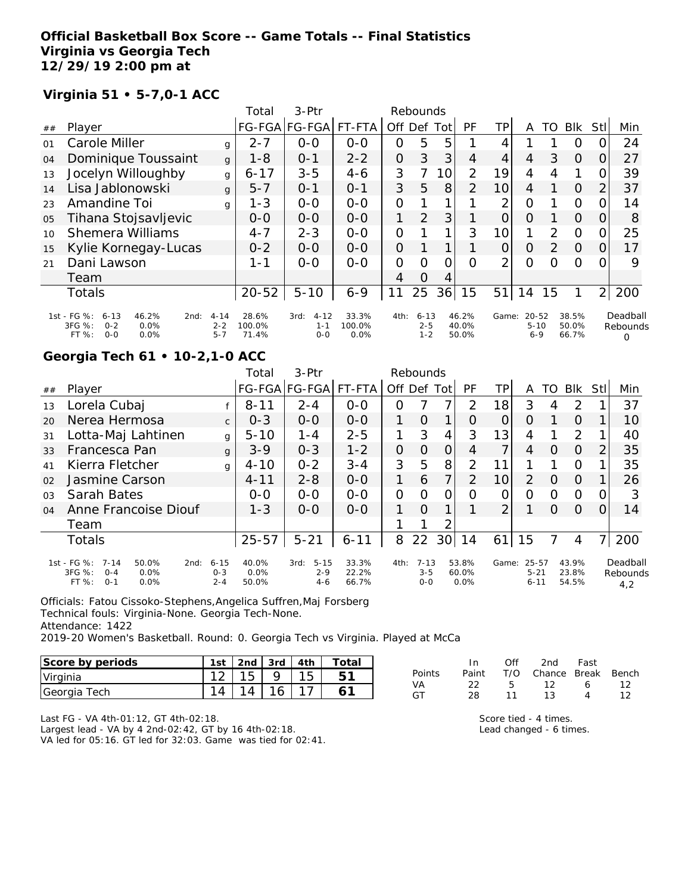**Official Basketball Box Score -- Game Totals -- Final Statistics**
**Virginia vs Georgia Tech**
**12/29/19 2:00 pm at**

### Virginia 51 • 5-7,0-1 ACC

| ## | Player | | Total FG-FGA | 3-Ptr FG-FGA | FT-FTA | Rebounds Off | Def | Tot | PF | TP | A | TO | Blk | Stl | Min |
|---|---|---|---|---|---|---|---|---|---|---|---|---|---|---|---|
| 01 | Carole Miller | g | 2-7 | 0-0 | 0-0 | 0 | 5 | 5 | 1 | 4 | 1 | 1 | 0 | 0 | 24 |
| 04 | Dominique Toussaint | g | 1-8 | 0-1 | 2-2 | 0 | 3 | 3 | 4 | 4 | 4 | 3 | 0 | 0 | 27 |
| 13 | Jocelyn Willoughby | g | 6-17 | 3-5 | 4-6 | 3 | 7 | 10 | 2 | 19 | 4 | 4 | 1 | 0 | 39 |
| 14 | Lisa Jablonowski | g | 5-7 | 0-1 | 0-1 | 3 | 5 | 8 | 2 | 10 | 4 | 1 | 0 | 2 | 37 |
| 23 | Amandine Toi | g | 1-3 | 0-0 | 0-0 | 0 | 1 | 1 | 1 | 2 | 0 | 1 | 0 | 0 | 14 |
| 05 | Tihana Stojsavljevic | | 0-0 | 0-0 | 0-0 | 1 | 2 | 3 | 1 | 0 | 0 | 1 | 0 | 0 | 8 |
| 10 | Shemera Williams | | 4-7 | 2-3 | 0-0 | 0 | 1 | 1 | 3 | 10 | 1 | 2 | 0 | 0 | 25 |
| 15 | Kylie Kornegay-Lucas | | 0-2 | 0-0 | 0-0 | 0 | 1 | 1 | 1 | 0 | 0 | 2 | 0 | 0 | 17 |
| 21 | Dani Lawson | | 1-1 | 0-0 | 0-0 | 0 | 0 | 0 | 0 | 2 | 0 | 0 | 0 | 0 | 9 |
| | Team | | | | | 4 | 0 | 4 | | | | | | | |
| | Totals | | 20-52 | 5-10 | 6-9 | 11 | 25 | 36 | 15 | 51 | 14 | 15 | 1 | 2 | 200 |

| | | | | | | | | |
|---|---|---|---|---|---|---|---|---|
| 1st - FG %: 6-13 46.2% | 2nd: 4-14 28.6% | 3rd: 4-12 33.3% | 4th: 6-13 46.2% | Game: 20-52 38.5% | Deadball Rebounds |
| 3FG %: 0-2 0.0% | 2-2 100.0% | 1-1 100.0% | 2-5 40.0% | 5-10 50.0% | 0 |
| FT %: 0-0 0.0% | 5-7 71.4% | 0-0 0.0% | 1-2 50.0% | 6-9 66.7% | |

### Georgia Tech 61 • 10-2,1-0 ACC

| ## | Player | | Total FG-FGA | 3-Ptr FG-FGA | FT-FTA | Rebounds Off | Def | Tot | PF | TP | A | TO | Blk | Stl | Min |
|---|---|---|---|---|---|---|---|---|---|---|---|---|---|---|---|
| 13 | Lorela Cubaj | f | 8-11 | 2-4 | 0-0 | 0 | 7 | 7 | 2 | 18 | 3 | 4 | 2 | 1 | 37 |
| 20 | Nerea Hermosa | c | 0-3 | 0-0 | 0-0 | 1 | 0 | 1 | 0 | 0 | 0 | 1 | 0 | 1 | 10 |
| 31 | Lotta-Maj Lahtinen | g | 5-10 | 1-4 | 2-5 | 1 | 3 | 4 | 3 | 13 | 4 | 1 | 2 | 1 | 40 |
| 33 | Francesca Pan | g | 3-9 | 0-3 | 1-2 | 0 | 0 | 0 | 4 | 7 | 4 | 0 | 0 | 2 | 35 |
| 41 | Kierra Fletcher | g | 4-10 | 0-2 | 3-4 | 3 | 5 | 8 | 2 | 11 | 1 | 1 | 0 | 1 | 35 |
| 02 | Jasmine Carson | | 4-11 | 2-8 | 0-0 | 1 | 6 | 7 | 2 | 10 | 2 | 0 | 0 | 1 | 26 |
| 03 | Sarah Bates | | 0-0 | 0-0 | 0-0 | 0 | 0 | 0 | 0 | 0 | 0 | 0 | 0 | 0 | 3 |
| 04 | Anne Francoise Diouf | | 1-3 | 0-0 | 0-0 | 1 | 0 | 1 | 1 | 2 | 1 | 0 | 0 | 0 | 14 |
| | Team | | | | | 1 | 1 | 2 | | | | | | | |
| | Totals | | 25-57 | 5-21 | 6-11 | 8 | 22 | 30 | 14 | 61 | 15 | 7 | 4 | 7 | 200 |

| | | | | | |
|---|---|---|---|---|---|
| 1st - FG %: 7-14 50.0% | 2nd: 6-15 40.0% | 3rd: 5-15 33.3% | 4th: 7-13 53.8% | Game: 25-57 43.9% | Deadball Rebounds |
| 3FG %: 0-4 0.0% | 0-3 0.0% | 2-9 22.2% | 3-5 60.0% | 5-21 23.8% | 4,2 |
| FT %: 0-1 0.0% | 2-4 50.0% | 4-6 66.7% | 0-0 0.0% | 6-11 54.5% | |

Officials: Fatou Cissoko-Stephens,Angelica Suffren,Maj Forsberg
Technical fouls: Virginia-None. Georgia Tech-None.
Attendance: 1422
2019-20 Women's Basketball. Round: 0. Georgia Tech vs Virginia. Played at McCa

| Score by periods | 1st | 2nd | 3rd | 4th | Total |
|---|---|---|---|---|---|
| Virginia | 12 | 15 | 9 | 15 | 51 |
| Georgia Tech | 14 | 14 | 16 | 17 | 61 |

| Points | In Paint | Off T/O | 2nd Chance | Fast Break | Bench |
|---|---|---|---|---|---|
| VA | 22 | 5 | 12 | 6 | 12 |
| GT | 28 | 11 | 13 | 4 | 12 |

Last FG - VA 4th-01:12, GT 4th-02:18.
Largest lead - VA by 4 2nd-02:42, GT by 16 4th-02:18.
VA led for 05:16. GT led for 32:03. Game was tied for 02:41.

Score tied - 4 times.
Lead changed - 6 times.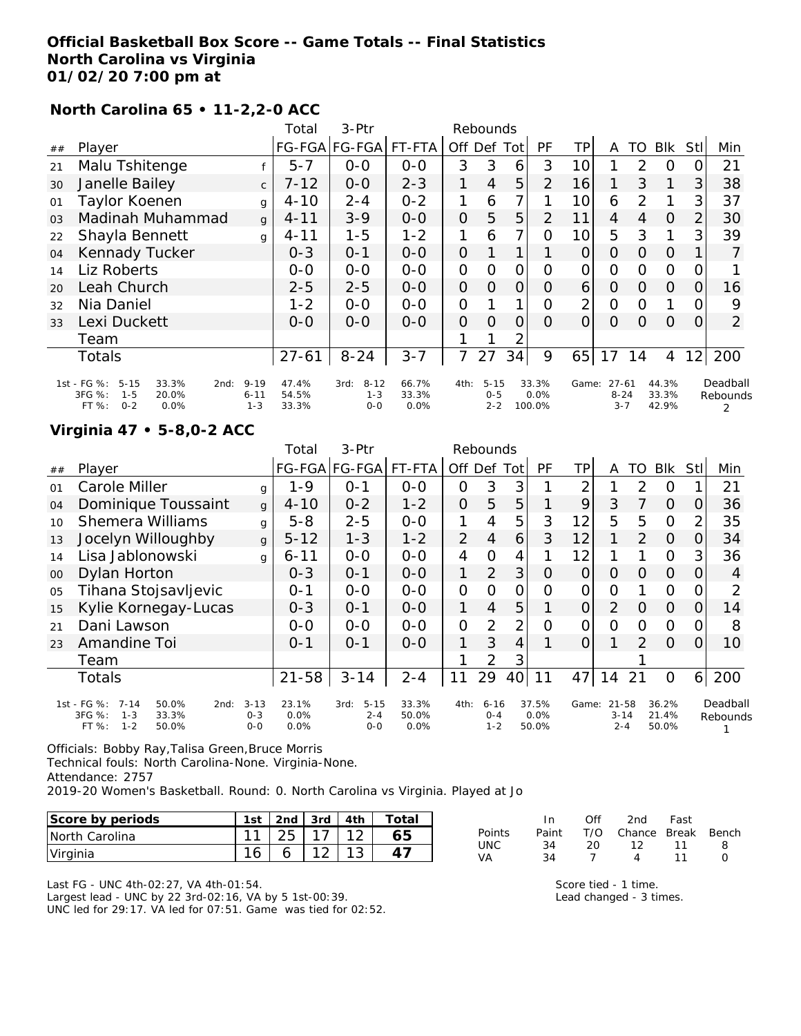**Official Basketball Box Score -- Game Totals -- Final Statistics**
**North Carolina vs Virginia**
**01/02/20 7:00 pm at**

**North Carolina 65 • 11-2,2-0 ACC**

| ## | Player | | Total FG-FGA | 3-Ptr FG-FGA | FT-FTA | Off | Def | Tot | PF | TP | A | TO | Blk | Stl | Min |
|---|---|---|---|---|---|---|---|---|---|---|---|---|---|---|---|
| 21 | Malu Tshitenge | f | 5-7 | 0-0 | 0-0 | 3 | 3 | 6 | 3 | 10 | 1 | 2 | 0 | 0 | 21 |
| 30 | Janelle Bailey | c | 7-12 | 0-0 | 2-3 | 1 | 4 | 5 | 2 | 16 | 1 | 3 | 1 | 3 | 38 |
| 01 | Taylor Koenen | g | 4-10 | 2-4 | 0-2 | 1 | 6 | 7 | 1 | 10 | 6 | 2 | 1 | 3 | 37 |
| 03 | Madinah Muhammad | g | 4-11 | 3-9 | 0-0 | 0 | 5 | 5 | 2 | 11 | 4 | 4 | 0 | 2 | 30 |
| 22 | Shayla Bennett | g | 4-11 | 1-5 | 1-2 | 1 | 6 | 7 | 0 | 10 | 5 | 3 | 1 | 3 | 39 |
| 04 | Kennady Tucker | | 0-3 | 0-1 | 0-0 | 0 | 1 | 1 | 1 | 0 | 0 | 0 | 0 | 1 | 7 |
| 14 | Liz Roberts | | 0-0 | 0-0 | 0-0 | 0 | 0 | 0 | 0 | 0 | 0 | 0 | 0 | 0 | 1 |
| 20 | Leah Church | | 2-5 | 2-5 | 0-0 | 0 | 0 | 0 | 0 | 6 | 0 | 0 | 0 | 0 | 16 |
| 32 | Nia Daniel | | 1-2 | 0-0 | 0-0 | 0 | 1 | 1 | 0 | 2 | 0 | 0 | 1 | 0 | 9 |
| 33 | Lexi Duckett | | 0-0 | 0-0 | 0-0 | 0 | 0 | 0 | 0 | 0 | 0 | 0 | 0 | 0 | 2 |
| | Team | | | | | 1 | 1 | 2 | | | | | | | |
| | Totals | | 27-61 | 8-24 | 3-7 | 7 | 27 | 34 | 9 | 65 | 17 | 14 | 4 | 12 | 200 |

| | 1st | | 2nd | | 3rd | | 4th | | Game | | Deadball Rebounds |
|---|---|---|---|---|---|---|---|---|---|---|---|
| FG % | 5-15 | 33.3% | 9-19 | 47.4% | 8-12 | 66.7% | 5-15 | 33.3% | 27-61 | 44.3% | 2 |
| 3FG % | 1-5 | 20.0% | 6-11 | 54.5% | 1-3 | 33.3% | 0-5 | 0.0% | 8-24 | 33.3% | |
| FT % | 0-2 | 0.0% | 1-3 | 33.3% | 0-0 | 0.0% | 2-2 | 100.0% | 3-7 | 42.9% | |

**Virginia 47 • 5-8,0-2 ACC**

| ## | Player | | Total FG-FGA | 3-Ptr FG-FGA | FT-FTA | Off | Def | Tot | PF | TP | A | TO | Blk | Stl | Min |
|---|---|---|---|---|---|---|---|---|---|---|---|---|---|---|---|
| 01 | Carole Miller | g | 1-9 | 0-1 | 0-0 | 0 | 3 | 3 | 1 | 2 | 1 | 2 | 0 | 1 | 21 |
| 04 | Dominique Toussaint | g | 4-10 | 0-2 | 1-2 | 0 | 5 | 5 | 1 | 9 | 3 | 7 | 0 | 0 | 36 |
| 10 | Shemera Williams | g | 5-8 | 2-5 | 0-0 | 1 | 4 | 5 | 3 | 12 | 5 | 5 | 0 | 2 | 35 |
| 13 | Jocelyn Willoughby | g | 5-12 | 1-3 | 1-2 | 2 | 4 | 6 | 3 | 12 | 1 | 2 | 0 | 0 | 34 |
| 14 | Lisa Jablonowski | g | 6-11 | 0-0 | 0-0 | 4 | 0 | 4 | 1 | 12 | 1 | 1 | 0 | 3 | 36 |
| 00 | Dylan Horton | | 0-3 | 0-1 | 0-0 | 1 | 2 | 3 | 0 | 0 | 0 | 0 | 0 | 0 | 4 |
| 05 | Tihana Stojsavljevic | | 0-1 | 0-0 | 0-0 | 0 | 0 | 0 | 0 | 0 | 0 | 1 | 0 | 0 | 2 |
| 15 | Kylie Kornegay-Lucas | | 0-3 | 0-1 | 0-0 | 1 | 4 | 5 | 1 | 0 | 2 | 0 | 0 | 0 | 14 |
| 21 | Dani Lawson | | 0-0 | 0-0 | 0-0 | 0 | 2 | 2 | 0 | 0 | 0 | 0 | 0 | 0 | 8 |
| 23 | Amandine Toi | | 0-1 | 0-1 | 0-0 | 1 | 3 | 4 | 1 | 0 | 1 | 2 | 0 | 0 | 10 |
| | Team | | | | | 1 | 2 | 3 | | | | 1 | | | |
| | Totals | | 21-58 | 3-14 | 2-4 | 11 | 29 | 40 | 11 | 47 | 14 | 21 | 0 | 6 | 200 |

| | 1st | | 2nd | | 3rd | | 4th | | Game | | Deadball Rebounds |
|---|---|---|---|---|---|---|---|---|---|---|---|
| FG % | 7-14 | 50.0% | 3-13 | 23.1% | 5-15 | 33.3% | 6-16 | 37.5% | 21-58 | 36.2% | 1 |
| 3FG % | 1-3 | 33.3% | 0-3 | 0.0% | 2-4 | 50.0% | 0-4 | 0.0% | 3-14 | 21.4% | |
| FT % | 1-2 | 50.0% | 0-0 | 0.0% | 0-0 | 0.0% | 1-2 | 50.0% | 2-4 | 50.0% | |

Officials: Bobby Ray,Talisa Green,Bruce Morris
Technical fouls: North Carolina-None. Virginia-None.
Attendance: 2757
2019-20 Women's Basketball. Round: 0. North Carolina vs Virginia. Played at Jo

| Score by periods | 1st | 2nd | 3rd | 4th | Total |
|---|---|---|---|---|---|
| North Carolina | 11 | 25 | 17 | 12 | 65 |
| Virginia | 16 | 6 | 12 | 13 | 47 |

| Points | In Paint | Off T/O | 2nd Chance | Fast Break | Bench |
|---|---|---|---|---|---|
| UNC | 34 | 20 | 12 | 11 | 8 |
| VA | 34 | 7 | 4 | 11 | 0 |

Last FG - UNC 4th-02:27, VA 4th-01:54.
Largest lead - UNC by 22 3rd-02:16, VA by 5 1st-00:39.
UNC led for 29:17. VA led for 07:51. Game was tied for 02:52.

Score tied - 1 time.
Lead changed - 3 times.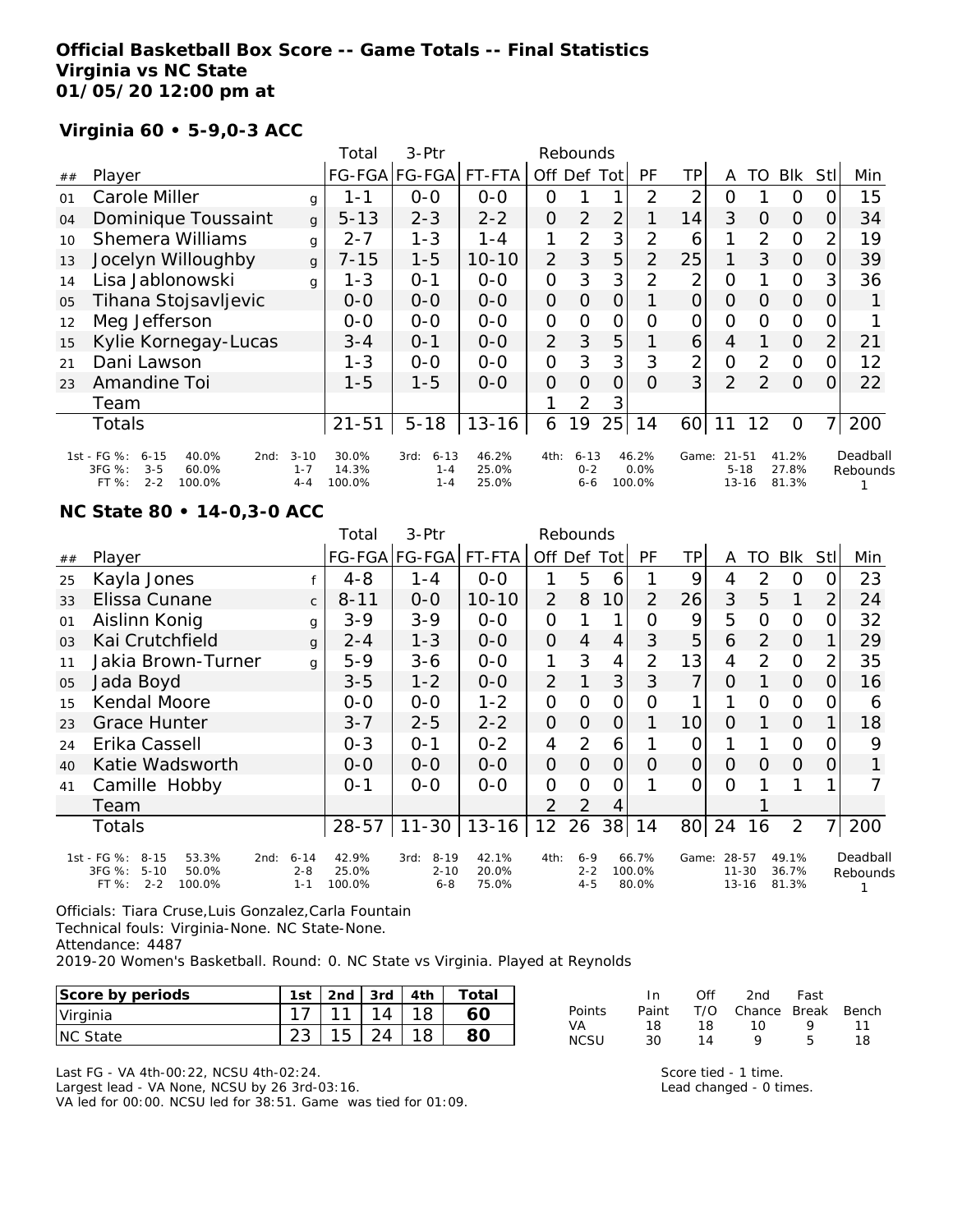**Official Basketball Box Score -- Game Totals -- Final Statistics**
**Virginia vs NC State**
**01/05/20 12:00 pm at**

**Virginia 60 • 5-9,0-3 ACC**

| ## | Player | | Total FG-FGA | 3-Ptr FG-FGA | FT-FTA | Off | Def | Tot | PF | TP | A | TO | Blk | Stl | Min |
|---|---|---|---|---|---|---|---|---|---|---|---|---|---|---|---|
| 01 | Carole Miller | g | 1-1 | 0-0 | 0-0 | 0 | 1 | 1 | 2 | 2 | 0 | 1 | 0 | 0 | 15 |
| 04 | Dominique Toussaint | g | 5-13 | 2-3 | 2-2 | 0 | 2 | 2 | 1 | 14 | 3 | 0 | 0 | 0 | 34 |
| 10 | Shemera Williams | g | 2-7 | 1-3 | 1-4 | 1 | 2 | 3 | 2 | 6 | 1 | 2 | 0 | 2 | 19 |
| 13 | Jocelyn Willoughby | g | 7-15 | 1-5 | 10-10 | 2 | 3 | 5 | 2 | 25 | 1 | 3 | 0 | 0 | 39 |
| 14 | Lisa Jablonowski | g | 1-3 | 0-1 | 0-0 | 0 | 3 | 3 | 2 | 2 | 0 | 1 | 0 | 3 | 36 |
| 05 | Tihana Stojsavljevic | | 0-0 | 0-0 | 0-0 | 0 | 0 | 0 | 1 | 0 | 0 | 0 | 0 | 0 | 1 |
| 12 | Meg Jefferson | | 0-0 | 0-0 | 0-0 | 0 | 0 | 0 | 0 | 0 | 0 | 0 | 0 | 0 | 1 |
| 15 | Kylie Kornegay-Lucas | | 3-4 | 0-1 | 0-0 | 2 | 3 | 5 | 1 | 6 | 4 | 1 | 0 | 2 | 21 |
| 21 | Dani Lawson | | 1-3 | 0-0 | 0-0 | 0 | 3 | 3 | 3 | 2 | 0 | 2 | 0 | 0 | 12 |
| 23 | Amandine Toi | | 1-5 | 1-5 | 0-0 | 0 | 0 | 0 | 0 | 3 | 2 | 2 | 0 | 0 | 22 |
| | Team | | | | | 1 | 2 | 3 | | | | | | | |
| | Totals | | 21-51 | 5-18 | 13-16 | 6 | 19 | 25 | 14 | 60 | 11 | 12 | 0 | 7 | 200 |

| | 1st | | 2nd | | 3rd | | 4th | | Game | | Deadball Rebounds |
|---|---|---|---|---|---|---|---|---|---|---|---|
| FG % | 6-15 | 40.0% | 3-10 | 30.0% | 6-13 | 46.2% | 6-13 | 46.2% | 21-51 | 41.2% | 1 |
| 3FG % | 3-5 | 60.0% | 1-7 | 14.3% | 1-4 | 25.0% | 0-2 | 0.0% | 5-18 | 27.8% | |
| FT % | 2-2 | 100.0% | 4-4 | 100.0% | 1-4 | 25.0% | 6-6 | 100.0% | 13-16 | 81.3% | |

**NC State 80 • 14-0,3-0 ACC**

| ## | Player | | Total FG-FGA | 3-Ptr FG-FGA | FT-FTA | Off | Def | Tot | PF | TP | A | TO | Blk | Stl | Min |
|---|---|---|---|---|---|---|---|---|---|---|---|---|---|---|---|
| 25 | Kayla Jones | f | 4-8 | 1-4 | 0-0 | 1 | 5 | 6 | 1 | 9 | 4 | 2 | 0 | 0 | 23 |
| 33 | Elissa Cunane | c | 8-11 | 0-0 | 10-10 | 2 | 8 | 10 | 2 | 26 | 3 | 5 | 1 | 2 | 24 |
| 01 | Aislinn Konig | g | 3-9 | 3-9 | 0-0 | 0 | 1 | 1 | 0 | 9 | 5 | 0 | 0 | 0 | 32 |
| 03 | Kai Crutchfield | g | 2-4 | 1-3 | 0-0 | 0 | 4 | 4 | 3 | 5 | 6 | 2 | 0 | 1 | 29 |
| 11 | Jakia Brown-Turner | g | 5-9 | 3-6 | 0-0 | 1 | 3 | 4 | 2 | 13 | 4 | 2 | 0 | 2 | 35 |
| 05 | Jada Boyd | | 3-5 | 1-2 | 0-0 | 2 | 1 | 3 | 3 | 7 | 0 | 1 | 0 | 0 | 16 |
| 15 | Kendal Moore | | 0-0 | 0-0 | 1-2 | 0 | 0 | 0 | 0 | 1 | 1 | 0 | 0 | 0 | 6 |
| 23 | Grace Hunter | | 3-7 | 2-5 | 2-2 | 0 | 0 | 0 | 1 | 10 | 0 | 1 | 0 | 1 | 18 |
| 24 | Erika Cassell | | 0-3 | 0-1 | 0-2 | 4 | 2 | 6 | 1 | 0 | 1 | 1 | 0 | 0 | 9 |
| 40 | Katie Wadsworth | | 0-0 | 0-0 | 0-0 | 0 | 0 | 0 | 0 | 0 | 0 | 0 | 0 | 0 | 1 |
| 41 | Camille Hobby | | 0-1 | 0-0 | 0-0 | 0 | 0 | 0 | 1 | 0 | 0 | 1 | 1 | 1 | 7 |
| | Team | | | | | 2 | 2 | 4 | | | | 1 | | | |
| | Totals | | 28-57 | 11-30 | 13-16 | 12 | 26 | 38 | 14 | 80 | 24 | 16 | 2 | 7 | 200 |

| | 1st | | 2nd | | 3rd | | 4th | | Game | | Deadball Rebounds |
|---|---|---|---|---|---|---|---|---|---|---|---|
| FG % | 8-15 | 53.3% | 6-14 | 42.9% | 8-19 | 42.1% | 6-9 | 66.7% | 28-57 | 49.1% | 1 |
| 3FG % | 5-10 | 50.0% | 2-8 | 25.0% | 2-10 | 20.0% | 2-2 | 100.0% | 11-30 | 36.7% | |
| FT % | 2-2 | 100.0% | 1-1 | 100.0% | 6-8 | 75.0% | 4-5 | 80.0% | 13-16 | 81.3% | |

Officials: Tiara Cruse,Luis Gonzalez,Carla Fountain
Technical fouls: Virginia-None. NC State-None.
Attendance: 4487
2019-20 Women's Basketball. Round: 0. NC State vs Virginia. Played at Reynolds

| Score by periods | 1st | 2nd | 3rd | 4th | Total |
|---|---|---|---|---|---|
| Virginia | 17 | 11 | 14 | 18 | 60 |
| NC State | 23 | 15 | 24 | 18 | 80 |

| Points | In Paint | Off T/O | 2nd Chance | Fast Break | Bench |
|---|---|---|---|---|---|
| VA | 18 | 18 | 10 | 9 | 11 |
| NCSU | 30 | 14 | 9 | 5 | 18 |

Last FG - VA 4th-00:22, NCSU 4th-02:24.
Largest lead - VA None, NCSU by 26 3rd-03:16.
VA led for 00:00. NCSU led for 38:51. Game was tied for 01:09.

Score tied - 1 time.
Lead changed - 0 times.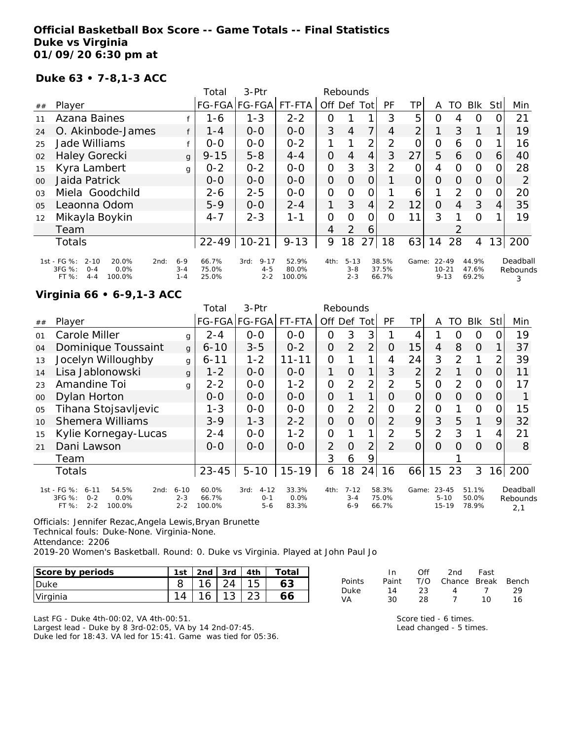**Official Basketball Box Score -- Game Totals -- Final Statistics**
**Duke vs Virginia**
**01/09/20 6:30 pm at**

**Duke 63 • 7-8,1-3 ACC**

| ## | Player | | Total FG-FGA | 3-Ptr FG-FGA | FT-FTA | Rebounds Off | Def | Tot | PF | TP | A | TO | Blk | Stl | Min |
|---|---|---|---|---|---|---|---|---|---|---|---|---|---|---|---|
| 11 | Azana Baines | f | 1-6 | 1-3 | 2-2 | 0 | 1 | 1 | 3 | 5 | 0 | 4 | 0 | 0 | 21 |
| 24 | O. Akinbode-James | f | 1-4 | 0-0 | 0-0 | 3 | 4 | 7 | 4 | 2 | 1 | 3 | 1 | 1 | 19 |
| 25 | Jade Williams | f | 0-0 | 0-0 | 0-2 | 1 | 1 | 2 | 2 | 0 | 0 | 6 | 0 | 1 | 16 |
| 02 | Haley Gorecki | g | 9-15 | 5-8 | 4-4 | 0 | 4 | 4 | 3 | 27 | 5 | 6 | 0 | 6 | 40 |
| 15 | Kyra Lambert | g | 0-2 | 0-2 | 0-0 | 0 | 3 | 3 | 2 | 0 | 4 | 0 | 0 | 0 | 28 |
| 00 | Jaida Patrick | | 0-0 | 0-0 | 0-0 | 0 | 0 | 0 | 1 | 0 | 0 | 0 | 0 | 0 | 2 |
| 03 | Miela Goodchild | | 2-6 | 2-5 | 0-0 | 0 | 0 | 0 | 1 | 6 | 1 | 2 | 0 | 0 | 20 |
| 05 | Leaonna Odom | | 5-9 | 0-0 | 2-4 | 1 | 3 | 4 | 2 | 12 | 0 | 4 | 3 | 4 | 35 |
| 12 | Mikayla Boykin | | 4-7 | 2-3 | 1-1 | 0 | 0 | 0 | 0 | 11 | 3 | 1 | 0 | 1 | 19 |
| | Team | | | | | 4 | 2 | 6 | | | | 2 | | | |
| | Totals | | 22-49 | 10-21 | 9-13 | 9 | 18 | 27 | 18 | 63 | 14 | 28 | 4 | 13 | 200 |

| | 1st | | 2nd | | 3rd | | 4th | | Game | | Deadball Rebounds |
|---|---|---|---|---|---|---|---|---|---|---|---|
| FG % | 2-10 | 20.0% | 6-9 | 66.7% | 9-17 | 52.9% | 5-13 | 38.5% | 22-49 | 44.9% | 3 |
| 3FG % | 0-4 | 0.0% | 3-4 | 75.0% | 4-5 | 80.0% | 3-8 | 37.5% | 10-21 | 47.6% | |
| FT % | 4-4 | 100.0% | 1-4 | 25.0% | 2-2 | 100.0% | 2-3 | 66.7% | 9-13 | 69.2% | |

**Virginia 66 • 6-9,1-3 ACC**

| ## | Player | | Total FG-FGA | 3-Ptr FG-FGA | FT-FTA | Rebounds Off | Def | Tot | PF | TP | A | TO | Blk | Stl | Min |
|---|---|---|---|---|---|---|---|---|---|---|---|---|---|---|---|
| 01 | Carole Miller | g | 2-4 | 0-0 | 0-0 | 0 | 3 | 3 | 1 | 4 | 1 | 0 | 0 | 0 | 19 |
| 04 | Dominique Toussaint | g | 6-10 | 3-5 | 0-2 | 0 | 2 | 2 | 0 | 15 | 4 | 8 | 0 | 1 | 37 |
| 13 | Jocelyn Willoughby | g | 6-11 | 1-2 | 11-11 | 0 | 1 | 1 | 4 | 24 | 3 | 2 | 1 | 2 | 39 |
| 14 | Lisa Jablonowski | g | 1-2 | 0-0 | 0-0 | 1 | 0 | 1 | 3 | 2 | 2 | 1 | 0 | 0 | 11 |
| 23 | Amandine Toi | g | 2-2 | 0-0 | 1-2 | 0 | 2 | 2 | 2 | 5 | 0 | 2 | 0 | 0 | 17 |
| 00 | Dylan Horton | | 0-0 | 0-0 | 0-0 | 0 | 1 | 1 | 0 | 0 | 0 | 0 | 0 | 0 | 1 |
| 05 | Tihana Stojsavljevic | | 1-3 | 0-0 | 0-0 | 0 | 2 | 2 | 0 | 2 | 0 | 1 | 0 | 0 | 15 |
| 10 | Shemera Williams | | 3-9 | 1-3 | 2-2 | 0 | 0 | 0 | 2 | 9 | 3 | 5 | 1 | 9 | 32 |
| 15 | Kylie Kornegay-Lucas | | 2-4 | 0-0 | 1-2 | 0 | 1 | 1 | 2 | 5 | 2 | 3 | 1 | 4 | 21 |
| 21 | Dani Lawson | | 0-0 | 0-0 | 0-0 | 2 | 0 | 2 | 2 | 0 | 0 | 0 | 0 | 0 | 8 |
| | Team | | | | | 3 | 6 | 9 | | | | 1 | | | |
| | Totals | | 23-45 | 5-10 | 15-19 | 6 | 18 | 24 | 16 | 66 | 15 | 23 | 3 | 16 | 200 |

| | 1st | | 2nd | | 3rd | | 4th | | Game | | Deadball Rebounds |
|---|---|---|---|---|---|---|---|---|---|---|---|
| FG % | 6-11 | 54.5% | 6-10 | 60.0% | 4-12 | 33.3% | 7-12 | 58.3% | 23-45 | 51.1% | 2,1 |
| 3FG % | 0-2 | 0.0% | 2-3 | 66.7% | 0-1 | 0.0% | 3-4 | 75.0% | 5-10 | 50.0% | |
| FT % | 2-2 | 100.0% | 2-2 | 100.0% | 5-6 | 83.3% | 6-9 | 66.7% | 15-19 | 78.9% | |

Officials: Jennifer Rezac,Angela Lewis,Bryan Brunette
Technical fouls: Duke-None. Virginia-None.
Attendance: 2206
2019-20 Women's Basketball. Round: 0. Duke vs Virginia. Played at John Paul Jo

| Score by periods | 1st | 2nd | 3rd | 4th | Total |
|---|---|---|---|---|---|
| Duke | 8 | 16 | 24 | 15 | **63** |
| Virginia | 14 | 16 | 13 | 23 | **66** |

| Points | In Paint | Off T/O | 2nd Chance | Fast Break | Bench |
|---|---|---|---|---|---|
| Duke | 14 | 23 | 4 | 7 | 29 |
| VA | 30 | 28 | 7 | 10 | 16 |

Last FG - Duke 4th-00:02, VA 4th-00:51.
Largest lead - Duke by 8 3rd-02:05, VA by 14 2nd-07:45.
Duke led for 18:43. VA led for 15:41. Game was tied for 05:36.

Score tied - 6 times.
Lead changed - 5 times.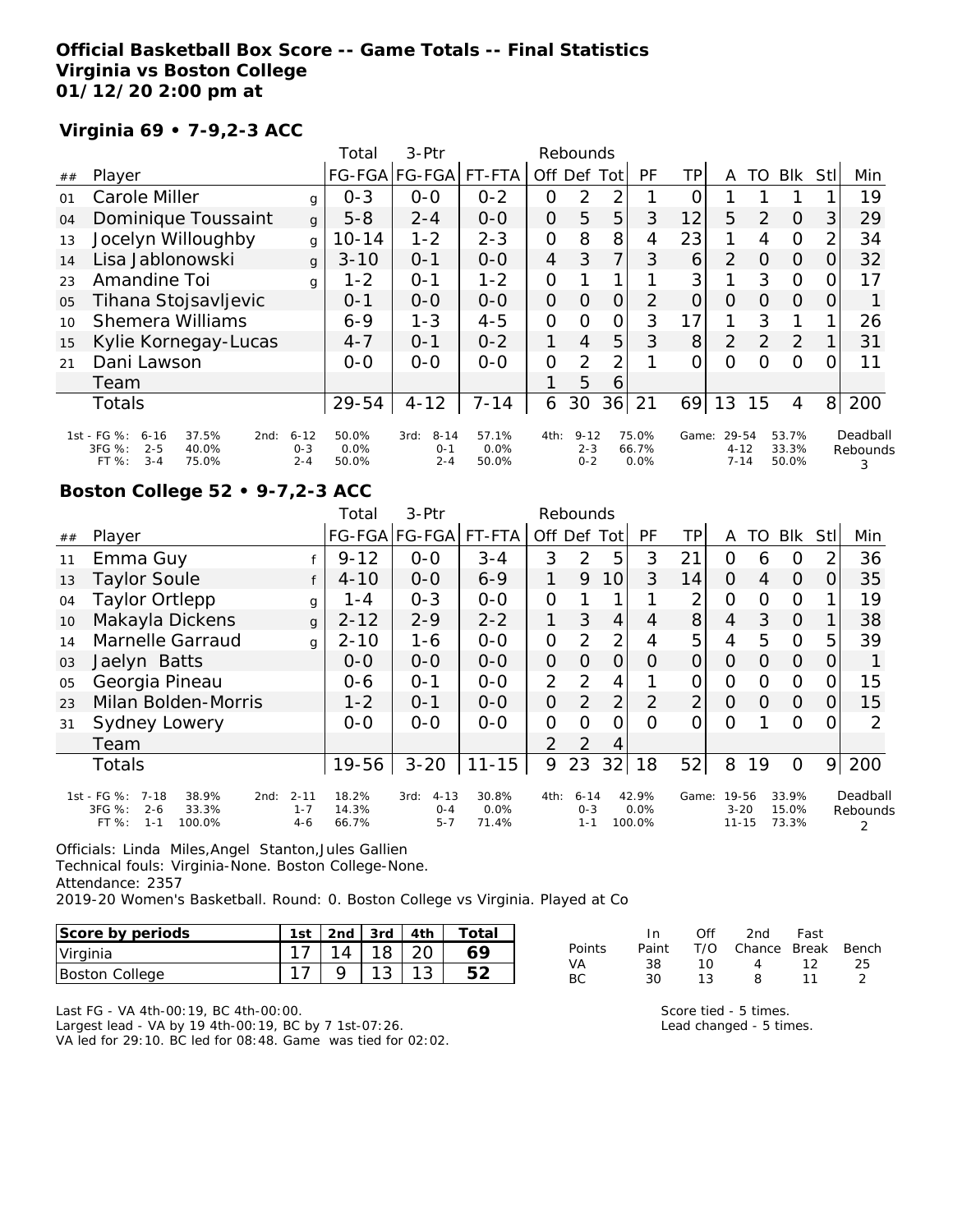**Official Basketball Box Score -- Game Totals -- Final Statistics**
**Virginia vs Boston College**
**01/12/20 2:00 pm at**

### Virginia 69 • 7-9,2-3 ACC

| ## | Player | | Total FG-FGA | 3-Ptr FG-FGA | FT-FTA | Off | Def | Tot | PF | TP | A | TO | Blk | Stl | Min |
|---|---|---|---|---|---|---|---|---|---|---|---|---|---|---|---|
| 01 | Carole Miller | g | 0-3 | 0-0 | 0-2 | 0 | 2 | 2 | 1 | 0 | 1 | 1 | 1 | 1 | 19 |
| 04 | Dominique Toussaint | g | 5-8 | 2-4 | 0-0 | 0 | 5 | 5 | 3 | 12 | 5 | 2 | 0 | 3 | 29 |
| 13 | Jocelyn Willoughby | g | 10-14 | 1-2 | 2-3 | 0 | 8 | 8 | 4 | 23 | 1 | 4 | 0 | 2 | 34 |
| 14 | Lisa Jablonowski | g | 3-10 | 0-1 | 0-0 | 4 | 3 | 7 | 3 | 6 | 2 | 0 | 0 | 0 | 32 |
| 23 | Amandine Toi | g | 1-2 | 0-1 | 1-2 | 0 | 1 | 1 | 1 | 3 | 1 | 3 | 0 | 0 | 17 |
| 05 | Tihana Stojsavljevic | | 0-1 | 0-0 | 0-0 | 0 | 0 | 0 | 2 | 0 | 0 | 0 | 0 | 0 | 1 |
| 10 | Shemera Williams | | 6-9 | 1-3 | 4-5 | 0 | 0 | 0 | 3 | 17 | 1 | 3 | 1 | 1 | 26 |
| 15 | Kylie Kornegay-Lucas | | 4-7 | 0-1 | 0-2 | 1 | 4 | 5 | 3 | 8 | 2 | 2 | 2 | 1 | 31 |
| 21 | Dani Lawson | | 0-0 | 0-0 | 0-0 | 0 | 2 | 2 | 1 | 0 | 0 | 0 | 0 | 0 | 11 |
| | Team | | | | | 1 | 5 | 6 | | | | | | | |
| | Totals | | 29-54 | 4-12 | 7-14 | 6 | 30 | 36 | 21 | 69 | 13 | 15 | 4 | 8 | 200 |

| | 1st | | 2nd | | 3rd | | 4th | | Game | | Deadball Rebounds |
|---|---|---|---|---|---|---|---|---|---|---|---|
| FG % | 6-16 | 37.5% | 6-12 | 50.0% | 8-14 | 57.1% | 9-12 | 75.0% | 29-54 | 53.7% | 3 |
| 3FG % | 2-5 | 40.0% | 0-3 | 0.0% | 0-1 | 0.0% | 2-3 | 66.7% | 4-12 | 33.3% | |
| FT % | 3-4 | 75.0% | 2-4 | 50.0% | 2-4 | 50.0% | 0-2 | 0.0% | 7-14 | 50.0% | |

### Boston College 52 • 9-7,2-3 ACC

| ## | Player | | Total FG-FGA | 3-Ptr FG-FGA | FT-FTA | Off | Def | Tot | PF | TP | A | TO | Blk | Stl | Min |
|---|---|---|---|---|---|---|---|---|---|---|---|---|---|---|---|
| 11 | Emma Guy | f | 9-12 | 0-0 | 3-4 | 3 | 2 | 5 | 3 | 21 | 0 | 6 | 0 | 2 | 36 |
| 13 | Taylor Soule | f | 4-10 | 0-0 | 6-9 | 1 | 9 | 10 | 3 | 14 | 0 | 4 | 0 | 0 | 35 |
| 04 | Taylor Ortlepp | g | 1-4 | 0-3 | 0-0 | 0 | 1 | 1 | 1 | 2 | 0 | 0 | 0 | 1 | 19 |
| 10 | Makayla Dickens | g | 2-12 | 2-9 | 2-2 | 1 | 3 | 4 | 4 | 8 | 4 | 3 | 0 | 1 | 38 |
| 14 | Marnelle Garraud | g | 2-10 | 1-6 | 0-0 | 0 | 2 | 2 | 4 | 5 | 4 | 5 | 0 | 5 | 39 |
| 03 | Jaelyn Batts | | 0-0 | 0-0 | 0-0 | 0 | 0 | 0 | 0 | 0 | 0 | 0 | 0 | 0 | 1 |
| 05 | Georgia Pineau | | 0-6 | 0-1 | 0-0 | 2 | 2 | 4 | 1 | 0 | 0 | 0 | 0 | 0 | 15 |
| 23 | Milan Bolden-Morris | | 1-2 | 0-1 | 0-0 | 0 | 2 | 2 | 2 | 2 | 0 | 0 | 0 | 0 | 15 |
| 31 | Sydney Lowery | | 0-0 | 0-0 | 0-0 | 0 | 0 | 0 | 0 | 0 | 0 | 1 | 0 | 0 | 2 |
| | Team | | | | | 2 | 2 | 4 | | | | | | | |
| | Totals | | 19-56 | 3-20 | 11-15 | 9 | 23 | 32 | 18 | 52 | 8 | 19 | 0 | 9 | 200 |

| | 1st | | 2nd | | 3rd | | 4th | | Game | | Deadball Rebounds |
|---|---|---|---|---|---|---|---|---|---|---|---|
| FG % | 7-18 | 38.9% | 2-11 | 18.2% | 4-13 | 30.8% | 6-14 | 42.9% | 19-56 | 33.9% | 2 |
| 3FG % | 2-6 | 33.3% | 1-7 | 14.3% | 0-4 | 0.0% | 0-3 | 0.0% | 3-20 | 15.0% | |
| FT % | 1-1 | 100.0% | 4-6 | 66.7% | 5-7 | 71.4% | 1-1 | 100.0% | 11-15 | 73.3% | |

Officials: Linda Miles,Angel Stanton,Jules Gallien
Technical fouls: Virginia-None. Boston College-None.
Attendance: 2357
2019-20 Women's Basketball. Round: 0. Boston College vs Virginia. Played at Co

| Score by periods | 1st | 2nd | 3rd | 4th | Total |
|---|---|---|---|---|---|
| Virginia | 17 | 14 | 18 | 20 | 69 |
| Boston College | 17 | 9 | 13 | 13 | 52 |

| Points | In Paint | Off T/O | 2nd Chance | Fast Break | Bench |
|---|---|---|---|---|---|
| VA | 38 | 10 | 4 | 12 | 25 |
| BC | 30 | 13 | 8 | 11 | 2 |

Last FG - VA 4th-00:19, BC 4th-00:00.
Largest lead - VA by 19 4th-00:19, BC by 7 1st-07:26.
VA led for 29:10. BC led for 08:48. Game was tied for 02:02.

Score tied - 5 times.
Lead changed - 5 times.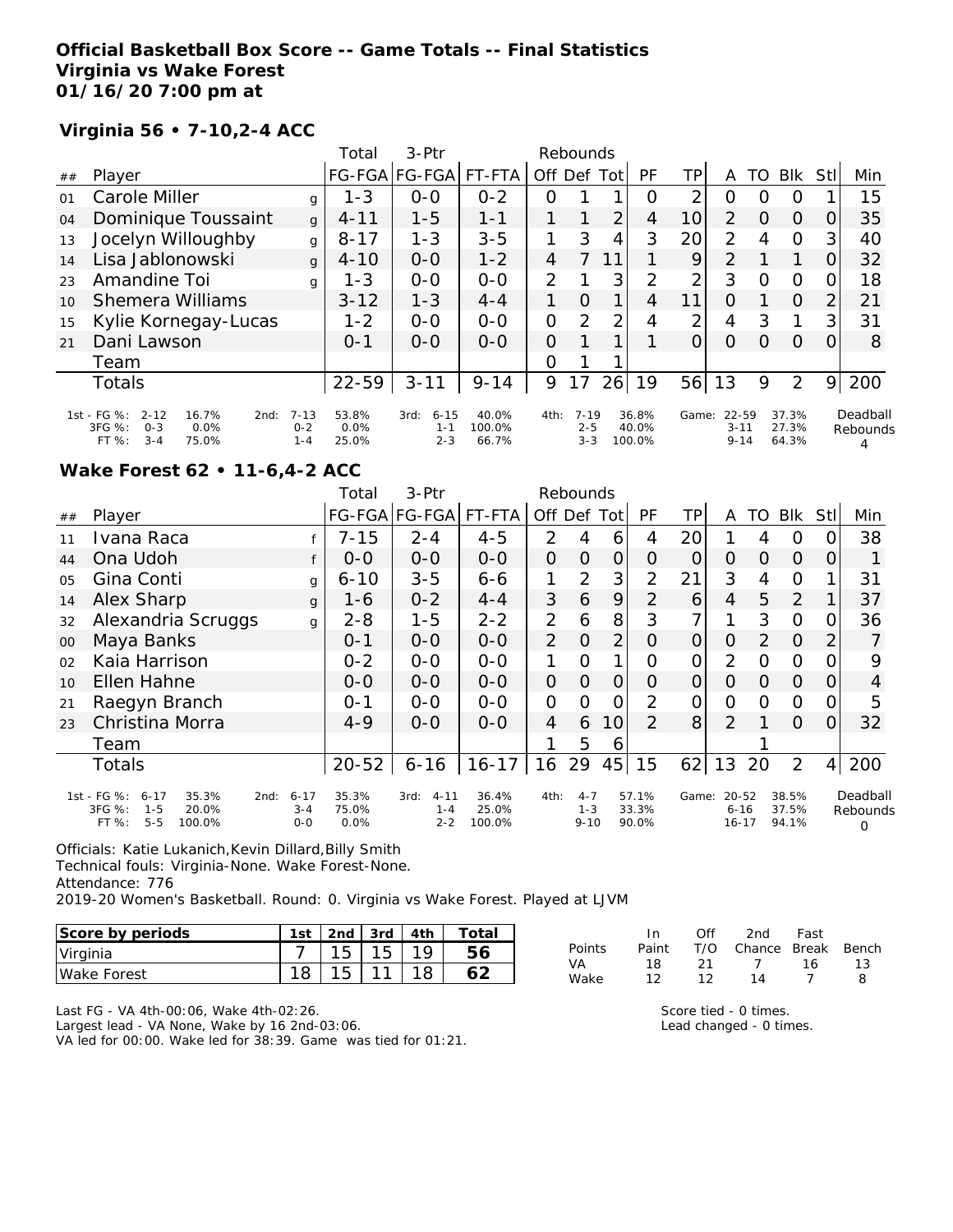**Official Basketball Box Score -- Game Totals -- Final Statistics**
**Virginia vs Wake Forest**
**01/16/20 7:00 pm at**

**Virginia 56 • 7-10,2-4 ACC**

| ## | Player | | Total FG-FGA | 3-Ptr FG-FGA | FT-FTA | Rebounds Off | Def | Tot | PF | TP | A | TO | Blk | Stl | Min |
|---|---|---|---|---|---|---|---|---|---|---|---|---|---|---|---|
| 01 | Carole Miller | g | 1-3 | 0-0 | 0-2 | 0 | 1 | 1 | 0 | 2 | 0 | 0 | 0 | 1 | 15 |
| 04 | Dominique Toussaint | g | 4-11 | 1-5 | 1-1 | 1 | 1 | 2 | 4 | 10 | 2 | 0 | 0 | 0 | 35 |
| 13 | Jocelyn Willoughby | g | 8-17 | 1-3 | 3-5 | 1 | 3 | 4 | 3 | 20 | 2 | 4 | 0 | 3 | 40 |
| 14 | Lisa Jablonowski | g | 4-10 | 0-0 | 1-2 | 4 | 7 | 11 | 1 | 9 | 2 | 1 | 1 | 0 | 32 |
| 23 | Amandine Toi | g | 1-3 | 0-0 | 0-0 | 2 | 1 | 3 | 2 | 2 | 3 | 0 | 0 | 0 | 18 |
| 10 | Shemera Williams | | 3-12 | 1-3 | 4-4 | 1 | 0 | 1 | 4 | 11 | 0 | 1 | 0 | 2 | 21 |
| 15 | Kylie Kornegay-Lucas | | 1-2 | 0-0 | 0-0 | 0 | 2 | 2 | 4 | 2 | 4 | 3 | 1 | 3 | 31 |
| 21 | Dani Lawson | | 0-1 | 0-0 | 0-0 | 0 | 1 | 1 | 1 | 0 | 0 | 0 | 0 | 0 | 8 |
| | Team | | | | | 0 | 1 | 1 | | | | | | | |
| | Totals | | 22-59 | 3-11 | 9-14 | 9 | 17 | 26 | 19 | 56 | 13 | 9 | 2 | 9 | 200 |

| | 1st | | 2nd | | 3rd | | 4th | | Game | | Deadball Rebounds |
|---|---|---|---|---|---|---|---|---|---|---|---|
| FG % | 2-12 | 16.7% | 7-13 | 53.8% | 6-15 | 40.0% | 7-19 | 36.8% | 22-59 | 37.3% | 4 |
| 3FG % | 0-3 | 0.0% | 0-2 | 0.0% | 1-1 | 100.0% | 2-5 | 40.0% | 3-11 | 27.3% | |
| FT % | 3-4 | 75.0% | 1-4 | 25.0% | 2-3 | 66.7% | 3-3 | 100.0% | 9-14 | 64.3% | |

**Wake Forest 62 • 11-6,4-2 ACC**

| ## | Player | | Total FG-FGA | 3-Ptr FG-FGA | FT-FTA | Rebounds Off | Def | Tot | PF | TP | A | TO | Blk | Stl | Min |
|---|---|---|---|---|---|---|---|---|---|---|---|---|---|---|---|
| 11 | Ivana Raca | f | 7-15 | 2-4 | 4-5 | 2 | 4 | 6 | 4 | 20 | 1 | 4 | 0 | 0 | 38 |
| 44 | Ona Udoh | f | 0-0 | 0-0 | 0-0 | 0 | 0 | 0 | 0 | 0 | 0 | 0 | 0 | 0 | 1 |
| 05 | Gina Conti | g | 6-10 | 3-5 | 6-6 | 1 | 2 | 3 | 2 | 21 | 3 | 4 | 0 | 1 | 31 |
| 14 | Alex Sharp | g | 1-6 | 0-2 | 4-4 | 3 | 6 | 9 | 2 | 6 | 4 | 5 | 2 | 1 | 37 |
| 32 | Alexandria Scruggs | g | 2-8 | 1-5 | 2-2 | 2 | 6 | 8 | 3 | 7 | 1 | 3 | 0 | 0 | 36 |
| 00 | Maya Banks | | 0-1 | 0-0 | 0-0 | 2 | 0 | 2 | 0 | 0 | 0 | 2 | 0 | 2 | 7 |
| 02 | Kaia Harrison | | 0-2 | 0-0 | 0-0 | 1 | 0 | 1 | 0 | 0 | 2 | 0 | 0 | 0 | 9 |
| 10 | Ellen Hahne | | 0-0 | 0-0 | 0-0 | 0 | 0 | 0 | 0 | 0 | 0 | 0 | 0 | 0 | 4 |
| 21 | Raegyn Branch | | 0-1 | 0-0 | 0-0 | 0 | 0 | 0 | 2 | 0 | 0 | 0 | 0 | 0 | 5 |
| 23 | Christina Morra | | 4-9 | 0-0 | 0-0 | 4 | 6 | 10 | 2 | 8 | 2 | 1 | 0 | 0 | 32 |
| | Team | | | | | 1 | 5 | 6 | | | | 1 | | | |
| | Totals | | 20-52 | 6-16 | 16-17 | 16 | 29 | 45 | 15 | 62 | 13 | 20 | 2 | 4 | 200 |

| | 1st | | 2nd | | 3rd | | 4th | | Game | | Deadball Rebounds |
|---|---|---|---|---|---|---|---|---|---|---|---|
| FG % | 6-17 | 35.3% | 6-17 | 35.3% | 4-11 | 36.4% | 4-7 | 57.1% | 20-52 | 38.5% | 0 |
| 3FG % | 1-5 | 20.0% | 3-4 | 75.0% | 1-4 | 25.0% | 1-3 | 33.3% | 6-16 | 37.5% | |
| FT % | 5-5 | 100.0% | 0-0 | 0.0% | 2-2 | 100.0% | 9-10 | 90.0% | 16-17 | 94.1% | |

Officials: Katie Lukanich,Kevin Dillard,Billy Smith
Technical fouls: Virginia-None. Wake Forest-None.
Attendance: 776
2019-20 Women's Basketball. Round: 0. Virginia vs Wake Forest. Played at LJVM

| Score by periods | 1st | 2nd | 3rd | 4th | Total |
|---|---|---|---|---|---|
| Virginia | 7 | 15 | 15 | 19 | 56 |
| Wake Forest | 18 | 15 | 11 | 18 | 62 |

| Points | In Paint | Off T/O | 2nd Chance | Fast Break | Bench |
|---|---|---|---|---|---|
| VA | 18 | 21 | 7 | 16 | 13 |
| Wake | 12 | 12 | 14 | 7 | 8 |

Last FG - VA 4th-00:06, Wake 4th-02:26.
Largest lead - VA None, Wake by 16 2nd-03:06.
VA led for 00:00. Wake led for 38:39. Game was tied for 01:21.

Score tied - 0 times.
Lead changed - 0 times.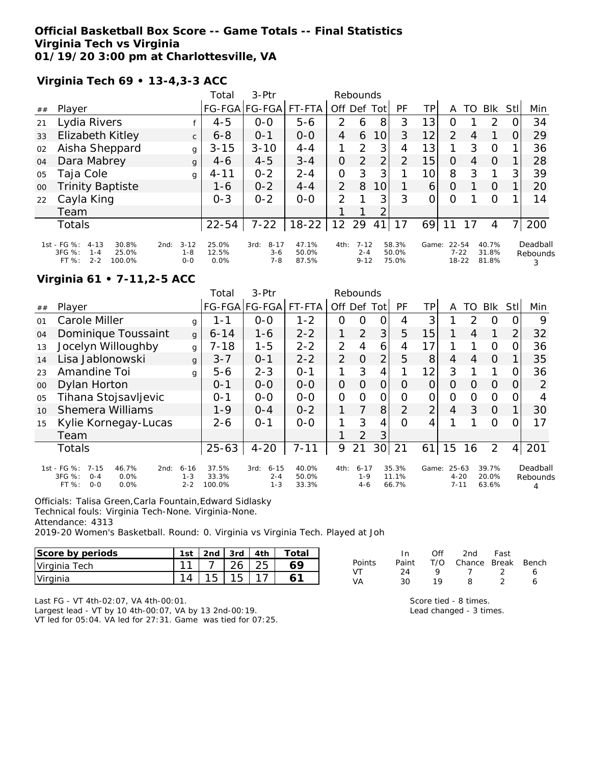**Official Basketball Box Score -- Game Totals -- Final Statistics**
**Virginia Tech vs Virginia**
**01/19/20 3:00 pm at Charlottesville, VA**

**Virginia Tech 69 • 13-4,3-3 ACC**

| ## | Player | | Total FG-FGA | 3-Ptr FG-FGA | FT-FTA | Off | Def | Tot | PF | TP | A | TO | Blk | Stl | Min |
|---|---|---|---|---|---|---|---|---|---|---|---|---|---|---|---|
| 21 | Lydia Rivers | f | 4-5 | 0-0 | 5-6 | 2 | 6 | 8 | 3 | 13 | 0 | 1 | 2 | 0 | 34 |
| 33 | Elizabeth Kitley | c | 6-8 | 0-1 | 0-0 | 4 | 6 | 10 | 3 | 12 | 2 | 4 | 1 | 0 | 29 |
| 02 | Aisha Sheppard | g | 3-15 | 3-10 | 4-4 | 1 | 2 | 3 | 4 | 13 | 1 | 3 | 0 | 1 | 36 |
| 04 | Dara Mabrey | g | 4-6 | 4-5 | 3-4 | 0 | 2 | 2 | 2 | 15 | 0 | 4 | 0 | 1 | 28 |
| 05 | Taja Cole | g | 4-11 | 0-2 | 2-4 | 0 | 3 | 3 | 1 | 10 | 8 | 3 | 1 | 3 | 39 |
| 00 | Trinity Baptiste | | 1-6 | 0-2 | 4-4 | 2 | 8 | 10 | 1 | 6 | 0 | 1 | 0 | 1 | 20 |
| 22 | Cayla King | | 0-3 | 0-2 | 0-0 | 2 | 1 | 3 | 3 | 0 | 0 | 1 | 0 | 1 | 14 |
| | Team | | | | | 1 | 1 | 2 | | | | | | | |
| | Totals | | 22-54 | 7-22 | 18-22 | 12 | 29 | 41 | 17 | 69 | 11 | 17 | 4 | 7 | 200 |

| | | | | | | | | |
|---|---|---|---|---|---|---|---|---|
| 1st - FG %: 4-13 30.8% | 2nd: 3-12 25.0% | 3rd: 8-17 47.1% | 4th: 7-12 58.3% | Game: 22-54 40.7% | Deadball Rebounds |
| 3FG %: 1-4 25.0% | 1-8 12.5% | 3-6 50.0% | 2-4 50.0% | 7-22 31.8% | 3 |
| FT %: 2-2 100.0% | 0-0 0.0% | 7-8 87.5% | 9-12 75.0% | 18-22 81.8% | |

**Virginia 61 • 7-11,2-5 ACC**

| ## | Player | | Total FG-FGA | 3-Ptr FG-FGA | FT-FTA | Off | Def | Tot | PF | TP | A | TO | Blk | Stl | Min |
|---|---|---|---|---|---|---|---|---|---|---|---|---|---|---|---|
| 01 | Carole Miller | g | 1-1 | 0-0 | 1-2 | 0 | 0 | 0 | 4 | 3 | 1 | 2 | 0 | 0 | 9 |
| 04 | Dominique Toussaint | g | 6-14 | 1-6 | 2-2 | 1 | 2 | 3 | 5 | 15 | 1 | 4 | 1 | 2 | 32 |
| 13 | Jocelyn Willoughby | g | 7-18 | 1-5 | 2-2 | 2 | 4 | 6 | 4 | 17 | 1 | 1 | 0 | 0 | 36 |
| 14 | Lisa Jablonowski | g | 3-7 | 0-1 | 2-2 | 2 | 0 | 2 | 5 | 8 | 4 | 4 | 0 | 1 | 35 |
| 23 | Amandine Toi | g | 5-6 | 2-3 | 0-1 | 1 | 3 | 4 | 1 | 12 | 3 | 1 | 1 | 0 | 36 |
| 00 | Dylan Horton | | 0-1 | 0-0 | 0-0 | 0 | 0 | 0 | 0 | 0 | 0 | 0 | 0 | 0 | 2 |
| 05 | Tihana Stojsavljevic | | 0-1 | 0-0 | 0-0 | 0 | 0 | 0 | 0 | 0 | 0 | 0 | 0 | 0 | 4 |
| 10 | Shemera Williams | | 1-9 | 0-4 | 0-2 | 1 | 7 | 8 | 2 | 2 | 4 | 3 | 0 | 1 | 30 |
| 15 | Kylie Kornegay-Lucas | | 2-6 | 0-1 | 0-0 | 1 | 3 | 4 | 0 | 4 | 1 | 1 | 0 | 0 | 17 |
| | Team | | | | | 1 | 2 | 3 | | | | | | | |
| | Totals | | 25-63 | 4-20 | 7-11 | 9 | 21 | 30 | 21 | 61 | 15 | 16 | 2 | 4 | 201 |

| | | | | | | | | |
|---|---|---|---|---|---|---|---|---|
| 1st - FG %: 7-15 46.7% | 2nd: 6-16 37.5% | 3rd: 6-15 40.0% | 4th: 6-17 35.3% | Game: 25-63 39.7% | Deadball Rebounds |
| 3FG %: 0-4 0.0% | 1-3 33.3% | 2-4 50.0% | 1-9 11.1% | 4-20 20.0% | 4 |
| FT %: 0-0 0.0% | 2-2 100.0% | 1-3 33.3% | 4-6 66.7% | 7-11 63.6% | |

Officials: Talisa Green,Carla Fountain,Edward Sidlasky
Technical fouls: Virginia Tech-None. Virginia-None.
Attendance: 4313
2019-20 Women's Basketball. Round: 0. Virginia vs Virginia Tech. Played at Joh

| Score by periods | 1st | 2nd | 3rd | 4th | Total |
|---|---|---|---|---|---|
| Virginia Tech | 11 | 7 | 26 | 25 | 69 |
| Virginia | 14 | 15 | 15 | 17 | 61 |

| Points | In Paint | Off T/O | 2nd Chance | Fast Break | Bench |
|---|---|---|---|---|---|
| VT | 24 | 9 | 7 | 2 | 6 |
| VA | 30 | 19 | 8 | 2 | 6 |

Last FG - VT 4th-02:07, VA 4th-00:01.
Largest lead - VT by 10 4th-00:07, VA by 13 2nd-00:19.
VT led for 05:04. VA led for 27:31. Game was tied for 07:25.

Score tied - 8 times.
Lead changed - 3 times.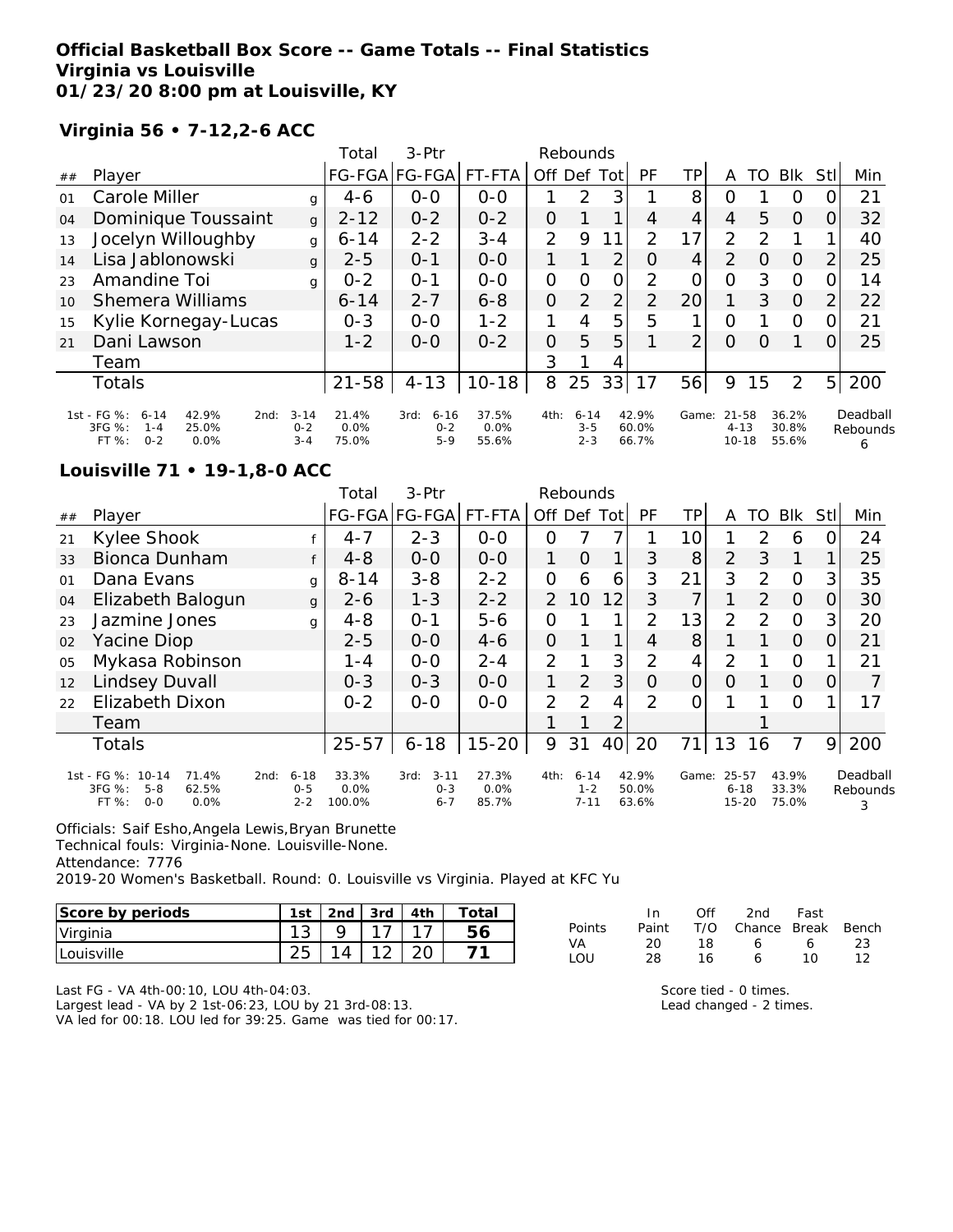**Official Basketball Box Score -- Game Totals -- Final Statistics**
**Virginia vs Louisville**
**01/23/20 8:00 pm at Louisville, KY**

**Virginia 56 • 7-12,2-6 ACC**

| ## | Player | | Total FG-FGA | 3-Ptr FG-FGA | FT-FTA | Rebounds Off | Def | Tot | PF | TP | A | TO | Blk | Stl | Min |
|---|---|---|---|---|---|---|---|---|---|---|---|---|---|---|---|
| 01 | Carole Miller | g | 4-6 | 0-0 | 0-0 | 1 | 2 | 3 | 1 | 8 | 0 | 1 | 0 | 0 | 21 |
| 04 | Dominique Toussaint | g | 2-12 | 0-2 | 0-2 | 0 | 1 | 1 | 4 | 4 | 4 | 5 | 0 | 0 | 32 |
| 13 | Jocelyn Willoughby | g | 6-14 | 2-2 | 3-4 | 2 | 9 | 11 | 2 | 17 | 2 | 2 | 1 | 1 | 40 |
| 14 | Lisa Jablonowski | g | 2-5 | 0-1 | 0-0 | 1 | 1 | 2 | 0 | 4 | 2 | 0 | 0 | 2 | 25 |
| 23 | Amandine Toi | g | 0-2 | 0-1 | 0-0 | 0 | 0 | 0 | 2 | 0 | 0 | 3 | 0 | 0 | 14 |
| 10 | Shemera Williams | | 6-14 | 2-7 | 6-8 | 0 | 2 | 2 | 2 | 20 | 1 | 3 | 0 | 2 | 22 |
| 15 | Kylie Kornegay-Lucas | | 0-3 | 0-0 | 1-2 | 1 | 4 | 5 | 5 | 1 | 0 | 1 | 0 | 0 | 21 |
| 21 | Dani Lawson | | 1-2 | 0-0 | 0-2 | 0 | 5 | 5 | 1 | 2 | 0 | 0 | 1 | 0 | 25 |
| | Team | | | | | 3 | 1 | 4 | | | | | | | |
| | Totals | | 21-58 | 4-13 | 10-18 | 8 | 25 | 33 | 17 | 56 | 9 | 15 | 2 | 5 | 200 |

| | 1st | | 2nd | | 3rd | | 4th | | Game | | Deadball Rebounds |
|---|---|---|---|---|---|---|---|---|---|---|---|
| FG % | 6-14 | 42.9% | 3-14 | 21.4% | 6-16 | 37.5% | 6-14 | 42.9% | 21-58 | 36.2% | 6 |
| 3FG % | 1-4 | 25.0% | 0-2 | 0.0% | 0-2 | 0.0% | 3-5 | 60.0% | 4-13 | 30.8% | |
| FT % | 0-2 | 0.0% | 3-4 | 75.0% | 5-9 | 55.6% | 2-3 | 66.7% | 10-18 | 55.6% | |

**Louisville 71 • 19-1,8-0 ACC**

| ## | Player | | Total FG-FGA | 3-Ptr FG-FGA | FT-FTA | Rebounds Off | Def | Tot | PF | TP | A | TO | Blk | Stl | Min |
|---|---|---|---|---|---|---|---|---|---|---|---|---|---|---|---|
| 21 | Kylee Shook | f | 4-7 | 2-3 | 0-0 | 0 | 7 | 7 | 1 | 10 | 1 | 2 | 6 | 0 | 24 |
| 33 | Bionca Dunham | f | 4-8 | 0-0 | 0-0 | 1 | 0 | 1 | 3 | 8 | 2 | 3 | 1 | 1 | 25 |
| 01 | Dana Evans | g | 8-14 | 3-8 | 2-2 | 0 | 6 | 6 | 3 | 21 | 3 | 2 | 0 | 3 | 35 |
| 04 | Elizabeth Balogun | g | 2-6 | 1-3 | 2-2 | 2 | 10 | 12 | 3 | 7 | 1 | 2 | 0 | 0 | 30 |
| 23 | Jazmine Jones | g | 4-8 | 0-1 | 5-6 | 0 | 1 | 1 | 2 | 13 | 2 | 2 | 0 | 3 | 20 |
| 02 | Yacine Diop | | 2-5 | 0-0 | 4-6 | 0 | 1 | 1 | 4 | 8 | 1 | 1 | 0 | 0 | 21 |
| 05 | Mykasa Robinson | | 1-4 | 0-0 | 2-4 | 2 | 1 | 3 | 2 | 4 | 2 | 1 | 0 | 1 | 21 |
| 12 | Lindsey Duvall | | 0-3 | 0-3 | 0-0 | 1 | 2 | 3 | 0 | 0 | 0 | 1 | 0 | 0 | 7 |
| 22 | Elizabeth Dixon | | 0-2 | 0-0 | 0-0 | 2 | 2 | 4 | 2 | 0 | 1 | 1 | 0 | 1 | 17 |
| | Team | | | | | 1 | 1 | 2 | | | | 1 | | | |
| | Totals | | 25-57 | 6-18 | 15-20 | 9 | 31 | 40 | 20 | 71 | 13 | 16 | 7 | 9 | 200 |

| | 1st | | 2nd | | 3rd | | 4th | | Game | | Deadball Rebounds |
|---|---|---|---|---|---|---|---|---|---|---|---|
| FG % | 10-14 | 71.4% | 6-18 | 33.3% | 3-11 | 27.3% | 6-14 | 42.9% | 25-57 | 43.9% | 3 |
| 3FG % | 5-8 | 62.5% | 0-5 | 0.0% | 0-3 | 0.0% | 1-2 | 50.0% | 6-18 | 33.3% | |
| FT % | 0-0 | 0.0% | 2-2 | 100.0% | 6-7 | 85.7% | 7-11 | 63.6% | 15-20 | 75.0% | |

Officials: Saif Esho,Angela Lewis,Bryan Brunette
Technical fouls: Virginia-None. Louisville-None.
Attendance: 7776
2019-20 Women's Basketball. Round: 0. Louisville vs Virginia. Played at KFC Yu

| Score by periods | 1st | 2nd | 3rd | 4th | Total |
|---|---|---|---|---|---|
| Virginia | 13 | 9 | 17 | 17 | 56 |
| Louisville | 25 | 14 | 12 | 20 | 71 |

| Points | In Paint | Off T/O | 2nd Chance | Fast Break | Bench |
|---|---|---|---|---|---|
| VA | 20 | 18 | 6 | 6 | 23 |
| LOU | 28 | 16 | 6 | 10 | 12 |

Last FG - VA 4th-00:10, LOU 4th-04:03.
Largest lead - VA by 2 1st-06:23, LOU by 21 3rd-08:13.
VA led for 00:18. LOU led for 39:25. Game was tied for 00:17.

Score tied - 0 times.
Lead changed - 2 times.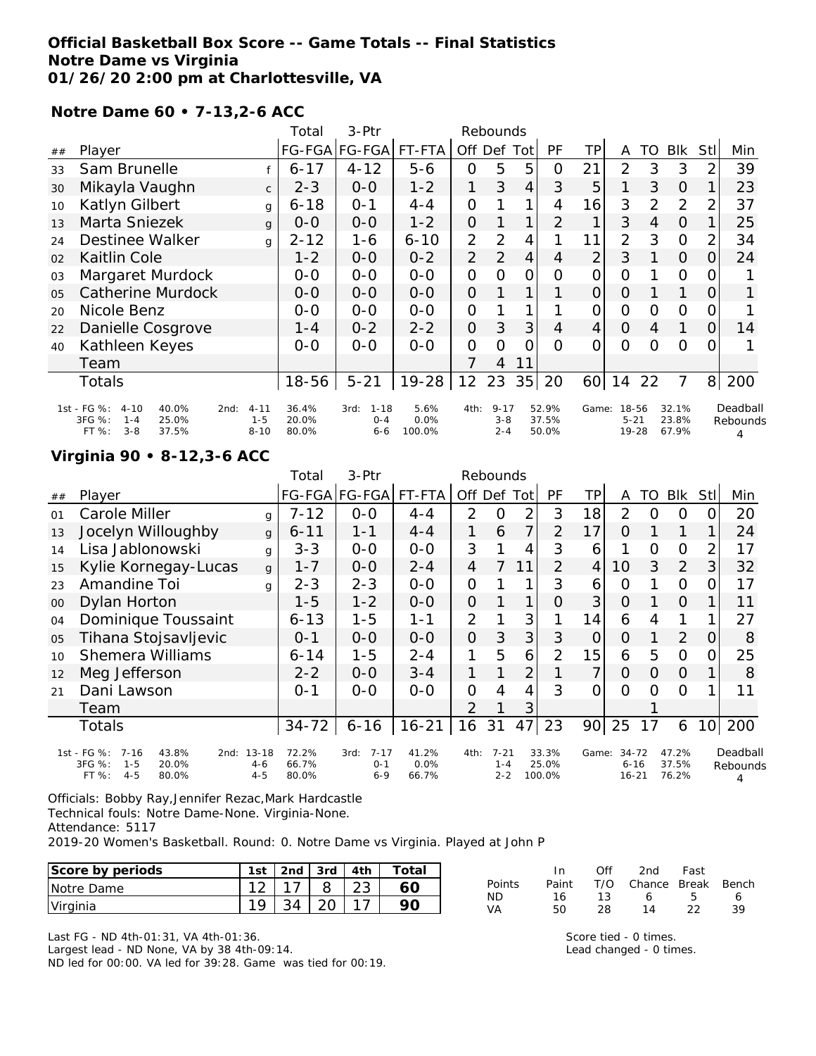**Official Basketball Box Score -- Game Totals -- Final Statistics**
**Notre Dame vs Virginia**
**01/26/20 2:00 pm at Charlottesville, VA**

## Notre Dame 60 • 7-13,2-6 ACC

| ## | Player | | Total FG-FGA | 3-Ptr FG-FGA | FT-FTA | Off | Def | Tot | PF | TP | A | TO | Blk | Stl | Min |
|---|---|---|---|---|---|---|---|---|---|---|---|---|---|---|---|
| 33 | Sam Brunelle | f | 6-17 | 4-12 | 5-6 | 0 | 5 | 5 | 0 | 21 | 2 | 3 | 3 | 2 | 39 |
| 30 | Mikayla Vaughn | c | 2-3 | 0-0 | 1-2 | 1 | 3 | 4 | 3 | 5 | 1 | 3 | 0 | 1 | 23 |
| 10 | Katlyn Gilbert | g | 6-18 | 0-1 | 4-4 | 0 | 1 | 1 | 4 | 16 | 3 | 2 | 2 | 2 | 37 |
| 13 | Marta Sniezek | g | 0-0 | 0-0 | 1-2 | 0 | 1 | 1 | 2 | 1 | 3 | 4 | 0 | 1 | 25 |
| 24 | Destinee Walker | g | 2-12 | 1-6 | 6-10 | 2 | 2 | 4 | 1 | 11 | 2 | 3 | 0 | 2 | 34 |
| 02 | Kaitlin Cole | | 1-2 | 0-0 | 0-2 | 2 | 2 | 4 | 4 | 2 | 3 | 1 | 0 | 0 | 24 |
| 03 | Margaret Murdock | | 0-0 | 0-0 | 0-0 | 0 | 0 | 0 | 0 | 0 | 0 | 1 | 0 | 0 | 1 |
| 05 | Catherine Murdock | | 0-0 | 0-0 | 0-0 | 0 | 1 | 1 | 1 | 0 | 0 | 1 | 1 | 0 | 1 |
| 20 | Nicole Benz | | 0-0 | 0-0 | 0-0 | 0 | 1 | 1 | 1 | 0 | 0 | 0 | 0 | 0 | 1 |
| 22 | Danielle Cosgrove | | 1-4 | 0-2 | 2-2 | 0 | 3 | 3 | 4 | 4 | 0 | 4 | 1 | 0 | 14 |
| 40 | Kathleen Keyes | | 0-0 | 0-0 | 0-0 | 0 | 0 | 0 | 0 | 0 | 0 | 0 | 0 | 0 | 1 |
| | Team | | | | | 7 | 4 | 11 | | | | | | | |
| | Totals | | 18-56 | 5-21 | 19-28 | 12 | 23 | 35 | 20 | 60 | 14 | 22 | 7 | 8 | 200 |

| | 1st | | 2nd | | 3rd | | 4th | | Game | | Deadball Rebounds |
|---|---|---|---|---|---|---|---|---|---|---|---|
| FG % | 4-10 | 40.0% | 4-11 | 36.4% | 1-18 | 5.6% | 9-17 | 52.9% | 18-56 | 32.1% | 4 |
| 3FG % | 1-4 | 25.0% | 1-5 | 20.0% | 0-4 | 0.0% | 3-8 | 37.5% | 5-21 | 23.8% | |
| FT % | 3-8 | 37.5% | 8-10 | 80.0% | 6-6 | 100.0% | 2-4 | 50.0% | 19-28 | 67.9% | |

## Virginia 90 • 8-12,3-6 ACC

| ## | Player | | Total FG-FGA | 3-Ptr FG-FGA | FT-FTA | Off | Def | Tot | PF | TP | A | TO | Blk | Stl | Min |
|---|---|---|---|---|---|---|---|---|---|---|---|---|---|---|---|
| 01 | Carole Miller | g | 7-12 | 0-0 | 4-4 | 2 | 0 | 2 | 3 | 18 | 2 | 0 | 0 | 0 | 20 |
| 13 | Jocelyn Willoughby | g | 6-11 | 1-1 | 4-4 | 1 | 6 | 7 | 2 | 17 | 0 | 1 | 1 | 1 | 24 |
| 14 | Lisa Jablonowski | g | 3-3 | 0-0 | 0-0 | 3 | 1 | 4 | 3 | 6 | 1 | 0 | 0 | 2 | 17 |
| 15 | Kylie Kornegay-Lucas | g | 1-7 | 0-0 | 2-4 | 4 | 7 | 11 | 2 | 4 | 10 | 3 | 2 | 3 | 32 |
| 23 | Amandine Toi | g | 2-3 | 2-3 | 0-0 | 0 | 1 | 1 | 3 | 6 | 0 | 1 | 0 | 0 | 17 |
| 00 | Dylan Horton | | 1-5 | 1-2 | 0-0 | 0 | 1 | 1 | 0 | 3 | 0 | 1 | 0 | 1 | 11 |
| 04 | Dominique Toussaint | | 6-13 | 1-5 | 1-1 | 2 | 1 | 3 | 1 | 14 | 6 | 4 | 1 | 1 | 27 |
| 05 | Tihana Stojsavljevic | | 0-1 | 0-0 | 0-0 | 0 | 3 | 3 | 3 | 0 | 0 | 1 | 2 | 0 | 8 |
| 10 | Shemera Williams | | 6-14 | 1-5 | 2-4 | 1 | 5 | 6 | 2 | 15 | 6 | 5 | 0 | 0 | 25 |
| 12 | Meg Jefferson | | 2-2 | 0-0 | 3-4 | 1 | 1 | 2 | 1 | 7 | 0 | 0 | 0 | 1 | 8 |
| 21 | Dani Lawson | | 0-1 | 0-0 | 0-0 | 0 | 4 | 4 | 3 | 0 | 0 | 0 | 0 | 1 | 11 |
| | Team | | | | | 2 | 1 | 3 | | | | 1 | | | |
| | Totals | | 34-72 | 6-16 | 16-21 | 16 | 31 | 47 | 23 | 90 | 25 | 17 | 6 | 10 | 200 |

| | 1st | | 2nd | | 3rd | | 4th | | Game | | Deadball Rebounds |
|---|---|---|---|---|---|---|---|---|---|---|---|
| FG % | 7-16 | 43.8% | 13-18 | 72.2% | 7-17 | 41.2% | 7-21 | 33.3% | 34-72 | 47.2% | 4 |
| 3FG % | 1-5 | 20.0% | 4-6 | 66.7% | 0-1 | 0.0% | 1-4 | 25.0% | 6-16 | 37.5% | |
| FT % | 4-5 | 80.0% | 4-5 | 80.0% | 6-9 | 66.7% | 2-2 | 100.0% | 16-21 | 76.2% | |

Officials: Bobby Ray,Jennifer Rezac,Mark Hardcastle
Technical fouls: Notre Dame-None. Virginia-None.
Attendance: 5117
2019-20 Women's Basketball. Round: 0. Notre Dame vs Virginia. Played at John P

| Score by periods | 1st | 2nd | 3rd | 4th | Total |
|---|---|---|---|---|---|
| Notre Dame | 12 | 17 | 8 | 23 | 60 |
| Virginia | 19 | 34 | 20 | 17 | 90 |

| | In Paint | Off T/O | 2nd Chance | Fast Break | Bench |
|---|---|---|---|---|---|
| ND | 16 | 13 | 6 | 5 | 6 |
| VA | 50 | 28 | 14 | 22 | 39 |

Last FG - ND 4th-01:31, VA 4th-01:36.
Largest lead - ND None, VA by 38 4th-09:14.
ND led for 00:00. VA led for 39:28. Game was tied for 00:19.

Score tied - 0 times.
Lead changed - 0 times.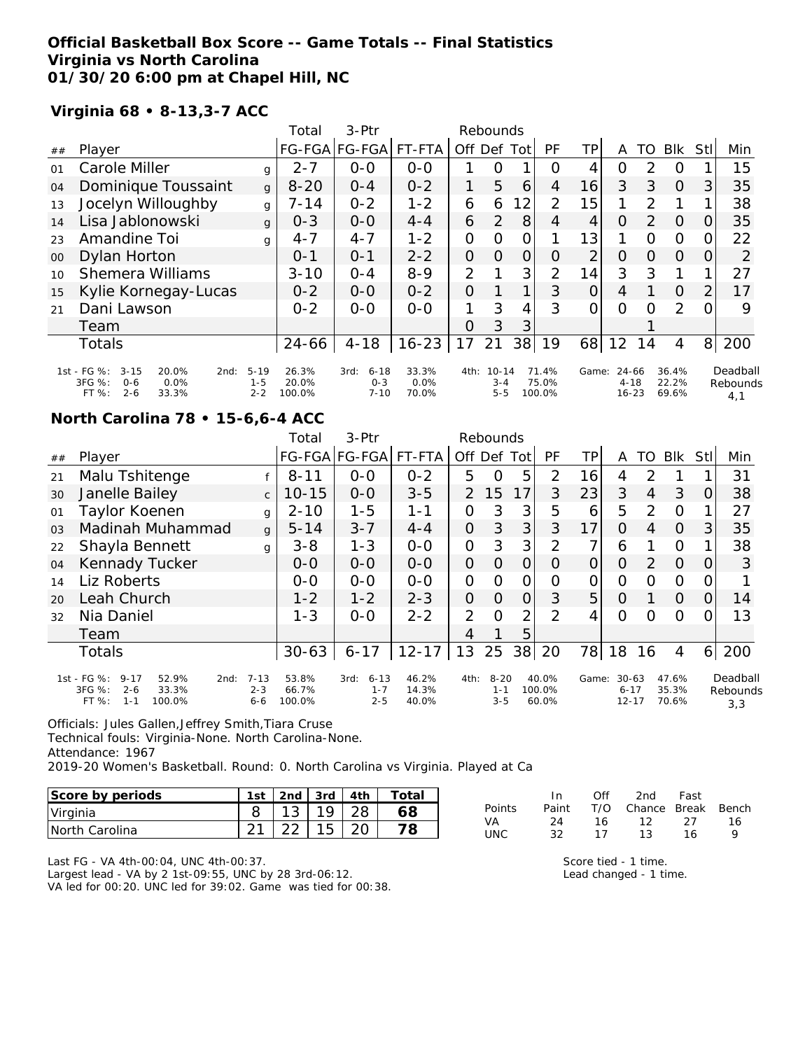**Official Basketball Box Score -- Game Totals -- Final Statistics**
**Virginia vs North Carolina**
**01/30/20 6:00 pm at Chapel Hill, NC**

**Virginia 68 • 8-13,3-7 ACC**

| ## | Player | | Total FG-FGA | 3-Ptr FG-FGA | FT-FTA | Off | Def | Tot | PF | TP | A | TO | Blk | Stl | Min |
|---|---|---|---|---|---|---|---|---|---|---|---|---|---|---|---|
| 01 | Carole Miller | g | 2-7 | 0-0 | 0-0 | 1 | 0 | 1 | 0 | 4 | 0 | 2 | 0 | 1 | 15 |
| 04 | Dominique Toussaint | g | 8-20 | 0-4 | 0-2 | 1 | 5 | 6 | 4 | 16 | 3 | 3 | 0 | 3 | 35 |
| 13 | Jocelyn Willoughby | g | 7-14 | 0-2 | 1-2 | 6 | 6 | 12 | 2 | 15 | 1 | 2 | 1 | 1 | 38 |
| 14 | Lisa Jablonowski | g | 0-3 | 0-0 | 4-4 | 6 | 2 | 8 | 4 | 4 | 0 | 2 | 0 | 0 | 35 |
| 23 | Amandine Toi | g | 4-7 | 4-7 | 1-2 | 0 | 0 | 0 | 1 | 13 | 1 | 0 | 0 | 0 | 22 |
| 00 | Dylan Horton | | 0-1 | 0-1 | 2-2 | 0 | 0 | 0 | 0 | 2 | 0 | 0 | 0 | 0 | 2 |
| 10 | Shemera Williams | | 3-10 | 0-4 | 8-9 | 2 | 1 | 3 | 2 | 14 | 3 | 3 | 1 | 1 | 27 |
| 15 | Kylie Kornegay-Lucas | | 0-2 | 0-0 | 0-2 | 0 | 1 | 1 | 3 | 0 | 4 | 1 | 0 | 2 | 17 |
| 21 | Dani Lawson | | 0-2 | 0-0 | 0-0 | 1 | 3 | 4 | 3 | 0 | 0 | 0 | 2 | 0 | 9 |
| | Team | | | | | 0 | 3 | 3 | | | | 1 | | | |
| | Totals | | 24-66 | 4-18 | 16-23 | 17 | 21 | 38 | 19 | 68 | 12 | 14 | 4 | 8 | 200 |

| | 1st | 2nd | 3rd | 4th | Game | Deadball Rebounds |
|---|---|---|---|---|---|---|
| FG % | 3-15 20.0% | 5-19 26.3% | 6-18 33.3% | 10-14 71.4% | 24-66 36.4% | 4,1 |
| 3FG % | 0-6 0.0% | 1-5 20.0% | 0-3 0.0% | 3-4 75.0% | 4-18 22.2% | |
| FT % | 2-6 33.3% | 2-2 100.0% | 7-10 70.0% | 5-5 100.0% | 16-23 69.6% | |

**North Carolina 78 • 15-6,6-4 ACC**

| ## | Player | | Total FG-FGA | 3-Ptr FG-FGA | FT-FTA | Off | Def | Tot | PF | TP | A | TO | Blk | Stl | Min |
|---|---|---|---|---|---|---|---|---|---|---|---|---|---|---|---|
| 21 | Malu Tshitenge | f | 8-11 | 0-0 | 0-2 | 5 | 0 | 5 | 2 | 16 | 4 | 2 | 1 | 1 | 31 |
| 30 | Janelle Bailey | c | 10-15 | 0-0 | 3-5 | 2 | 15 | 17 | 3 | 23 | 3 | 4 | 3 | 0 | 38 |
| 01 | Taylor Koenen | g | 2-10 | 1-5 | 1-1 | 0 | 3 | 3 | 5 | 6 | 5 | 2 | 0 | 1 | 27 |
| 03 | Madinah Muhammad | g | 5-14 | 3-7 | 4-4 | 0 | 3 | 3 | 3 | 17 | 0 | 4 | 0 | 3 | 35 |
| 22 | Shayla Bennett | g | 3-8 | 1-3 | 0-0 | 0 | 3 | 3 | 2 | 7 | 6 | 1 | 0 | 1 | 38 |
| 04 | Kennady Tucker | | 0-0 | 0-0 | 0-0 | 0 | 0 | 0 | 0 | 0 | 0 | 2 | 0 | 0 | 3 |
| 14 | Liz Roberts | | 0-0 | 0-0 | 0-0 | 0 | 0 | 0 | 0 | 0 | 0 | 0 | 0 | 0 | 1 |
| 20 | Leah Church | | 1-2 | 1-2 | 2-3 | 0 | 0 | 0 | 3 | 5 | 0 | 1 | 0 | 0 | 14 |
| 32 | Nia Daniel | | 1-3 | 0-0 | 2-2 | 2 | 0 | 2 | 2 | 4 | 0 | 0 | 0 | 0 | 13 |
| | Team | | | | | 4 | 1 | 5 | | | | | | | |
| | Totals | | 30-63 | 6-17 | 12-17 | 13 | 25 | 38 | 20 | 78 | 18 | 16 | 4 | 6 | 200 |

| | 1st | 2nd | 3rd | 4th | Game | Deadball Rebounds |
|---|---|---|---|---|---|---|
| FG % | 9-17 52.9% | 7-13 53.8% | 6-13 46.2% | 8-20 40.0% | 30-63 47.6% | 3,3 |
| 3FG % | 2-6 33.3% | 2-3 66.7% | 1-7 14.3% | 1-1 100.0% | 6-17 35.3% | |
| FT % | 1-1 100.0% | 6-6 100.0% | 2-5 40.0% | 3-5 60.0% | 12-17 70.6% | |

Officials: Jules Gallen,Jeffrey Smith,Tiara Cruse
Technical fouls: Virginia-None. North Carolina-None.
Attendance: 1967
2019-20 Women's Basketball. Round: 0. North Carolina vs Virginia. Played at Ca

| Score by periods | 1st | 2nd | 3rd | 4th | Total |
|---|---|---|---|---|---|
| Virginia | 8 | 13 | 19 | 28 | 68 |
| North Carolina | 21 | 22 | 15 | 20 | 78 |

| Points | In Paint | Off T/O | 2nd Chance | Fast Break | Bench |
|---|---|---|---|---|---|
| VA | 24 | 16 | 12 | 27 | 16 |
| UNC | 32 | 17 | 13 | 16 | 9 |

Last FG - VA 4th-00:04, UNC 4th-00:37.
Largest lead - VA by 2 1st-09:55, UNC by 28 3rd-06:12.
VA led for 00:20. UNC led for 39:02. Game was tied for 00:38.

Score tied - 1 time.
Lead changed - 1 time.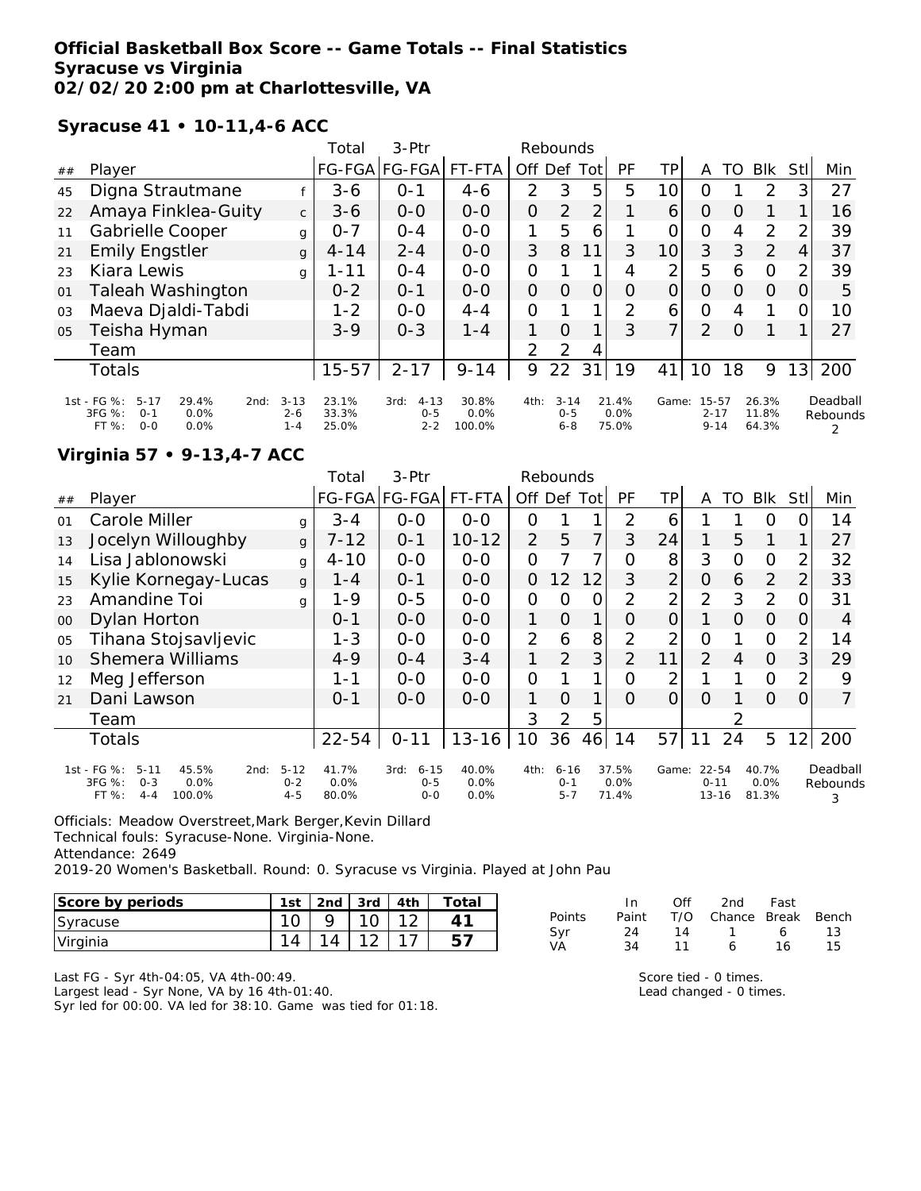**Official Basketball Box Score -- Game Totals -- Final Statistics**
**Syracuse vs Virginia**
**02/02/20 2:00 pm at Charlottesville, VA**

**Syracuse 41 • 10-11,4-6 ACC**

| ## | Player | | Total FG-FGA | 3-Ptr FG-FGA | FT-FTA | Rebounds Off | Def | Tot | PF | TP | A | TO | Blk | Stl | Min |
|---|---|---|---|---|---|---|---|---|---|---|---|---|---|---|---|
| 45 | Digna Strautmane | f | 3-6 | 0-1 | 4-6 | 2 | 3 | 5 | 5 | 10 | 0 | 1 | 2 | 3 | 27 |
| 22 | Amaya Finklea-Guity | c | 3-6 | 0-0 | 0-0 | 0 | 2 | 2 | 1 | 6 | 0 | 0 | 1 | 1 | 16 |
| 11 | Gabrielle Cooper | g | 0-7 | 0-4 | 0-0 | 1 | 5 | 6 | 1 | 0 | 0 | 4 | 2 | 2 | 39 |
| 21 | Emily Engstler | g | 4-14 | 2-4 | 0-0 | 3 | 8 | 11 | 3 | 10 | 3 | 3 | 2 | 4 | 37 |
| 23 | Kiara Lewis | g | 1-11 | 0-4 | 0-0 | 0 | 1 | 1 | 4 | 2 | 5 | 6 | 0 | 2 | 39 |
| 01 | Taleah Washington | | 0-2 | 0-1 | 0-0 | 0 | 0 | 0 | 0 | 0 | 0 | 0 | 0 | 0 | 5 |
| 03 | Maeva Djaldi-Tabdi | | 1-2 | 0-0 | 4-4 | 0 | 1 | 1 | 2 | 6 | 0 | 4 | 1 | 0 | 10 |
| 05 | Teisha Hyman | | 3-9 | 0-3 | 1-4 | 1 | 0 | 1 | 3 | 7 | 2 | 0 | 1 | 1 | 27 |
| | Team | | | | | 2 | 2 | 4 | | | | | | | |
| | Totals | | 15-57 | 2-17 | 9-14 | 9 | 22 | 31 | 19 | 41 | 10 | 18 | 9 | 13 | 200 |

| | 1st | | 2nd | | 3rd | | 4th | | Game | | |
|---|---|---|---|---|---|---|---|---|---|---|---|
| FG % | 5-17 | 29.4% | 3-13 | 23.1% | 4-13 | 30.8% | 3-14 | 21.4% | 15-57 | 26.3% | Deadball Rebounds 2 |
| 3FG % | 0-1 | 0.0% | 2-6 | 33.3% | 0-5 | 0.0% | 0-5 | 0.0% | 2-17 | 11.8% | |
| FT % | 0-0 | 0.0% | 1-4 | 25.0% | 2-2 | 100.0% | 6-8 | 75.0% | 9-14 | 64.3% | |

**Virginia 57 • 9-13,4-7 ACC**

| ## | Player | | Total FG-FGA | 3-Ptr FG-FGA | FT-FTA | Rebounds Off | Def | Tot | PF | TP | A | TO | Blk | Stl | Min |
|---|---|---|---|---|---|---|---|---|---|---|---|---|---|---|---|
| 01 | Carole Miller | g | 3-4 | 0-0 | 0-0 | 0 | 1 | 1 | 2 | 6 | 1 | 1 | 0 | 0 | 14 |
| 13 | Jocelyn Willoughby | g | 7-12 | 0-1 | 10-12 | 2 | 5 | 7 | 3 | 24 | 1 | 5 | 1 | 1 | 27 |
| 14 | Lisa Jablonowski | g | 4-10 | 0-0 | 0-0 | 0 | 7 | 7 | 0 | 8 | 3 | 0 | 0 | 2 | 32 |
| 15 | Kylie Kornegay-Lucas | g | 1-4 | 0-1 | 0-0 | 0 | 12 | 12 | 3 | 2 | 0 | 6 | 2 | 2 | 33 |
| 23 | Amandine Toi | g | 1-9 | 0-5 | 0-0 | 0 | 0 | 0 | 2 | 2 | 2 | 3 | 2 | 0 | 31 |
| 00 | Dylan Horton | | 0-1 | 0-0 | 0-0 | 1 | 0 | 1 | 0 | 0 | 1 | 0 | 0 | 0 | 4 |
| 05 | Tihana Stojsavljevic | | 1-3 | 0-0 | 0-0 | 2 | 6 | 8 | 2 | 2 | 0 | 1 | 0 | 2 | 14 |
| 10 | Shemera Williams | | 4-9 | 0-4 | 3-4 | 1 | 2 | 3 | 2 | 11 | 2 | 4 | 0 | 3 | 29 |
| 12 | Meg Jefferson | | 1-1 | 0-0 | 0-0 | 0 | 1 | 1 | 0 | 2 | 1 | 1 | 0 | 2 | 9 |
| 21 | Dani Lawson | | 0-1 | 0-0 | 0-0 | 1 | 0 | 1 | 0 | 0 | 0 | 1 | 0 | 0 | 7 |
| | Team | | | | | 3 | 2 | 5 | | | | 2 | | | |
| | Totals | | 22-54 | 0-11 | 13-16 | 10 | 36 | 46 | 14 | 57 | 11 | 24 | 5 | 12 | 200 |

| | 1st | | 2nd | | 3rd | | 4th | | Game | | |
|---|---|---|---|---|---|---|---|---|---|---|---|
| FG % | 5-11 | 45.5% | 5-12 | 41.7% | 6-15 | 40.0% | 6-16 | 37.5% | 22-54 | 40.7% | Deadball Rebounds 3 |
| 3FG % | 0-3 | 0.0% | 0-2 | 0.0% | 0-5 | 0.0% | 0-1 | 0.0% | 0-11 | 0.0% | |
| FT % | 4-4 | 100.0% | 4-5 | 80.0% | 0-0 | 0.0% | 5-7 | 71.4% | 13-16 | 81.3% | |

Officials: Meadow Overstreet,Mark Berger,Kevin Dillard
Technical fouls: Syracuse-None. Virginia-None.
Attendance: 2649
2019-20 Women's Basketball. Round: 0. Syracuse vs Virginia. Played at John Pau

| Score by periods | 1st | 2nd | 3rd | 4th | Total |
|---|---|---|---|---|---|
| Syracuse | 10 | 9 | 10 | 12 | **41** |
| Virginia | 14 | 14 | 12 | 17 | **57** |

| Points | In Paint | Off T/O | 2nd Chance | Fast Break | Bench |
|---|---|---|---|---|---|
| Syr | 24 | 14 | 1 | 6 | 13 |
| VA | 34 | 11 | 6 | 16 | 15 |

Last FG - Syr 4th-04:05, VA 4th-00:49.
Largest lead - Syr None, VA by 16 4th-01:40.
Syr led for 00:00. VA led for 38:10. Game was tied for 01:18.

Score tied - 0 times.
Lead changed - 0 times.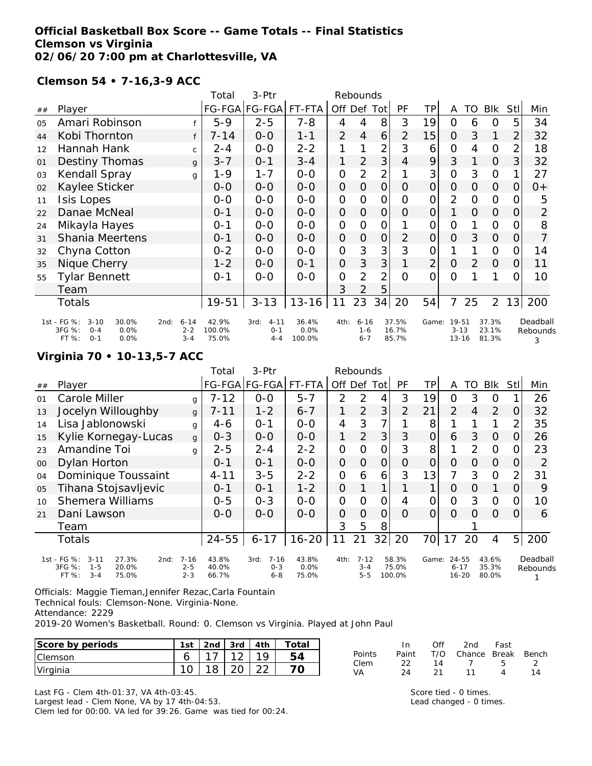**Official Basketball Box Score -- Game Totals -- Final Statistics**
**Clemson vs Virginia**
**02/06/20 7:00 pm at Charlottesville, VA**

**Clemson 54 • 7-16,3-9 ACC**

| ## | Player | | Total FG-FGA | 3-Ptr FG-FGA | FT-FTA | Rebounds Off | Def | Tot | PF | TP | A | TO | Blk | Stl | Min |
|---|---|---|---|---|---|---|---|---|---|---|---|---|---|---|---|
| 05 | Amari Robinson | f | 5-9 | 2-5 | 7-8 | 4 | 4 | 8 | 3 | 19 | 0 | 6 | 0 | 5 | 34 |
| 44 | Kobi Thornton | f | 7-14 | 0-0 | 1-1 | 2 | 4 | 6 | 2 | 15 | 0 | 3 | 1 | 2 | 32 |
| 12 | Hannah Hank | c | 2-4 | 0-0 | 2-2 | 1 | 1 | 2 | 3 | 6 | 0 | 4 | 0 | 2 | 18 |
| 01 | Destiny Thomas | g | 3-7 | 0-1 | 3-4 | 1 | 2 | 3 | 4 | 9 | 3 | 1 | 0 | 3 | 32 |
| 03 | Kendall Spray | g | 1-9 | 1-7 | 0-0 | 0 | 2 | 2 | 1 | 3 | 0 | 3 | 0 | 1 | 27 |
| 02 | Kaylee Sticker | | 0-0 | 0-0 | 0-0 | 0 | 0 | 0 | 0 | 0 | 0 | 0 | 0 | 0 | 0+ |
| 11 | Isis Lopes | | 0-0 | 0-0 | 0-0 | 0 | 0 | 0 | 0 | 0 | 2 | 0 | 0 | 0 | 5 |
| 22 | Danae McNeal | | 0-1 | 0-0 | 0-0 | 0 | 0 | 0 | 0 | 0 | 1 | 0 | 0 | 0 | 2 |
| 24 | Mikayla Hayes | | 0-1 | 0-0 | 0-0 | 0 | 0 | 0 | 1 | 0 | 0 | 1 | 0 | 0 | 8 |
| 31 | Shania Meertens | | 0-1 | 0-0 | 0-0 | 0 | 0 | 0 | 2 | 0 | 0 | 3 | 0 | 0 | 7 |
| 32 | Chyna Cotton | | 0-2 | 0-0 | 0-0 | 0 | 3 | 3 | 3 | 0 | 1 | 1 | 0 | 0 | 14 |
| 35 | Nique Cherry | | 1-2 | 0-0 | 0-1 | 0 | 3 | 3 | 1 | 2 | 0 | 2 | 0 | 0 | 11 |
| 55 | Tylar Bennett | | 0-1 | 0-0 | 0-0 | 0 | 2 | 2 | 0 | 0 | 0 | 1 | 1 | 0 | 10 |
| | Team | | | | | 3 | 2 | 5 | | | | | | | |
| | Totals | | 19-51 | 3-13 | 13-16 | 11 | 23 | 34 | 20 | 54 | 7 | 25 | 2 | 13 | 200 |

| | 1st | | 2nd | | 3rd | | 4th | | Game | | Deadball Rebounds |
|---|---|---|---|---|---|---|---|---|---|---|---|
| FG % | 3-10 | 30.0% | 6-14 | 42.9% | 4-11 | 36.4% | 6-16 | 37.5% | 19-51 | 37.3% | 3 |
| 3FG % | 0-4 | 0.0% | 2-2 | 100.0% | 0-1 | 0.0% | 1-6 | 16.7% | 3-13 | 23.1% | |
| FT % | 0-1 | 0.0% | 3-4 | 75.0% | 4-4 | 100.0% | 6-7 | 85.7% | 13-16 | 81.3% | |

**Virginia 70 • 10-13,5-7 ACC**

| ## | Player | | Total FG-FGA | 3-Ptr FG-FGA | FT-FTA | Rebounds Off | Def | Tot | PF | TP | A | TO | Blk | Stl | Min |
|---|---|---|---|---|---|---|---|---|---|---|---|---|---|---|---|
| 01 | Carole Miller | g | 7-12 | 0-0 | 5-7 | 2 | 2 | 4 | 3 | 19 | 0 | 3 | 0 | 1 | 26 |
| 13 | Jocelyn Willoughby | g | 7-11 | 1-2 | 6-7 | 1 | 2 | 3 | 2 | 21 | 2 | 4 | 2 | 0 | 32 |
| 14 | Lisa Jablonowski | g | 4-6 | 0-1 | 0-0 | 4 | 3 | 7 | 1 | 8 | 1 | 1 | 1 | 2 | 35 |
| 15 | Kylie Kornegay-Lucas | g | 0-3 | 0-0 | 0-0 | 1 | 2 | 3 | 3 | 0 | 6 | 3 | 0 | 0 | 26 |
| 23 | Amandine Toi | g | 2-5 | 2-4 | 2-2 | 0 | 0 | 0 | 3 | 8 | 1 | 2 | 0 | 0 | 23 |
| 00 | Dylan Horton | | 0-1 | 0-1 | 0-0 | 0 | 0 | 0 | 0 | 0 | 0 | 0 | 0 | 0 | 2 |
| 04 | Dominique Toussaint | | 4-11 | 3-5 | 2-2 | 0 | 6 | 6 | 3 | 13 | 7 | 3 | 0 | 2 | 31 |
| 05 | Tihana Stojsavljevic | | 0-1 | 0-1 | 1-2 | 0 | 1 | 1 | 1 | 1 | 0 | 0 | 1 | 0 | 9 |
| 10 | Shemera Williams | | 0-5 | 0-3 | 0-0 | 0 | 0 | 0 | 4 | 0 | 0 | 3 | 0 | 0 | 10 |
| 21 | Dani Lawson | | 0-0 | 0-0 | 0-0 | 0 | 0 | 0 | 0 | 0 | 0 | 0 | 0 | 0 | 6 |
| | Team | | | | | 3 | 5 | 8 | | | | 1 | | | |
| | Totals | | 24-55 | 6-17 | 16-20 | 11 | 21 | 32 | 20 | 70 | 17 | 20 | 4 | 5 | 200 |

| | 1st | | 2nd | | 3rd | | 4th | | Game | | Deadball Rebounds |
|---|---|---|---|---|---|---|---|---|---|---|---|
| FG % | 3-11 | 27.3% | 7-16 | 43.8% | 7-16 | 43.8% | 7-12 | 58.3% | 24-55 | 43.6% | 1 |
| 3FG % | 1-5 | 20.0% | 2-5 | 40.0% | 0-3 | 0.0% | 3-4 | 75.0% | 6-17 | 35.3% | |
| FT % | 3-4 | 75.0% | 2-3 | 66.7% | 6-8 | 75.0% | 5-5 | 100.0% | 16-20 | 80.0% | |

Officials: Maggie Tieman,Jennifer Rezac,Carla Fountain
Technical fouls: Clemson-None. Virginia-None.
Attendance: 2229
2019-20 Women's Basketball. Round: 0. Clemson vs Virginia. Played at John Paul

| Score by periods | 1st | 2nd | 3rd | 4th | Total |
|---|---|---|---|---|---|
| Clemson | 6 | 17 | 12 | 19 | 54 |
| Virginia | 10 | 18 | 20 | 22 | 70 |

| Points | In Paint | Off T/O | 2nd Chance | Fast Break | Bench |
|---|---|---|---|---|---|
| Clem | 22 | 14 | 7 | 5 | 2 |
| VA | 24 | 21 | 11 | 4 | 14 |

Last FG - Clem 4th-01:37, VA 4th-03:45.
Largest lead - Clem None, VA by 17 4th-04:53.
Clem led for 00:00. VA led for 39:26. Game was tied for 00:24.

Score tied - 0 times.
Lead changed - 0 times.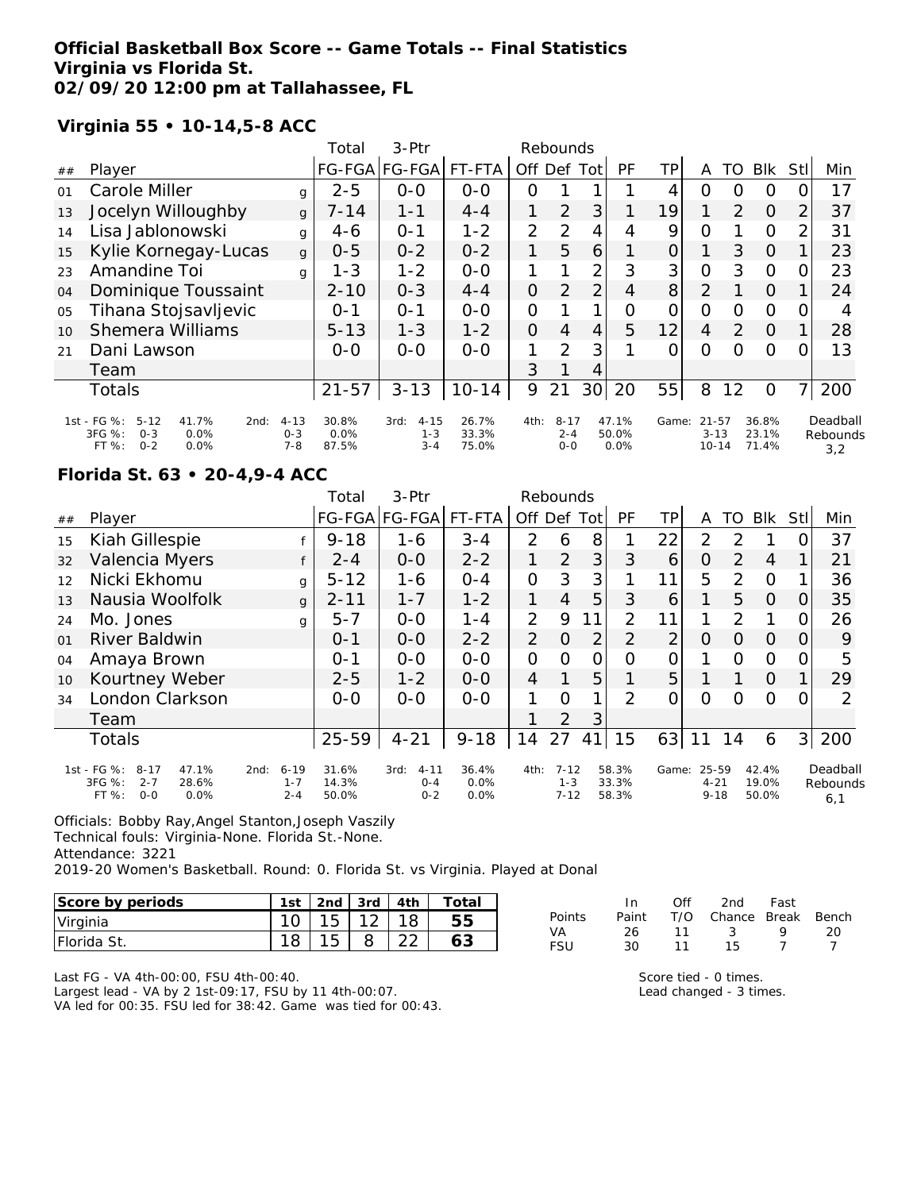**Official Basketball Box Score -- Game Totals -- Final Statistics**
**Virginia vs Florida St.**
**02/09/20 12:00 pm at Tallahassee, FL**

**Virginia 55 • 10-14,5-8 ACC**

| ## | Player | | Total FG-FGA | 3-Ptr FG-FGA | FT-FTA | Rebounds Off | Def | Tot | PF | TP | A | TO | Blk | Stl | Min |
|---|---|---|---|---|---|---|---|---|---|---|---|---|---|---|---|
| 01 | Carole Miller | g | 2-5 | 0-0 | 0-0 | 0 | 1 | 1 | 1 | 4 | 0 | 0 | 0 | 0 | 17 |
| 13 | Jocelyn Willoughby | g | 7-14 | 1-1 | 4-4 | 1 | 2 | 3 | 1 | 19 | 1 | 2 | 0 | 2 | 37 |
| 14 | Lisa Jablonowski | g | 4-6 | 0-1 | 1-2 | 2 | 2 | 4 | 4 | 9 | 0 | 1 | 0 | 2 | 31 |
| 15 | Kylie Kornegay-Lucas | g | 0-5 | 0-2 | 0-2 | 1 | 5 | 6 | 1 | 0 | 1 | 3 | 0 | 1 | 23 |
| 23 | Amandine Toi | g | 1-3 | 1-2 | 0-0 | 1 | 1 | 2 | 3 | 3 | 0 | 3 | 0 | 0 | 23 |
| 04 | Dominique Toussaint | | 2-10 | 0-3 | 4-4 | 0 | 2 | 2 | 4 | 8 | 2 | 1 | 0 | 1 | 24 |
| 05 | Tihana Stojsavljevic | | 0-1 | 0-1 | 0-0 | 0 | 1 | 1 | 0 | 0 | 0 | 0 | 0 | 0 | 4 |
| 10 | Shemera Williams | | 5-13 | 1-3 | 1-2 | 0 | 4 | 4 | 5 | 12 | 4 | 2 | 0 | 1 | 28 |
| 21 | Dani Lawson | | 0-0 | 0-0 | 0-0 | 1 | 2 | 3 | 1 | 0 | 0 | 0 | 0 | 0 | 13 |
| | Team | | | | | 3 | 1 | 4 | | | | | | | |
| | Totals | | 21-57 | 3-13 | 10-14 | 9 | 21 | 30 | 20 | 55 | 8 | 12 | 0 | 7 | 200 |

| | 1st | | 2nd | | | 3rd | | | 4th | | | Game | | Deadball Rebounds |
|---|---|---|---|---|---|---|---|---|---|---|---|---|---|---|
| FG % | 5-12 | 41.7% | 4-13 | 30.8% | | 4-15 | 26.7% | | 8-17 | 47.1% | | 21-57 | 36.8% | 3,2 |
| 3FG % | 0-3 | 0.0% | 0-3 | 0.0% | | 1-3 | 33.3% | | 2-4 | 50.0% | | 3-13 | 23.1% | |
| FT % | 0-2 | 0.0% | 7-8 | 87.5% | | 3-4 | 75.0% | | 0-0 | 0.0% | | 10-14 | 71.4% | |

**Florida St. 63 • 20-4,9-4 ACC**

| ## | Player | | Total FG-FGA | 3-Ptr FG-FGA | FT-FTA | Rebounds Off | Def | Tot | PF | TP | A | TO | Blk | Stl | Min |
|---|---|---|---|---|---|---|---|---|---|---|---|---|---|---|---|
| 15 | Kiah Gillespie | f | 9-18 | 1-6 | 3-4 | 2 | 6 | 8 | 1 | 22 | 2 | 2 | 1 | 0 | 37 |
| 32 | Valencia Myers | f | 2-4 | 0-0 | 2-2 | 1 | 2 | 3 | 3 | 6 | 0 | 2 | 4 | 1 | 21 |
| 12 | Nicki Ekhomu | g | 5-12 | 1-6 | 0-4 | 0 | 3 | 3 | 1 | 11 | 5 | 2 | 0 | 1 | 36 |
| 13 | Nausia Woolfolk | g | 2-11 | 1-7 | 1-2 | 1 | 4 | 5 | 3 | 6 | 1 | 5 | 0 | 0 | 35 |
| 24 | Mo. Jones | g | 5-7 | 0-0 | 1-4 | 2 | 9 | 11 | 2 | 11 | 1 | 2 | 1 | 0 | 26 |
| 01 | River Baldwin | | 0-1 | 0-0 | 2-2 | 2 | 0 | 2 | 2 | 2 | 0 | 0 | 0 | 0 | 9 |
| 04 | Amaya Brown | | 0-1 | 0-0 | 0-0 | 0 | 0 | 0 | 0 | 0 | 1 | 0 | 0 | 0 | 5 |
| 10 | Kourtney Weber | | 2-5 | 1-2 | 0-0 | 4 | 1 | 5 | 1 | 5 | 1 | 1 | 0 | 1 | 29 |
| 34 | London Clarkson | | 0-0 | 0-0 | 0-0 | 1 | 0 | 1 | 2 | 0 | 0 | 0 | 0 | 0 | 2 |
| | Team | | | | | 1 | 2 | 3 | | | | | | | |
| | Totals | | 25-59 | 4-21 | 9-18 | 14 | 27 | 41 | 15 | 63 | 11 | 14 | 6 | 3 | 200 |

| | 1st | | 2nd | | | 3rd | | | 4th | | | Game | | Deadball Rebounds |
|---|---|---|---|---|---|---|---|---|---|---|---|---|---|---|
| FG % | 8-17 | 47.1% | 6-19 | 31.6% | | 4-11 | 36.4% | | 7-12 | 58.3% | | 25-59 | 42.4% | 6,1 |
| 3FG % | 2-7 | 28.6% | 1-7 | 14.3% | | 0-4 | 0.0% | | 1-3 | 33.3% | | 4-21 | 19.0% | |
| FT % | 0-0 | 0.0% | 2-4 | 50.0% | | 0-2 | 0.0% | | 7-12 | 58.3% | | 9-18 | 50.0% | |

Officials: Bobby Ray,Angel Stanton,Joseph Vaszily
Technical fouls: Virginia-None. Florida St.-None.
Attendance: 3221
2019-20 Women's Basketball. Round: 0. Florida St. vs Virginia. Played at Donal

| Score by periods | 1st | 2nd | 3rd | 4th | Total |
|---|---|---|---|---|---|
| Virginia | 10 | 15 | 12 | 18 | 55 |
| Florida St. | 18 | 15 | 8 | 22 | 63 |

| Points | In Paint | Off T/O | 2nd Chance | Fast Break | Bench |
|---|---|---|---|---|---|
| VA | 26 | 11 | 3 | 9 | 20 |
| FSU | 30 | 11 | 15 | 7 | 7 |

Last FG - VA 4th-00:00, FSU 4th-00:40.
Largest lead - VA by 2 1st-09:17, FSU by 11 4th-00:07.
VA led for 00:35. FSU led for 38:42. Game was tied for 00:43.

Score tied - 0 times.
Lead changed - 3 times.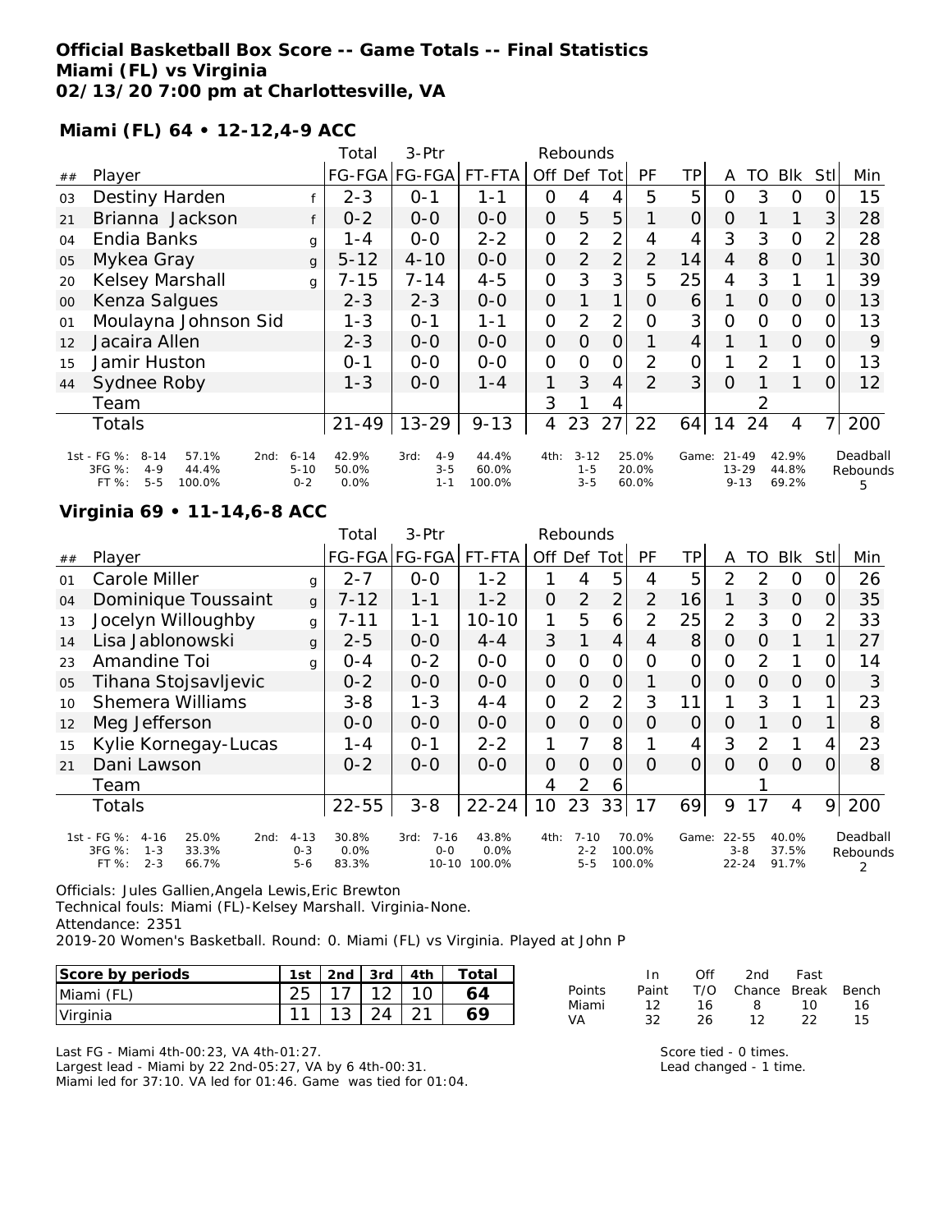**Official Basketball Box Score -- Game Totals -- Final Statistics**
**Miami (FL) vs Virginia**
**02/13/20 7:00 pm at Charlottesville, VA**

**Miami (FL) 64 • 12-12,4-9 ACC**

| ## | Player | | Total FG-FGA | 3-Ptr FG-FGA | FT-FTA | Off | Def | Tot | PF | TP | A | TO | Blk | Stl | Min |
|---|---|---|---|---|---|---|---|---|---|---|---|---|---|---|---|
| 03 | Destiny Harden | f | 2-3 | 0-1 | 1-1 | 0 | 4 | 4 | 5 | 5 | 0 | 3 | 0 | 0 | 15 |
| 21 | Brianna Jackson | f | 0-2 | 0-0 | 0-0 | 0 | 5 | 5 | 1 | 0 | 0 | 1 | 1 | 3 | 28 |
| 04 | Endia Banks | g | 1-4 | 0-0 | 2-2 | 0 | 2 | 2 | 4 | 4 | 3 | 3 | 0 | 2 | 28 |
| 05 | Mykea Gray | g | 5-12 | 4-10 | 0-0 | 0 | 2 | 2 | 2 | 14 | 4 | 8 | 0 | 1 | 30 |
| 20 | Kelsey Marshall | g | 7-15 | 7-14 | 4-5 | 0 | 3 | 3 | 5 | 25 | 4 | 3 | 1 | 1 | 39 |
| 00 | Kenza Salgues | | 2-3 | 2-3 | 0-0 | 0 | 1 | 1 | 0 | 6 | 1 | 0 | 0 | 0 | 13 |
| 01 | Moulayna Johnson Sid | | 1-3 | 0-1 | 1-1 | 0 | 2 | 2 | 0 | 3 | 0 | 0 | 0 | 0 | 13 |
| 12 | Jacaira Allen | | 2-3 | 0-0 | 0-0 | 0 | 0 | 0 | 1 | 4 | 1 | 1 | 0 | 0 | 9 |
| 15 | Jamir Huston | | 0-1 | 0-0 | 0-0 | 0 | 0 | 0 | 2 | 0 | 1 | 2 | 1 | 0 | 13 |
| 44 | Sydnee Roby | | 1-3 | 0-0 | 1-4 | 1 | 3 | 4 | 2 | 3 | 0 | 1 | 1 | 0 | 12 |
| | Team | | | | | 3 | 1 | 4 | | | | 2 | | | |
| | Totals | | 21-49 | 13-29 | 9-13 | 4 | 23 | 27 | 22 | 64 | 14 | 24 | 4 | 7 | 200 |

| | 1st | | 2nd | | 3rd | | 4th | | Game | | Deadball Rebounds |
|---|---|---|---|---|---|---|---|---|---|---|---|
| FG % | 8-14 | 57.1% | 6-14 | 42.9% | 4-9 | 44.4% | 3-12 | 25.0% | 21-49 | 42.9% | 5 |
| 3FG % | 4-9 | 44.4% | 5-10 | 50.0% | 3-5 | 60.0% | 1-5 | 20.0% | 13-29 | 44.8% | |
| FT % | 5-5 | 100.0% | 0-2 | 0.0% | 1-1 | 100.0% | 3-5 | 60.0% | 9-13 | 69.2% | |

**Virginia 69 • 11-14,6-8 ACC**

| ## | Player | | Total FG-FGA | 3-Ptr FG-FGA | FT-FTA | Off | Def | Tot | PF | TP | A | TO | Blk | Stl | Min |
|---|---|---|---|---|---|---|---|---|---|---|---|---|---|---|---|
| 01 | Carole Miller | g | 2-7 | 0-0 | 1-2 | 1 | 4 | 5 | 4 | 5 | 2 | 2 | 0 | 0 | 26 |
| 04 | Dominique Toussaint | g | 7-12 | 1-1 | 1-2 | 0 | 2 | 2 | 2 | 16 | 1 | 3 | 0 | 0 | 35 |
| 13 | Jocelyn Willoughby | g | 7-11 | 1-1 | 10-10 | 1 | 5 | 6 | 2 | 25 | 2 | 3 | 0 | 2 | 33 |
| 14 | Lisa Jablonowski | g | 2-5 | 0-0 | 4-4 | 3 | 1 | 4 | 4 | 8 | 0 | 0 | 1 | 1 | 27 |
| 23 | Amandine Toi | g | 0-4 | 0-2 | 0-0 | 0 | 0 | 0 | 0 | 0 | 0 | 2 | 1 | 0 | 14 |
| 05 | Tihana Stojsavljevic | | 0-2 | 0-0 | 0-0 | 0 | 0 | 0 | 1 | 0 | 0 | 0 | 0 | 0 | 3 |
| 10 | Shemera Williams | | 3-8 | 1-3 | 4-4 | 0 | 2 | 2 | 3 | 11 | 1 | 3 | 1 | 1 | 23 |
| 12 | Meg Jefferson | | 0-0 | 0-0 | 0-0 | 0 | 0 | 0 | 0 | 0 | 0 | 1 | 0 | 1 | 8 |
| 15 | Kylie Kornegay-Lucas | | 1-4 | 0-1 | 2-2 | 1 | 7 | 8 | 1 | 4 | 3 | 2 | 1 | 4 | 23 |
| 21 | Dani Lawson | | 0-2 | 0-0 | 0-0 | 0 | 0 | 0 | 0 | 0 | 0 | 0 | 0 | 0 | 8 |
| | Team | | | | | 4 | 2 | 6 | | | | 1 | | | |
| | Totals | | 22-55 | 3-8 | 22-24 | 10 | 23 | 33 | 17 | 69 | 9 | 17 | 4 | 9 | 200 |

| | 1st | | 2nd | | 3rd | | 4th | | Game | | Deadball Rebounds |
|---|---|---|---|---|---|---|---|---|---|---|---|
| FG % | 4-16 | 25.0% | 4-13 | 30.8% | 7-16 | 43.8% | 7-10 | 70.0% | 22-55 | 40.0% | 2 |
| 3FG % | 1-3 | 33.3% | 0-3 | 0.0% | 0-0 | 0.0% | 2-2 | 100.0% | 3-8 | 37.5% | |
| FT % | 2-3 | 66.7% | 5-6 | 83.3% | 10-10 | 100.0% | 5-5 | 100.0% | 22-24 | 91.7% | |

Officials: Jules Gallien,Angela Lewis,Eric Brewton
Technical fouls: Miami (FL)-Kelsey Marshall. Virginia-None.
Attendance: 2351
2019-20 Women's Basketball. Round: 0. Miami (FL) vs Virginia. Played at John P

| Score by periods | 1st | 2nd | 3rd | 4th | Total |
|---|---|---|---|---|---|
| Miami (FL) | 25 | 17 | 12 | 10 | 64 |
| Virginia | 11 | 13 | 24 | 21 | 69 |

| Points | In Paint | Off T/O | 2nd Chance | Fast Break | Bench |
|---|---|---|---|---|---|
| Miami | 12 | 16 | 8 | 10 | 16 |
| VA | 32 | 26 | 12 | 22 | 15 |

Last FG - Miami 4th-00:23, VA 4th-01:27.
Largest lead - Miami by 22 2nd-05:27, VA by 6 4th-00:31.
Miami led for 37:10. VA led for 01:46. Game was tied for 01:04.

Score tied - 0 times.
Lead changed - 1 time.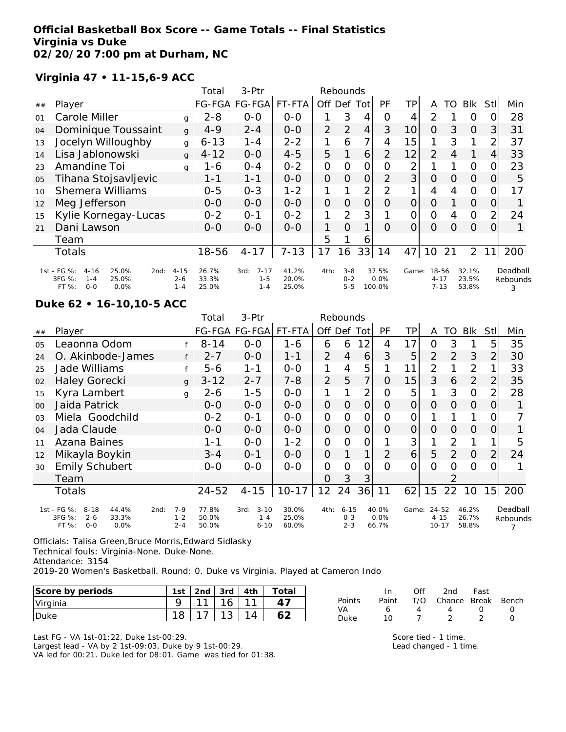**Official Basketball Box Score -- Game Totals -- Final Statistics**
**Virginia vs Duke**
**02/20/20 7:00 pm at Durham, NC**

### Virginia 47 • 11-15,6-9 ACC

| ## | Player | | Total FG-FGA | 3-Ptr FG-FGA | FT-FTA | Off | Def | Tot | PF | TP | A | TO | Blk | Stl | Min |
|---|---|---|---|---|---|---|---|---|---|---|---|---|---|---|---|
| 01 | Carole Miller | g | 2-8 | 0-0 | 0-0 | 1 | 3 | 4 | 0 | 4 | 2 | 1 | 0 | 0 | 28 |
| 04 | Dominique Toussaint | g | 4-9 | 2-4 | 0-0 | 2 | 2 | 4 | 3 | 10 | 0 | 3 | 0 | 3 | 31 |
| 13 | Jocelyn Willoughby | g | 6-13 | 1-4 | 2-2 | 1 | 6 | 7 | 4 | 15 | 1 | 3 | 1 | 2 | 37 |
| 14 | Lisa Jablonowski | g | 4-12 | 0-0 | 4-5 | 5 | 1 | 6 | 2 | 12 | 2 | 4 | 1 | 4 | 33 |
| 23 | Amandine Toi | g | 1-6 | 0-4 | 0-2 | 0 | 0 | 0 | 0 | 2 | 1 | 1 | 0 | 0 | 23 |
| 05 | Tihana Stojsavljevic | | 1-1 | 1-1 | 0-0 | 0 | 0 | 0 | 2 | 3 | 0 | 0 | 0 | 0 | 5 |
| 10 | Shemera Williams | | 0-5 | 0-3 | 1-2 | 1 | 1 | 2 | 2 | 1 | 4 | 4 | 0 | 0 | 17 |
| 12 | Meg Jefferson | | 0-0 | 0-0 | 0-0 | 0 | 0 | 0 | 0 | 0 | 0 | 1 | 0 | 0 | 1 |
| 15 | Kylie Kornegay-Lucas | | 0-2 | 0-1 | 0-2 | 1 | 2 | 3 | 1 | 0 | 0 | 4 | 0 | 2 | 24 |
| 21 | Dani Lawson | | 0-0 | 0-0 | 0-0 | 1 | 0 | 1 | 0 | 0 | 0 | 0 | 0 | 0 | 1 |
| | Team | | | | | 5 | 1 | 6 | | | | | | | |
| | Totals | | 18-56 | 4-17 | 7-13 | 17 | 16 | 33 | 14 | 47 | 10 | 21 | 2 | 11 | 200 |

| | 1st | | 2nd | | 3rd | | 4th | | Game | | |
|---|---|---|---|---|---|---|---|---|---|---|---|
| FG % | 4-16 | 25.0% | 4-15 | 26.7% | 7-17 | 41.2% | 3-8 | 37.5% | 18-56 | 32.1% | Deadball Rebounds |
| 3FG % | 1-4 | 25.0% | 2-6 | 33.3% | 1-5 | 20.0% | 0-2 | 0.0% | 4-17 | 23.5% | 3 |
| FT % | 0-0 | 0.0% | 1-4 | 25.0% | 1-4 | 25.0% | 5-5 | 100.0% | 7-13 | 53.8% | |

### Duke 62 • 16-10,10-5 ACC

| ## | Player | | Total FG-FGA | 3-Ptr FG-FGA | FT-FTA | Off | Def | Tot | PF | TP | A | TO | Blk | Stl | Min |
|---|---|---|---|---|---|---|---|---|---|---|---|---|---|---|---|
| 05 | Leaonna Odom | f | 8-14 | 0-0 | 1-6 | 6 | 6 | 12 | 4 | 17 | 0 | 3 | 1 | 5 | 35 |
| 24 | O. Akinbode-James | f | 2-7 | 0-0 | 1-1 | 2 | 4 | 6 | 3 | 5 | 2 | 2 | 3 | 2 | 30 |
| 25 | Jade Williams | f | 5-6 | 1-1 | 0-0 | 1 | 4 | 5 | 1 | 11 | 2 | 1 | 2 | 1 | 33 |
| 02 | Haley Gorecki | g | 3-12 | 2-7 | 7-8 | 2 | 5 | 7 | 0 | 15 | 3 | 6 | 2 | 2 | 35 |
| 15 | Kyra Lambert | g | 2-6 | 1-5 | 0-0 | 1 | 1 | 2 | 0 | 5 | 1 | 3 | 0 | 2 | 28 |
| 00 | Jaida Patrick | | 0-0 | 0-0 | 0-0 | 0 | 0 | 0 | 0 | 0 | 0 | 0 | 0 | 0 | 1 |
| 03 | Miela Goodchild | | 0-2 | 0-1 | 0-0 | 0 | 0 | 0 | 0 | 0 | 1 | 1 | 1 | 0 | 7 |
| 04 | Jada Claude | | 0-0 | 0-0 | 0-0 | 0 | 0 | 0 | 0 | 0 | 0 | 0 | 0 | 0 | 1 |
| 11 | Azana Baines | | 1-1 | 0-0 | 1-2 | 0 | 0 | 0 | 1 | 3 | 1 | 2 | 1 | 1 | 5 |
| 12 | Mikayla Boykin | | 3-4 | 0-1 | 0-0 | 0 | 1 | 1 | 2 | 6 | 5 | 2 | 0 | 2 | 24 |
| 30 | Emily Schubert | | 0-0 | 0-0 | 0-0 | 0 | 0 | 0 | 0 | 0 | 0 | 0 | 0 | 0 | 1 |
| | Team | | | | | 0 | 3 | 3 | | | | 2 | | | |
| | Totals | | 24-52 | 4-15 | 10-17 | 12 | 24 | 36 | 11 | 62 | 15 | 22 | 10 | 15 | 200 |

| | 1st | | 2nd | | 3rd | | 4th | | Game | | |
|---|---|---|---|---|---|---|---|---|---|---|---|
| FG % | 8-18 | 44.4% | 7-9 | 77.8% | 3-10 | 30.0% | 6-15 | 40.0% | 24-52 | 46.2% | Deadball Rebounds |
| 3FG % | 2-6 | 33.3% | 1-2 | 50.0% | 1-4 | 25.0% | 0-3 | 0.0% | 4-15 | 26.7% | 7 |
| FT % | 0-0 | 0.0% | 2-4 | 50.0% | 6-10 | 60.0% | 2-3 | 66.7% | 10-17 | 58.8% | |

Officials: Talisa Green,Bruce Morris,Edward Sidlasky
Technical fouls: Virginia-None. Duke-None.
Attendance: 3154
2019-20 Women's Basketball. Round: 0. Duke vs Virginia. Played at Cameron Indo

| Score by periods | 1st | 2nd | 3rd | 4th | Total |
|---|---|---|---|---|---|
| Virginia | 9 | 11 | 16 | 11 | 47 |
| Duke | 18 | 17 | 13 | 14 | 62 |

| Points | In Paint | Off T/O | 2nd Chance | Fast Break | Bench |
|---|---|---|---|---|---|
| VA | 6 | 4 | 4 | 0 | 0 |
| Duke | 10 | 7 | 2 | 2 | 0 |

Last FG - VA 1st-01:22, Duke 1st-00:29.
Largest lead - VA by 2 1st-09:03, Duke by 9 1st-00:29.
VA led for 00:21. Duke led for 08:01. Game was tied for 01:38.

Score tied - 1 time.
Lead changed - 1 time.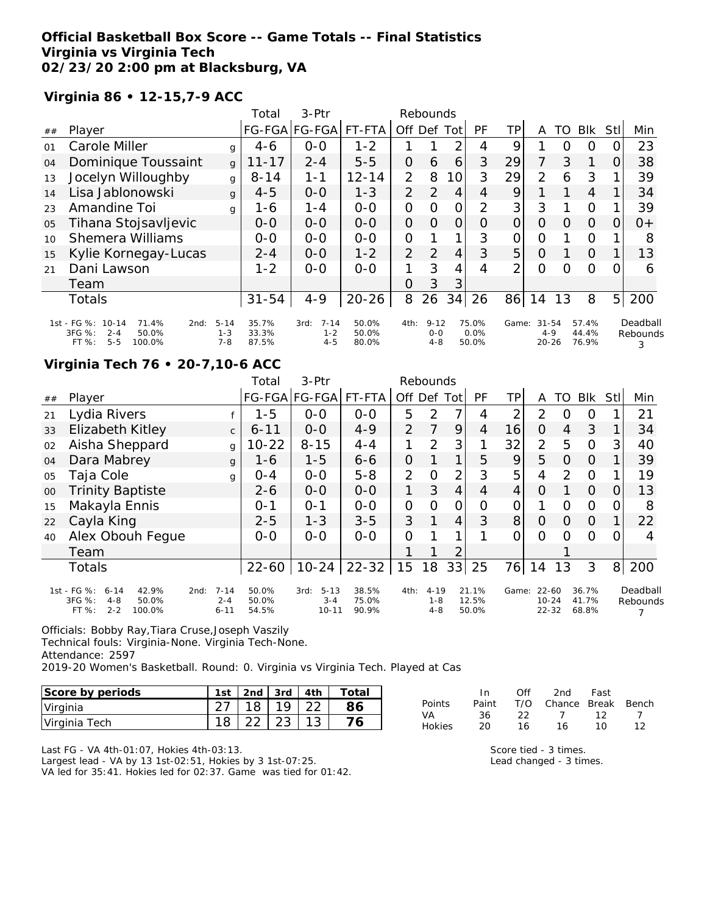**Official Basketball Box Score -- Game Totals -- Final Statistics**
**Virginia vs Virginia Tech**
**02/23/20 2:00 pm at Blacksburg, VA**

**Virginia 86 • 12-15,7-9 ACC**

| ## | Player | | Total FG-FGA | 3-Ptr FG-FGA | FT-FTA | Off | Def | Tot | PF | TP | A | TO | Blk | Stl | Min |
|---|---|---|---|---|---|---|---|---|---|---|---|---|---|---|---|
| 01 | Carole Miller | g | 4-6 | 0-0 | 1-2 | 1 | 1 | 2 | 4 | 9 | 1 | 0 | 0 | 0 | 23 |
| 04 | Dominique Toussaint | g | 11-17 | 2-4 | 5-5 | 0 | 6 | 6 | 3 | 29 | 7 | 3 | 1 | 0 | 38 |
| 13 | Jocelyn Willoughby | g | 8-14 | 1-1 | 12-14 | 2 | 8 | 10 | 3 | 29 | 2 | 6 | 3 | 1 | 39 |
| 14 | Lisa Jablonowski | g | 4-5 | 0-0 | 1-3 | 2 | 2 | 4 | 4 | 9 | 1 | 1 | 4 | 1 | 34 |
| 23 | Amandine Toi | g | 1-6 | 1-4 | 0-0 | 0 | 0 | 0 | 2 | 3 | 3 | 1 | 0 | 1 | 39 |
| 05 | Tihana Stojsavljevic | | 0-0 | 0-0 | 0-0 | 0 | 0 | 0 | 0 | 0 | 0 | 0 | 0 | 0 | 0+ |
| 10 | Shemera Williams | | 0-0 | 0-0 | 0-0 | 0 | 1 | 1 | 3 | 0 | 0 | 1 | 0 | 1 | 8 |
| 15 | Kylie Kornegay-Lucas | | 2-4 | 0-0 | 1-2 | 2 | 2 | 4 | 3 | 5 | 0 | 1 | 0 | 1 | 13 |
| 21 | Dani Lawson | | 1-2 | 0-0 | 0-0 | 1 | 3 | 4 | 4 | 2 | 0 | 0 | 0 | 0 | 6 |
| | Team | | | | | 0 | 3 | 3 | | | | | | | |
| | Totals | | 31-54 | 4-9 | 20-26 | 8 | 26 | 34 | 26 | 86 | 14 | 13 | 8 | 5 | 200 |

| | 1st | | 2nd | | 3rd | | 4th | | Game | | Deadball Rebounds |
|---|---|---|---|---|---|---|---|---|---|---|---|
| FG % | 10-14 | 71.4% | 5-14 | 35.7% | 7-14 | 50.0% | 9-12 | 75.0% | 31-54 | 57.4% | 3 |
| 3FG % | 2-4 | 50.0% | 1-3 | 33.3% | 1-2 | 50.0% | 0-0 | 0.0% | 4-9 | 44.4% | |
| FT % | 5-5 | 100.0% | 7-8 | 87.5% | 4-5 | 80.0% | 4-8 | 50.0% | 20-26 | 76.9% | |

**Virginia Tech 76 • 20-7,10-6 ACC**

| ## | Player | | Total FG-FGA | 3-Ptr FG-FGA | FT-FTA | Off | Def | Tot | PF | TP | A | TO | Blk | Stl | Min |
|---|---|---|---|---|---|---|---|---|---|---|---|---|---|---|---|
| 21 | Lydia Rivers | f | 1-5 | 0-0 | 0-0 | 5 | 2 | 7 | 4 | 2 | 2 | 0 | 0 | 1 | 21 |
| 33 | Elizabeth Kitley | c | 6-11 | 0-0 | 4-9 | 2 | 7 | 9 | 4 | 16 | 0 | 4 | 3 | 1 | 34 |
| 02 | Aisha Sheppard | g | 10-22 | 8-15 | 4-4 | 1 | 2 | 3 | 1 | 32 | 2 | 5 | 0 | 3 | 40 |
| 04 | Dara Mabrey | g | 1-6 | 1-5 | 6-6 | 0 | 1 | 1 | 5 | 9 | 5 | 0 | 0 | 1 | 39 |
| 05 | Taja Cole | g | 0-4 | 0-0 | 5-8 | 2 | 0 | 2 | 3 | 5 | 4 | 2 | 0 | 1 | 19 |
| 00 | Trinity Baptiste | | 2-6 | 0-0 | 0-0 | 1 | 3 | 4 | 4 | 4 | 0 | 1 | 0 | 0 | 13 |
| 15 | Makayla Ennis | | 0-1 | 0-1 | 0-0 | 0 | 0 | 0 | 0 | 0 | 1 | 0 | 0 | 0 | 8 |
| 22 | Cayla King | | 2-5 | 1-3 | 3-5 | 3 | 1 | 4 | 3 | 8 | 0 | 0 | 0 | 1 | 22 |
| 40 | Alex Obouh Fegue | | 0-0 | 0-0 | 0-0 | 0 | 1 | 1 | 1 | 0 | 0 | 0 | 0 | 0 | 4 |
| | Team | | | | | 1 | 1 | 2 | | | | 1 | | | |
| | Totals | | 22-60 | 10-24 | 22-32 | 15 | 18 | 33 | 25 | 76 | 14 | 13 | 3 | 8 | 200 |

| | 1st | | 2nd | | 3rd | | 4th | | Game | | Deadball Rebounds |
|---|---|---|---|---|---|---|---|---|---|---|---|
| FG % | 6-14 | 42.9% | 7-14 | 50.0% | 5-13 | 38.5% | 4-19 | 21.1% | 22-60 | 36.7% | 7 |
| 3FG % | 4-8 | 50.0% | 2-4 | 50.0% | 3-4 | 75.0% | 1-8 | 12.5% | 10-24 | 41.7% | |
| FT % | 2-2 | 100.0% | 6-11 | 54.5% | 10-11 | 90.9% | 4-8 | 50.0% | 22-32 | 68.8% | |

Officials: Bobby Ray,Tiara Cruse,Joseph Vaszily
Technical fouls: Virginia-None. Virginia Tech-None.
Attendance: 2597
2019-20 Women's Basketball. Round: 0. Virginia vs Virginia Tech. Played at Cas

| Score by periods | 1st | 2nd | 3rd | 4th | Total |
|---|---|---|---|---|---|
| Virginia | 27 | 18 | 19 | 22 | 86 |
| Virginia Tech | 18 | 22 | 23 | 13 | 76 |

| Points | In Paint | Off T/O | 2nd Chance | Fast Break | Bench |
|---|---|---|---|---|---|
| VA | 36 | 22 | 7 | 12 | 7 |
| Hokies | 20 | 16 | 16 | 10 | 12 |

Last FG - VA 4th-01:07, Hokies 4th-03:13.
Largest lead - VA by 13 1st-02:51, Hokies by 3 1st-07:25.
VA led for 35:41. Hokies led for 02:37. Game was tied for 01:42.

Score tied - 3 times.
Lead changed - 3 times.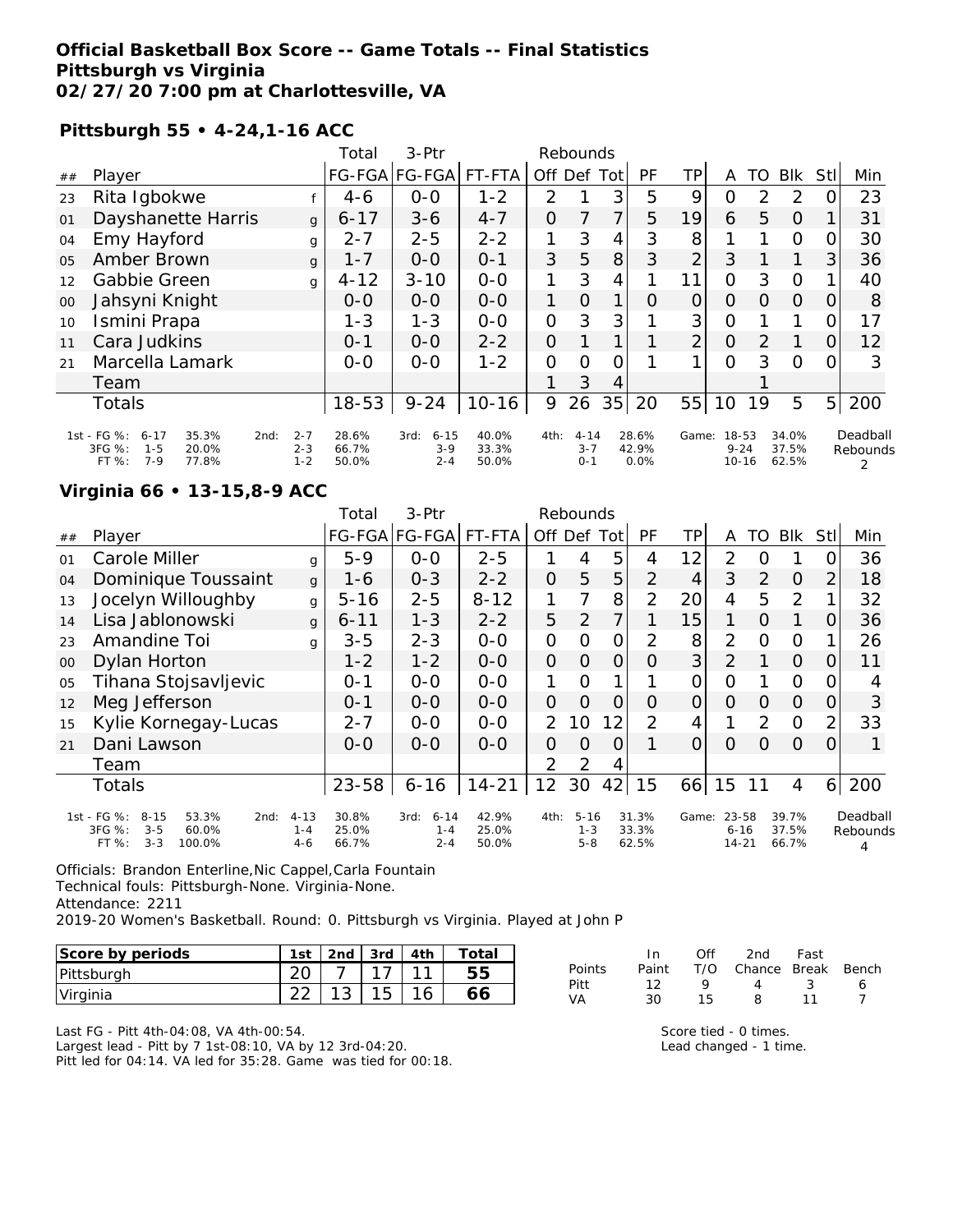**Official Basketball Box Score -- Game Totals -- Final Statistics**
**Pittsburgh vs Virginia**
**02/27/20 7:00 pm at Charlottesville, VA**

### Pittsburgh 55 • 4-24,1-16 ACC

| ## | Player | | Total FG-FGA | 3-Ptr FG-FGA | FT-FTA | Rebounds Off | Def | Tot | PF | TP | A | TO | Blk | Stl | Min |
|---|---|---|---|---|---|---|---|---|---|---|---|---|---|---|---|
| 23 | Rita Igbokwe | f | 4-6 | 0-0 | 1-2 | 2 | 1 | 3 | 5 | 9 | 0 | 2 | 2 | 0 | 23 |
| 01 | Dayshanette Harris | g | 6-17 | 3-6 | 4-7 | 0 | 7 | 7 | 5 | 19 | 6 | 5 | 0 | 1 | 31 |
| 04 | Emy Hayford | g | 2-7 | 2-5 | 2-2 | 1 | 3 | 4 | 3 | 8 | 1 | 1 | 0 | 0 | 30 |
| 05 | Amber Brown | g | 1-7 | 0-0 | 0-1 | 3 | 5 | 8 | 3 | 2 | 3 | 1 | 1 | 3 | 36 |
| 12 | Gabbie Green | g | 4-12 | 3-10 | 0-0 | 1 | 3 | 4 | 1 | 11 | 0 | 3 | 0 | 1 | 40 |
| 00 | Jahsyni Knight | | 0-0 | 0-0 | 0-0 | 1 | 0 | 1 | 0 | 0 | 0 | 0 | 0 | 0 | 8 |
| 10 | Ismini Prapa | | 1-3 | 1-3 | 0-0 | 0 | 3 | 3 | 1 | 3 | 0 | 1 | 1 | 0 | 17 |
| 11 | Cara Judkins | | 0-1 | 0-0 | 2-2 | 0 | 1 | 1 | 1 | 2 | 0 | 2 | 1 | 0 | 12 |
| 21 | Marcella Lamark | | 0-0 | 0-0 | 1-2 | 0 | 0 | 0 | 1 | 1 | 0 | 3 | 0 | 0 | 3 |
| | Team | | | | | 1 | 3 | 4 | | | | 1 | | | |
| | Totals | | 18-53 | 9-24 | 10-16 | 9 | 26 | 35 | 20 | 55 | 10 | 19 | 5 | 5 | 200 |

| | | | | | | | | |
|---|---|---|---|---|---|---|---|---|
| 1st - FG %: 6-17 35.3% | 2nd: 2-7 | 28.6% | 3rd: 6-15 | 40.0% | 4th: 4-14 | 28.6% | Game: 18-53 | 34.0% |
| 3FG %: 1-5 20.0% | 2-3 | 66.7% | 3-9 | 33.3% | 3-7 | 42.9% | 9-24 | 37.5% |
| FT %: 7-9 77.8% | 1-2 | 50.0% | 2-4 | 50.0% | 0-1 | 0.0% | 10-16 | 62.5% |

Deadball Rebounds 2

### Virginia 66 • 13-15,8-9 ACC

| ## | Player | | Total FG-FGA | 3-Ptr FG-FGA | FT-FTA | Rebounds Off | Def | Tot | PF | TP | A | TO | Blk | Stl | Min |
|---|---|---|---|---|---|---|---|---|---|---|---|---|---|---|---|
| 01 | Carole Miller | g | 5-9 | 0-0 | 2-5 | 1 | 4 | 5 | 4 | 12 | 2 | 0 | 1 | 0 | 36 |
| 04 | Dominique Toussaint | g | 1-6 | 0-3 | 2-2 | 0 | 5 | 5 | 2 | 4 | 3 | 2 | 0 | 2 | 18 |
| 13 | Jocelyn Willoughby | g | 5-16 | 2-5 | 8-12 | 1 | 7 | 8 | 2 | 20 | 4 | 5 | 2 | 1 | 32 |
| 14 | Lisa Jablonowski | g | 6-11 | 1-3 | 2-2 | 5 | 2 | 7 | 1 | 15 | 1 | 0 | 1 | 0 | 36 |
| 23 | Amandine Toi | g | 3-5 | 2-3 | 0-0 | 0 | 0 | 0 | 2 | 8 | 2 | 0 | 0 | 1 | 26 |
| 00 | Dylan Horton | | 1-2 | 1-2 | 0-0 | 0 | 0 | 0 | 0 | 3 | 2 | 1 | 0 | 0 | 11 |
| 05 | Tihana Stojsavljevic | | 0-1 | 0-0 | 0-0 | 1 | 0 | 1 | 1 | 0 | 0 | 1 | 0 | 0 | 4 |
| 12 | Meg Jefferson | | 0-1 | 0-0 | 0-0 | 0 | 0 | 0 | 0 | 0 | 0 | 0 | 0 | 0 | 3 |
| 15 | Kylie Kornegay-Lucas | | 2-7 | 0-0 | 0-0 | 2 | 10 | 12 | 2 | 4 | 1 | 2 | 0 | 2 | 33 |
| 21 | Dani Lawson | | 0-0 | 0-0 | 0-0 | 0 | 0 | 0 | 1 | 0 | 0 | 0 | 0 | 0 | 1 |
| | Team | | | | | 2 | 2 | 4 | | | | | | | |
| | Totals | | 23-58 | 6-16 | 14-21 | 12 | 30 | 42 | 15 | 66 | 15 | 11 | 4 | 6 | 200 |

| | | | | | | | | |
|---|---|---|---|---|---|---|---|---|
| 1st - FG %: 8-15 53.3% | 2nd: 4-13 | 30.8% | 3rd: 6-14 | 42.9% | 4th: 5-16 | 31.3% | Game: 23-58 | 39.7% |
| 3FG %: 3-5 60.0% | 1-4 | 25.0% | 1-4 | 25.0% | 1-3 | 33.3% | 6-16 | 37.5% |
| FT %: 3-3 100.0% | 4-6 | 66.7% | 2-4 | 50.0% | 5-8 | 62.5% | 14-21 | 66.7% |

Deadball Rebounds 4

Officials: Brandon Enterline,Nic Cappel,Carla Fountain
Technical fouls: Pittsburgh-None. Virginia-None.
Attendance: 2211
2019-20 Women's Basketball. Round: 0. Pittsburgh vs Virginia. Played at John P

| Score by periods | 1st | 2nd | 3rd | 4th | Total |
|---|---|---|---|---|---|
| Pittsburgh | 20 | 7 | 17 | 11 | 55 |
| Virginia | 22 | 13 | 15 | 16 | 66 |

| Points | In Paint | Off T/O | 2nd Chance | Fast Break | Bench |
|---|---|---|---|---|---|
| Pitt | 12 | 9 | 4 | 3 | 6 |
| VA | 30 | 15 | 8 | 11 | 7 |

Last FG - Pitt 4th-04:08, VA 4th-00:54.
Largest lead - Pitt by 7 1st-08:10, VA by 12 3rd-04:20.
Pitt led for 04:14. VA led for 35:28. Game was tied for 00:18.

Score tied - 0 times.
Lead changed - 1 time.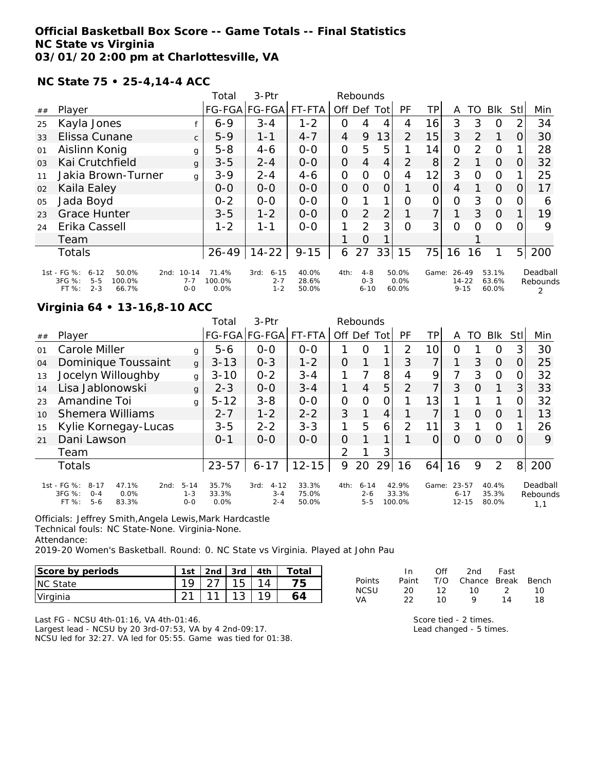**Official Basketball Box Score -- Game Totals -- Final Statistics**
**NC State vs Virginia**
**03/01/20 2:00 pm at Charlottesville, VA**

### NC State 75 • 25-4,14-4 ACC

| ## | Player | | Total FG-FGA | 3-Ptr FG-FGA | FT-FTA | Off | Def | Tot | PF | TP | A | TO | Blk | Stl | Min |
|---|---|---|---|---|---|---|---|---|---|---|---|---|---|---|---|
| 25 | Kayla Jones | f | 6-9 | 3-4 | 1-2 | 0 | 4 | 4 | 4 | 16 | 3 | 3 | 0 | 2 | 34 |
| 33 | Elissa Cunane | c | 5-9 | 1-1 | 4-7 | 4 | 9 | 13 | 2 | 15 | 3 | 2 | 1 | 0 | 30 |
| 01 | Aislinn Konig | g | 5-8 | 4-6 | 0-0 | 0 | 5 | 5 | 1 | 14 | 0 | 2 | 0 | 1 | 28 |
| 03 | Kai Crutchfield | g | 3-5 | 2-4 | 0-0 | 0 | 4 | 4 | 2 | 8 | 2 | 1 | 0 | 0 | 32 |
| 11 | Jakia Brown-Turner | g | 3-9 | 2-4 | 4-6 | 0 | 0 | 0 | 4 | 12 | 3 | 0 | 0 | 1 | 25 |
| 02 | Kaila Ealey | | 0-0 | 0-0 | 0-0 | 0 | 0 | 0 | 1 | 0 | 4 | 1 | 0 | 0 | 17 |
| 05 | Jada Boyd | | 0-2 | 0-0 | 0-0 | 0 | 1 | 1 | 0 | 0 | 0 | 3 | 0 | 0 | 6 |
| 23 | Grace Hunter | | 3-5 | 1-2 | 0-0 | 0 | 2 | 2 | 1 | 7 | 1 | 3 | 0 | 1 | 19 |
| 24 | Erika Cassell | | 1-2 | 1-1 | 0-0 | 1 | 2 | 3 | 0 | 3 | 0 | 0 | 0 | 0 | 9 |
| | Team | | | | | 1 | 0 | 1 | | | | 1 | | | |
| | Totals | | 26-49 | 14-22 | 9-15 | 6 | 27 | 33 | 15 | 75 | 16 | 16 | 1 | 5 | 200 |

| | FG % | 3FG % | FT % |
|---|---|---|---|
| 1st | 6-12 50.0% | 5-5 100.0% | 2-3 66.7% |
| 2nd | 10-14 71.4% | 7-7 100.0% | 0-0 0.0% |
| 3rd | 6-15 40.0% | 2-7 28.6% | 1-2 50.0% |
| 4th | 4-8 50.0% | 0-3 0.0% | 6-10 60.0% |
| Game | 26-49 53.1% | 14-22 63.6% | 9-15 60.0% |

Deadball Rebounds: 2

### Virginia 64 • 13-16,8-10 ACC

| ## | Player | | Total FG-FGA | 3-Ptr FG-FGA | FT-FTA | Off | Def | Tot | PF | TP | A | TO | Blk | Stl | Min |
|---|---|---|---|---|---|---|---|---|---|---|---|---|---|---|---|
| 01 | Carole Miller | g | 5-6 | 0-0 | 0-0 | 1 | 0 | 1 | 2 | 10 | 0 | 1 | 0 | 3 | 30 |
| 04 | Dominique Toussaint | g | 3-13 | 0-3 | 1-2 | 0 | 1 | 1 | 3 | 7 | 1 | 3 | 0 | 0 | 25 |
| 13 | Jocelyn Willoughby | g | 3-10 | 0-2 | 3-4 | 1 | 7 | 8 | 4 | 9 | 7 | 3 | 0 | 0 | 32 |
| 14 | Lisa Jablonowski | g | 2-3 | 0-0 | 3-4 | 1 | 4 | 5 | 2 | 7 | 3 | 0 | 1 | 3 | 33 |
| 23 | Amandine Toi | g | 5-12 | 3-8 | 0-0 | 0 | 0 | 0 | 1 | 13 | 1 | 1 | 1 | 0 | 32 |
| 10 | Shemera Williams | | 2-7 | 1-2 | 2-2 | 3 | 1 | 4 | 1 | 7 | 1 | 0 | 0 | 1 | 13 |
| 15 | Kylie Kornegay-Lucas | | 3-5 | 2-2 | 3-3 | 1 | 5 | 6 | 2 | 11 | 3 | 1 | 0 | 1 | 26 |
| 21 | Dani Lawson | | 0-1 | 0-0 | 0-0 | 0 | 1 | 1 | 1 | 0 | 0 | 0 | 0 | 0 | 9 |
| | Team | | | | | 2 | 1 | 3 | | | | | | | |
| | Totals | | 23-57 | 6-17 | 12-15 | 9 | 20 | 29 | 16 | 64 | 16 | 9 | 2 | 8 | 200 |

| | FG % | 3FG % | FT % |
|---|---|---|---|
| 1st | 8-17 47.1% | 0-4 0.0% | 5-6 83.3% |
| 2nd | 5-14 35.7% | 1-3 33.3% | 0-0 0.0% |
| 3rd | 4-12 33.3% | 3-4 75.0% | 2-4 50.0% |
| 4th | 6-14 42.9% | 2-6 33.3% | 5-5 100.0% |
| Game | 23-57 40.4% | 6-17 35.3% | 12-15 80.0% |

Deadball Rebounds: 1,1

Officials: Jeffrey Smith,Angela Lewis,Mark Hardcastle
Technical fouls: NC State-None. Virginia-None.
Attendance:
2019-20 Women's Basketball. Round: 0. NC State vs Virginia. Played at John Pau

| Score by periods | 1st | 2nd | 3rd | 4th | Total |
|---|---|---|---|---|---|
| NC State | 19 | 27 | 15 | 14 | 75 |
| Virginia | 21 | 11 | 13 | 19 | 64 |

| Points | In Paint | Off T/O | 2nd Chance | Fast Break | Bench |
|---|---|---|---|---|---|
| NCSU | 20 | 12 | 10 | 2 | 10 |
| VA | 22 | 10 | 9 | 14 | 18 |

Last FG - NCSU 4th-01:16, VA 4th-01:46.
Largest lead - NCSU by 20 3rd-07:53, VA by 4 2nd-09:17.
NCSU led for 32:27. VA led for 05:55. Game was tied for 01:38.

Score tied - 2 times.
Lead changed - 5 times.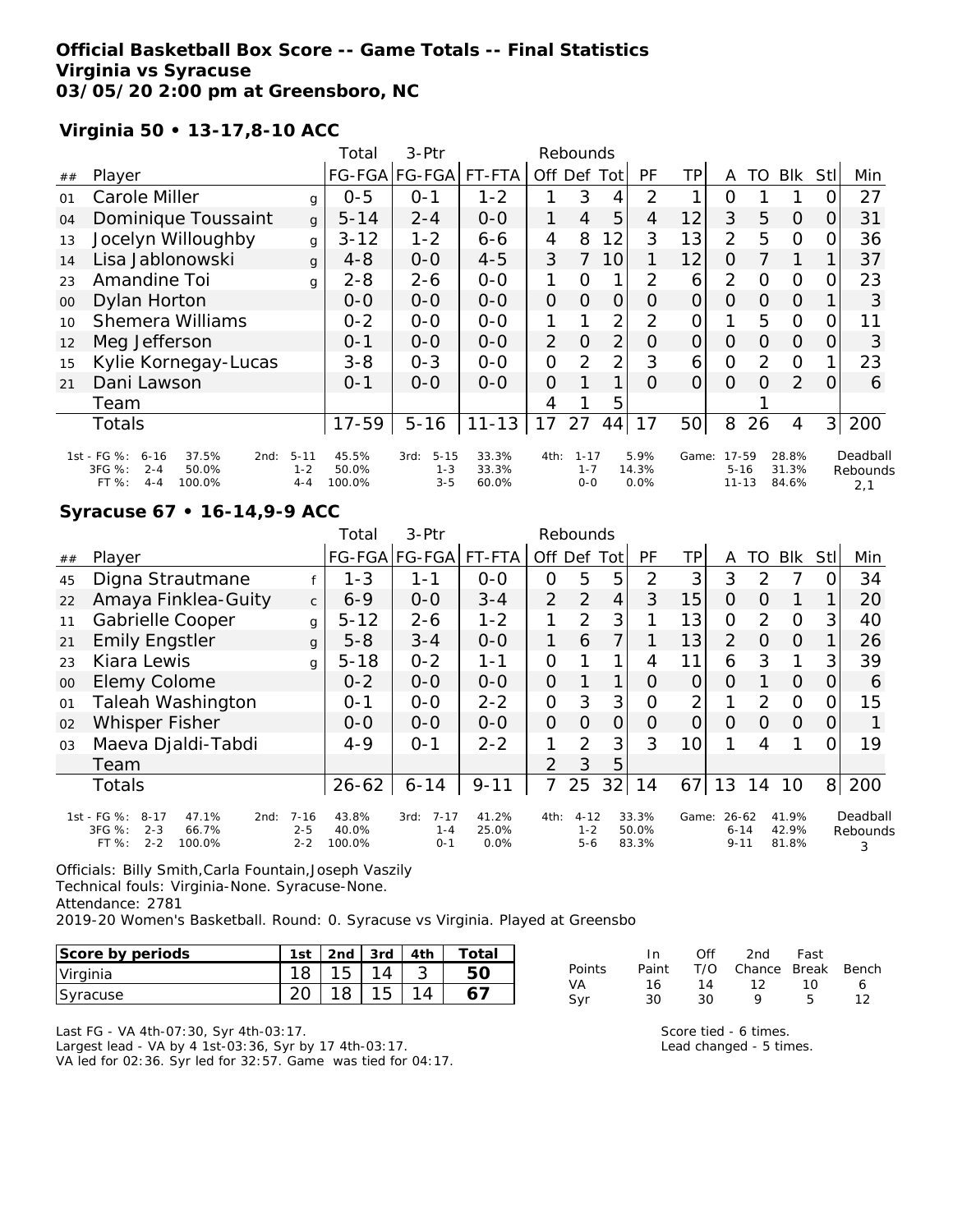**Official Basketball Box Score -- Game Totals -- Final Statistics**
**Virginia vs Syracuse**
**03/05/20 2:00 pm at Greensboro, NC**

**Virginia 50 • 13-17,8-10 ACC**

| ## | Player | | Total FG-FGA | 3-Ptr FG-FGA | FT-FTA | Rebounds Off | Def | Tot | PF | TP | A | TO | Blk | Stl | Min |
|---|---|---|---|---|---|---|---|---|---|---|---|---|---|---|---|
| 01 | Carole Miller | g | 0-5 | 0-1 | 1-2 | 1 | 3 | 4 | 2 | 1 | 0 | 1 | 1 | 0 | 27 |
| 04 | Dominique Toussaint | g | 5-14 | 2-4 | 0-0 | 1 | 4 | 5 | 4 | 12 | 3 | 5 | 0 | 0 | 31 |
| 13 | Jocelyn Willoughby | g | 3-12 | 1-2 | 6-6 | 4 | 8 | 12 | 3 | 13 | 2 | 5 | 0 | 0 | 36 |
| 14 | Lisa Jablonowski | g | 4-8 | 0-0 | 4-5 | 3 | 7 | 10 | 1 | 12 | 0 | 7 | 1 | 1 | 37 |
| 23 | Amandine Toi | g | 2-8 | 2-6 | 0-0 | 1 | 0 | 1 | 2 | 6 | 2 | 0 | 0 | 0 | 23 |
| 00 | Dylan Horton | | 0-0 | 0-0 | 0-0 | 0 | 0 | 0 | 0 | 0 | 0 | 0 | 0 | 1 | 3 |
| 10 | Shemera Williams | | 0-2 | 0-0 | 0-0 | 1 | 1 | 2 | 2 | 0 | 1 | 5 | 0 | 0 | 11 |
| 12 | Meg Jefferson | | 0-1 | 0-0 | 0-0 | 2 | 0 | 2 | 0 | 0 | 0 | 0 | 0 | 0 | 3 |
| 15 | Kylie Kornegay-Lucas | | 3-8 | 0-3 | 0-0 | 0 | 2 | 2 | 3 | 6 | 0 | 2 | 0 | 1 | 23 |
| 21 | Dani Lawson | | 0-1 | 0-0 | 0-0 | 0 | 1 | 1 | 0 | 0 | 0 | 0 | 2 | 0 | 6 |
| | Team | | | | | 4 | 1 | 5 | | | | 1 | | | |
| | Totals | | 17-59 | 5-16 | 11-13 | 17 | 27 | 44 | 17 | 50 | 8 | 26 | 4 | 3 | 200 |

| | 1st | | 2nd | | 3rd | | 4th | | Game | | Deadball Rebounds |
|---|---|---|---|---|---|---|---|---|---|---|---|
| FG % | 6-16 | 37.5% | 5-11 | 45.5% | 5-15 | 33.3% | 1-17 | 5.9% | 17-59 | 28.8% | 2,1 |
| 3FG % | 2-4 | 50.0% | 1-2 | 50.0% | 1-3 | 33.3% | 1-7 | 14.3% | 5-16 | 31.3% | |
| FT % | 4-4 | 100.0% | 4-4 | 100.0% | 3-5 | 60.0% | 0-0 | 0.0% | 11-13 | 84.6% | |

**Syracuse 67 • 16-14,9-9 ACC**

| ## | Player | | Total FG-FGA | 3-Ptr FG-FGA | FT-FTA | Rebounds Off | Def | Tot | PF | TP | A | TO | Blk | Stl | Min |
|---|---|---|---|---|---|---|---|---|---|---|---|---|---|---|---|
| 45 | Digna Strautmane | f | 1-3 | 1-1 | 0-0 | 0 | 5 | 5 | 2 | 3 | 3 | 2 | 7 | 0 | 34 |
| 22 | Amaya Finklea-Guity | c | 6-9 | 0-0 | 3-4 | 2 | 2 | 4 | 3 | 15 | 0 | 0 | 1 | 1 | 20 |
| 11 | Gabrielle Cooper | g | 5-12 | 2-6 | 1-2 | 1 | 2 | 3 | 1 | 13 | 0 | 2 | 0 | 3 | 40 |
| 21 | Emily Engstler | g | 5-8 | 3-4 | 0-0 | 1 | 6 | 7 | 1 | 13 | 2 | 0 | 0 | 1 | 26 |
| 23 | Kiara Lewis | g | 5-18 | 0-2 | 1-1 | 0 | 1 | 1 | 4 | 11 | 6 | 3 | 1 | 3 | 39 |
| 00 | Elemy Colome | | 0-2 | 0-0 | 0-0 | 0 | 1 | 1 | 0 | 0 | 0 | 1 | 0 | 0 | 6 |
| 01 | Taleah Washington | | 0-1 | 0-0 | 2-2 | 0 | 3 | 3 | 0 | 2 | 1 | 2 | 0 | 0 | 15 |
| 02 | Whisper Fisher | | 0-0 | 0-0 | 0-0 | 0 | 0 | 0 | 0 | 0 | 0 | 0 | 0 | 0 | 1 |
| 03 | Maeva Djaldi-Tabdi | | 4-9 | 0-1 | 2-2 | 1 | 2 | 3 | 3 | 10 | 1 | 4 | 1 | 0 | 19 |
| | Team | | | | | 2 | 3 | 5 | | | | | | | |
| | Totals | | 26-62 | 6-14 | 9-11 | 7 | 25 | 32 | 14 | 67 | 13 | 14 | 10 | 8 | 200 |

| | 1st | | 2nd | | 3rd | | 4th | | Game | | Deadball Rebounds |
|---|---|---|---|---|---|---|---|---|---|---|---|
| FG % | 8-17 | 47.1% | 7-16 | 43.8% | 7-17 | 41.2% | 4-12 | 33.3% | 26-62 | 41.9% | 3 |
| 3FG % | 2-3 | 66.7% | 2-5 | 40.0% | 1-4 | 25.0% | 1-2 | 50.0% | 6-14 | 42.9% | |
| FT % | 2-2 | 100.0% | 2-2 | 100.0% | 0-1 | 0.0% | 5-6 | 83.3% | 9-11 | 81.8% | |

Officials: Billy Smith,Carla Fountain,Joseph Vaszily
Technical fouls: Virginia-None. Syracuse-None.
Attendance: 2781
2019-20 Women's Basketball. Round: 0. Syracuse vs Virginia. Played at Greensbo

| Score by periods | 1st | 2nd | 3rd | 4th | Total |
|---|---|---|---|---|---|
| Virginia | 18 | 15 | 14 | 3 | 50 |
| Syracuse | 20 | 18 | 15 | 14 | 67 |

| Points | In Paint | Off T/O | 2nd Chance | Fast Break | Bench |
|---|---|---|---|---|---|
| VA | 16 | 14 | 12 | 10 | 6 |
| Syr | 30 | 30 | 9 | 5 | 12 |

Last FG - VA 4th-07:30, Syr 4th-03:17.
Largest lead - VA by 4 1st-03:36, Syr by 17 4th-03:17.
VA led for 02:36. Syr led for 32:57. Game was tied for 04:17.

Score tied - 6 times.
Lead changed - 5 times.